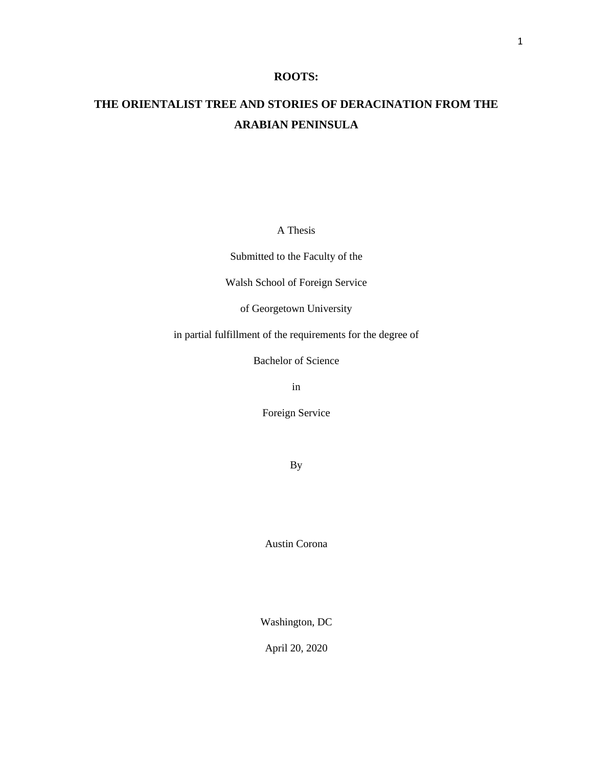# ROOTS:

# THE ORIENTALIST TREE AND STORIES OF DERACINATION FROM THE ARABIAN PENINSULA

A Thesis

Submitted to the Faculty of the

Walsh School of Foreign Service

of Georgetown University

in partial fulfillment of the requirements for the degree of

Bachelor of Science

in

Foreign Service

By

Austin Corona

Washington, DC

April 20, 2020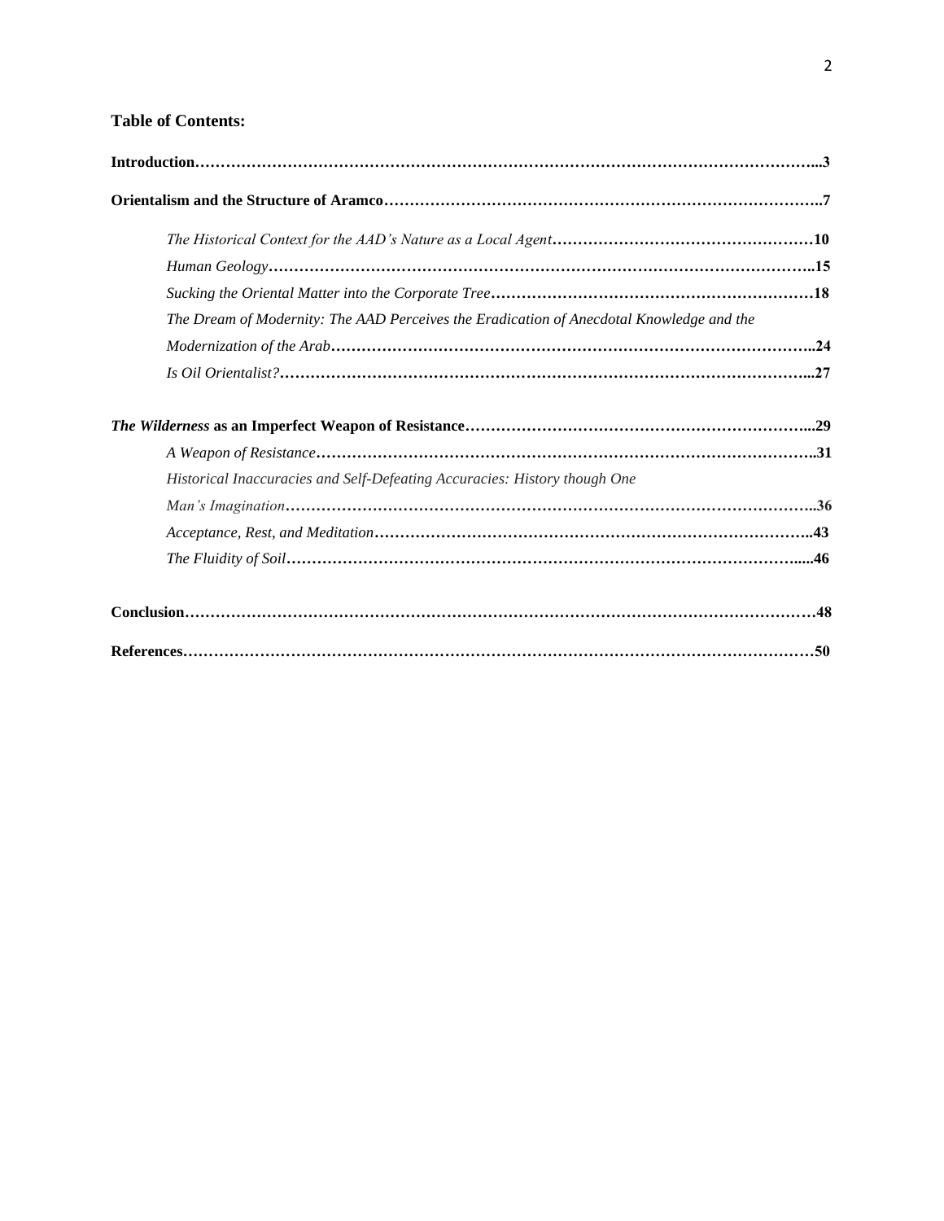**Table of Contents:**

**Introduction**……………………………………………………………………………………………………...3

**Orientalism and the Structure of Aramco**…………………………………………………………………………..7

*The Historical Context for the AAD's Nature as a Local Agent*……………………………………………10

*Human Geology*………………………………………………………………………………………..15

*Sucking the Oriental Matter into the Corporate Tree*………………………………………………………18

*The Dream of Modernity: The AAD Perceives the Eradication of Anecdotal Knowledge and the Modernization of the Arab*…………………………………………………………………………………..24

*Is Oil Orientalist?*………………………………………………………………………………………...27

***The Wilderness*** **as an Imperfect Weapon of Resistance**…………………………………………………………...29

*A Weapon of Resistance*………………………………………………………………………………..31

*Historical Inaccuracies and Self-Defeating Accuracies: History though One Man's Imagination*……………………………………………………………………………………………..36

*Acceptance, Rest, and Meditation*…………………………………………………………………………..43

*The Fluidity of Soil*…………………………………………………………………………………….....46

**Conclusion**…………………………………………………………………………………………………………48

**References**…………………………………………………………………………………………………………50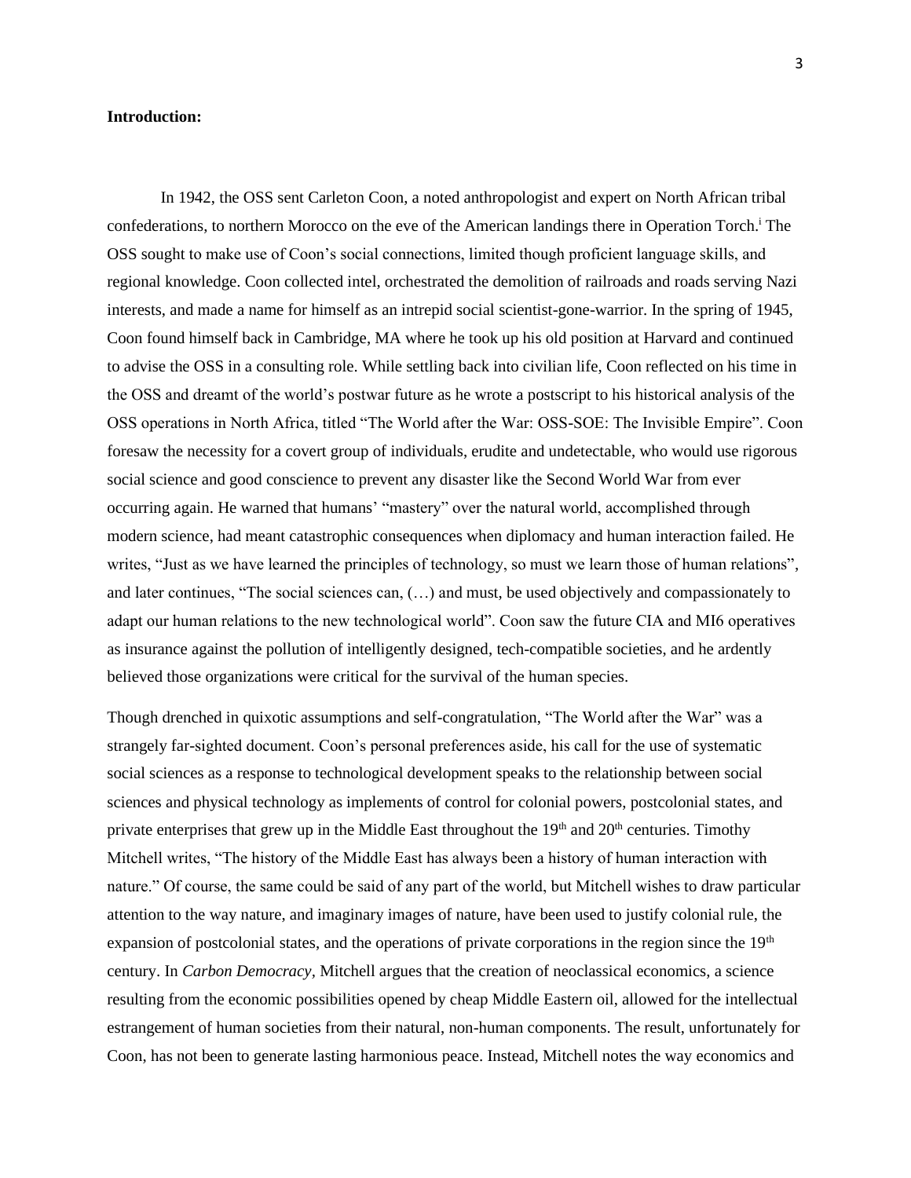**Introduction:**

In 1942, the OSS sent Carleton Coon, a noted anthropologist and expert on North African tribal confederations, to northern Morocco on the eve of the American landings there in Operation Torch.[i] The OSS sought to make use of Coon's social connections, limited though proficient language skills, and regional knowledge. Coon collected intel, orchestrated the demolition of railroads and roads serving Nazi interests, and made a name for himself as an intrepid social scientist-gone-warrior. In the spring of 1945, Coon found himself back in Cambridge, MA where he took up his old position at Harvard and continued to advise the OSS in a consulting role. While settling back into civilian life, Coon reflected on his time in the OSS and dreamt of the world's postwar future as he wrote a postscript to his historical analysis of the OSS operations in North Africa, titled "The World after the War: OSS-SOE: The Invisible Empire". Coon foresaw the necessity for a covert group of individuals, erudite and undetectable, who would use rigorous social science and good conscience to prevent any disaster like the Second World War from ever occurring again. He warned that humans' "mastery" over the natural world, accomplished through modern science, had meant catastrophic consequences when diplomacy and human interaction failed. He writes, "Just as we have learned the principles of technology, so must we learn those of human relations", and later continues, "The social sciences can, (…) and must, be used objectively and compassionately to adapt our human relations to the new technological world". Coon saw the future CIA and MI6 operatives as insurance against the pollution of intelligently designed, tech-compatible societies, and he ardently believed those organizations were critical for the survival of the human species.

Though drenched in quixotic assumptions and self-congratulation, "The World after the War" was a strangely far-sighted document. Coon's personal preferences aside, his call for the use of systematic social sciences as a response to technological development speaks to the relationship between social sciences and physical technology as implements of control for colonial powers, postcolonial states, and private enterprises that grew up in the Middle East throughout the 19th and 20th centuries. Timothy Mitchell writes, "The history of the Middle East has always been a history of human interaction with nature." Of course, the same could be said of any part of the world, but Mitchell wishes to draw particular attention to the way nature, and imaginary images of nature, have been used to justify colonial rule, the expansion of postcolonial states, and the operations of private corporations in the region since the 19th century. In *Carbon Democracy*, Mitchell argues that the creation of neoclassical economics, a science resulting from the economic possibilities opened by cheap Middle Eastern oil, allowed for the intellectual estrangement of human societies from their natural, non-human components. The result, unfortunately for Coon, has not been to generate lasting harmonious peace. Instead, Mitchell notes the way economics and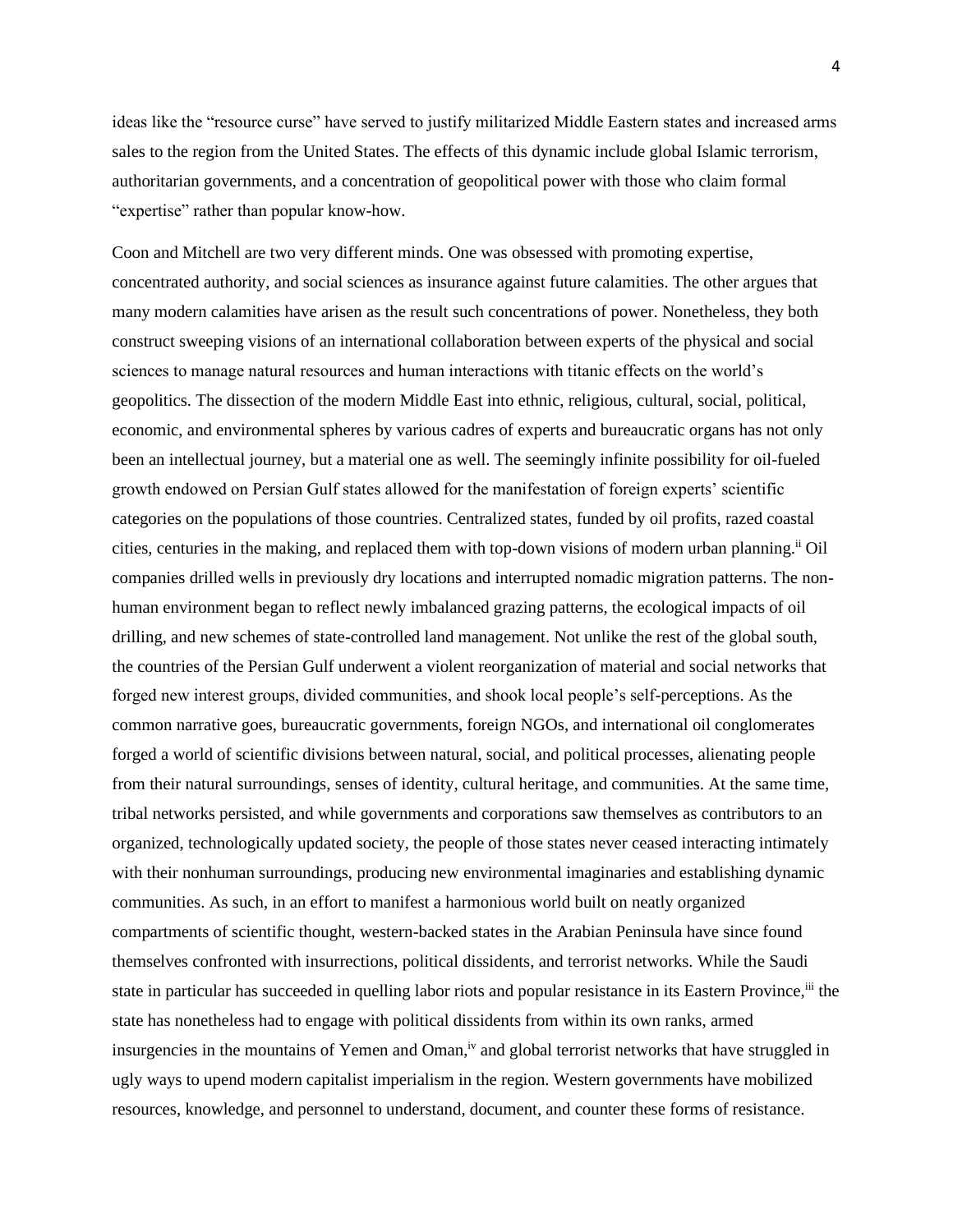ideas like the "resource curse" have served to justify militarized Middle Eastern states and increased arms sales to the region from the United States. The effects of this dynamic include global Islamic terrorism, authoritarian governments, and a concentration of geopolitical power with those who claim formal "expertise" rather than popular know-how.

Coon and Mitchell are two very different minds. One was obsessed with promoting expertise, concentrated authority, and social sciences as insurance against future calamities. The other argues that many modern calamities have arisen as the result such concentrations of power. Nonetheless, they both construct sweeping visions of an international collaboration between experts of the physical and social sciences to manage natural resources and human interactions with titanic effects on the world's geopolitics. The dissection of the modern Middle East into ethnic, religious, cultural, social, political, economic, and environmental spheres by various cadres of experts and bureaucratic organs has not only been an intellectual journey, but a material one as well. The seemingly infinite possibility for oil-fueled growth endowed on Persian Gulf states allowed for the manifestation of foreign experts' scientific categories on the populations of those countries. Centralized states, funded by oil profits, razed coastal cities, centuries in the making, and replaced them with top-down visions of modern urban planning.[ii] Oil companies drilled wells in previously dry locations and interrupted nomadic migration patterns. The non-human environment began to reflect newly imbalanced grazing patterns, the ecological impacts of oil drilling, and new schemes of state-controlled land management. Not unlike the rest of the global south, the countries of the Persian Gulf underwent a violent reorganization of material and social networks that forged new interest groups, divided communities, and shook local people's self-perceptions. As the common narrative goes, bureaucratic governments, foreign NGOs, and international oil conglomerates forged a world of scientific divisions between natural, social, and political processes, alienating people from their natural surroundings, senses of identity, cultural heritage, and communities. At the same time, tribal networks persisted, and while governments and corporations saw themselves as contributors to an organized, technologically updated society, the people of those states never ceased interacting intimately with their nonhuman surroundings, producing new environmental imaginaries and establishing dynamic communities. As such, in an effort to manifest a harmonious world built on neatly organized compartments of scientific thought, western-backed states in the Arabian Peninsula have since found themselves confronted with insurrections, political dissidents, and terrorist networks. While the Saudi state in particular has succeeded in quelling labor riots and popular resistance in its Eastern Province,[iii] the state has nonetheless had to engage with political dissidents from within its own ranks, armed insurgencies in the mountains of Yemen and Oman,[iv] and global terrorist networks that have struggled in ugly ways to upend modern capitalist imperialism in the region. Western governments have mobilized resources, knowledge, and personnel to understand, document, and counter these forms of resistance.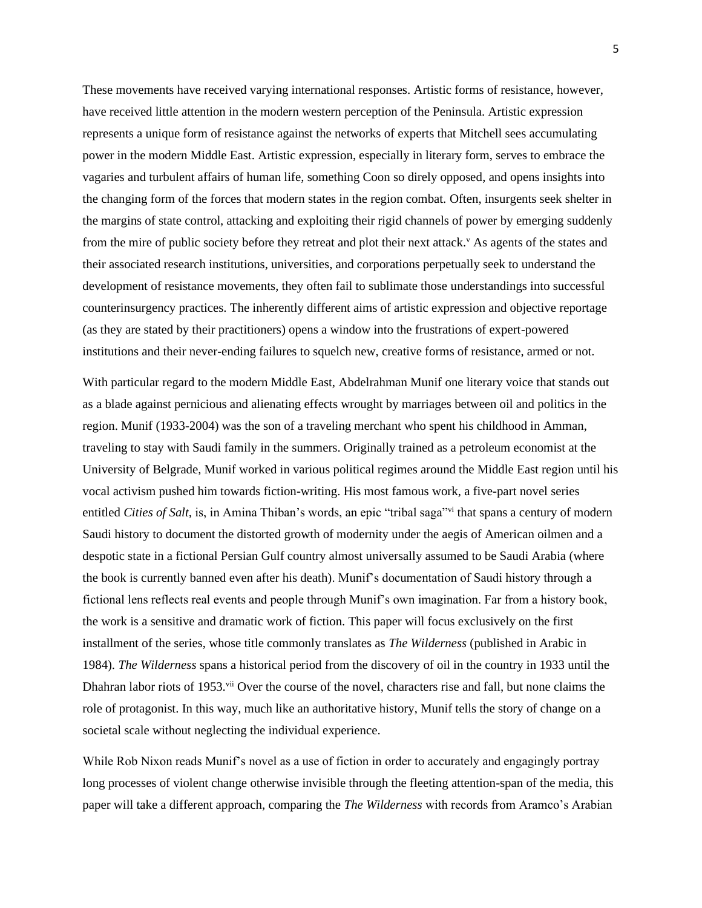These movements have received varying international responses. Artistic forms of resistance, however, have received little attention in the modern western perception of the Peninsula. Artistic expression represents a unique form of resistance against the networks of experts that Mitchell sees accumulating power in the modern Middle East. Artistic expression, especially in literary form, serves to embrace the vagaries and turbulent affairs of human life, something Coon so direly opposed, and opens insights into the changing form of the forces that modern states in the region combat. Often, insurgents seek shelter in the margins of state control, attacking and exploiting their rigid channels of power by emerging suddenly from the mire of public society before they retreat and plot their next attack.[v] As agents of the states and their associated research institutions, universities, and corporations perpetually seek to understand the development of resistance movements, they often fail to sublimate those understandings into successful counterinsurgency practices. The inherently different aims of artistic expression and objective reportage (as they are stated by their practitioners) opens a window into the frustrations of expert-powered institutions and their never-ending failures to squelch new, creative forms of resistance, armed or not.

With particular regard to the modern Middle East, Abdelrahman Munif one literary voice that stands out as a blade against pernicious and alienating effects wrought by marriages between oil and politics in the region. Munif (1933-2004) was the son of a traveling merchant who spent his childhood in Amman, traveling to stay with Saudi family in the summers. Originally trained as a petroleum economist at the University of Belgrade, Munif worked in various political regimes around the Middle East region until his vocal activism pushed him towards fiction-writing. His most famous work, a five-part novel series entitled *Cities of Salt*, is, in Amina Thiban's words, an epic "tribal saga"[vi] that spans a century of modern Saudi history to document the distorted growth of modernity under the aegis of American oilmen and a despotic state in a fictional Persian Gulf country almost universally assumed to be Saudi Arabia (where the book is currently banned even after his death). Munif's documentation of Saudi history through a fictional lens reflects real events and people through Munif's own imagination. Far from a history book, the work is a sensitive and dramatic work of fiction. This paper will focus exclusively on the first installment of the series, whose title commonly translates as *The Wilderness* (published in Arabic in 1984). *The Wilderness* spans a historical period from the discovery of oil in the country in 1933 until the Dhahran labor riots of 1953.[vii] Over the course of the novel, characters rise and fall, but none claims the role of protagonist. In this way, much like an authoritative history, Munif tells the story of change on a societal scale without neglecting the individual experience.

While Rob Nixon reads Munif's novel as a use of fiction in order to accurately and engagingly portray long processes of violent change otherwise invisible through the fleeting attention-span of the media, this paper will take a different approach, comparing the *The Wilderness* with records from Aramco's Arabian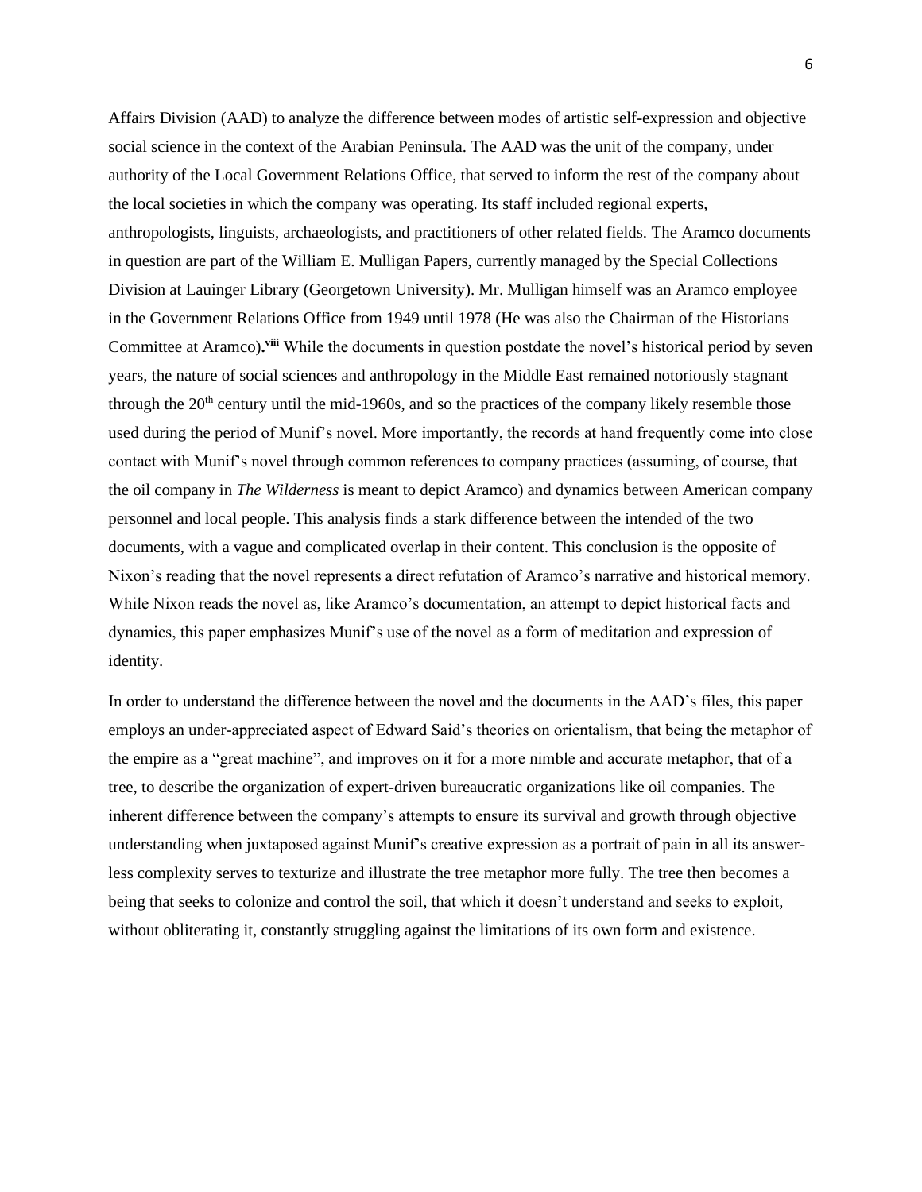Affairs Division (AAD) to analyze the difference between modes of artistic self-expression and objective social science in the context of the Arabian Peninsula. The AAD was the unit of the company, under authority of the Local Government Relations Office, that served to inform the rest of the company about the local societies in which the company was operating. Its staff included regional experts, anthropologists, linguists, archaeologists, and practitioners of other related fields. The Aramco documents in question are part of the William E. Mulligan Papers, currently managed by the Special Collections Division at Lauinger Library (Georgetown University). Mr. Mulligan himself was an Aramco employee in the Government Relations Office from 1949 until 1978 (He was also the Chairman of the Historians Committee at Aramco)**.**[viii] While the documents in question postdate the novel's historical period by seven years, the nature of social sciences and anthropology in the Middle East remained notoriously stagnant through the 20th century until the mid-1960s, and so the practices of the company likely resemble those used during the period of Munif's novel. More importantly, the records at hand frequently come into close contact with Munif's novel through common references to company practices (assuming, of course, that the oil company in *The Wilderness* is meant to depict Aramco) and dynamics between American company personnel and local people. This analysis finds a stark difference between the intended of the two documents, with a vague and complicated overlap in their content. This conclusion is the opposite of Nixon's reading that the novel represents a direct refutation of Aramco's narrative and historical memory. While Nixon reads the novel as, like Aramco's documentation, an attempt to depict historical facts and dynamics, this paper emphasizes Munif's use of the novel as a form of meditation and expression of identity.

In order to understand the difference between the novel and the documents in the AAD's files, this paper employs an under-appreciated aspect of Edward Said's theories on orientalism, that being the metaphor of the empire as a "great machine", and improves on it for a more nimble and accurate metaphor, that of a tree, to describe the organization of expert-driven bureaucratic organizations like oil companies. The inherent difference between the company's attempts to ensure its survival and growth through objective understanding when juxtaposed against Munif's creative expression as a portrait of pain in all its answer-less complexity serves to texturize and illustrate the tree metaphor more fully. The tree then becomes a being that seeks to colonize and control the soil, that which it doesn't understand and seeks to exploit, without obliterating it, constantly struggling against the limitations of its own form and existence.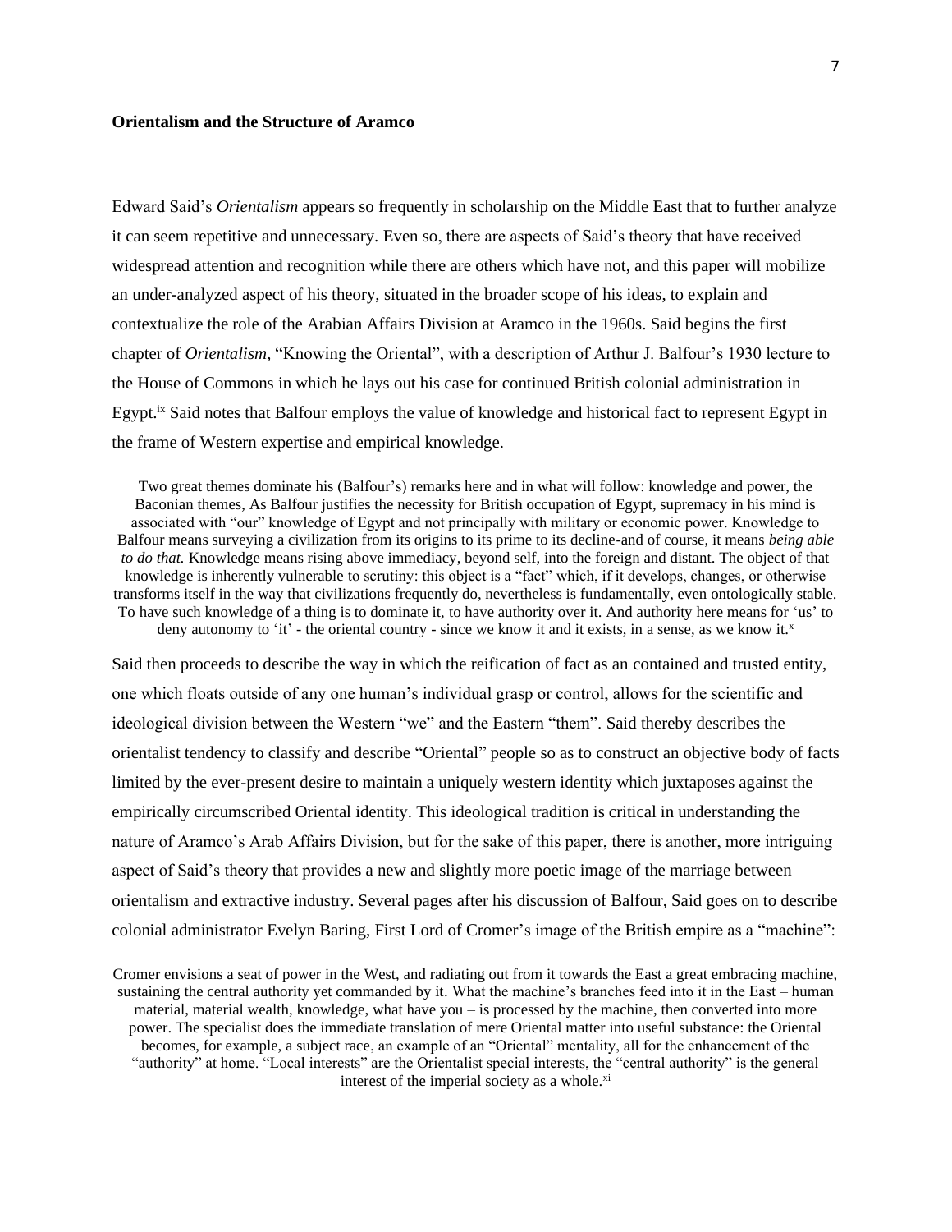**Orientalism and the Structure of Aramco**

Edward Said's *Orientalism* appears so frequently in scholarship on the Middle East that to further analyze it can seem repetitive and unnecessary. Even so, there are aspects of Said's theory that have received widespread attention and recognition while there are others which have not, and this paper will mobilize an under-analyzed aspect of his theory, situated in the broader scope of his ideas, to explain and contextualize the role of the Arabian Affairs Division at Aramco in the 1960s. Said begins the first chapter of *Orientalism,* "Knowing the Oriental", with a description of Arthur J. Balfour's 1930 lecture to the House of Commons in which he lays out his case for continued British colonial administration in Egypt.[ix] Said notes that Balfour employs the value of knowledge and historical fact to represent Egypt in the frame of Western expertise and empirical knowledge.

> Two great themes dominate his (Balfour's) remarks here and in what will follow: knowledge and power, the Baconian themes, As Balfour justifies the necessity for British occupation of Egypt, supremacy in his mind is associated with "our" knowledge of Egypt and not principally with military or economic power. Knowledge to Balfour means surveying a civilization from its origins to its prime to its decline-and of course, it means *being able to do that.* Knowledge means rising above immediacy, beyond self, into the foreign and distant. The object of that knowledge is inherently vulnerable to scrutiny: this object is a "fact" which, if it develops, changes, or otherwise transforms itself in the way that civilizations frequently do, nevertheless is fundamentally, even ontologically stable. To have such knowledge of a thing is to dominate it, to have authority over it. And authority here means for 'us' to deny autonomy to 'it' - the oriental country - since we know it and it exists, in a sense, as we know it.[x]

Said then proceeds to describe the way in which the reification of fact as an contained and trusted entity, one which floats outside of any one human's individual grasp or control, allows for the scientific and ideological division between the Western "we" and the Eastern "them". Said thereby describes the orientalist tendency to classify and describe "Oriental" people so as to construct an objective body of facts limited by the ever-present desire to maintain a uniquely western identity which juxtaposes against the empirically circumscribed Oriental identity. This ideological tradition is critical in understanding the nature of Aramco's Arab Affairs Division, but for the sake of this paper, there is another, more intriguing aspect of Said's theory that provides a new and slightly more poetic image of the marriage between orientalism and extractive industry. Several pages after his discussion of Balfour, Said goes on to describe colonial administrator Evelyn Baring, First Lord of Cromer's image of the British empire as a "machine":

> Cromer envisions a seat of power in the West, and radiating out from it towards the East a great embracing machine, sustaining the central authority yet commanded by it. What the machine's branches feed into it in the East – human material, material wealth, knowledge, what have you – is processed by the machine, then converted into more power. The specialist does the immediate translation of mere Oriental matter into useful substance: the Oriental becomes, for example, a subject race, an example of an "Oriental" mentality, all for the enhancement of the "authority" at home. "Local interests" are the Orientalist special interests, the "central authority" is the general interest of the imperial society as a whole.[xi]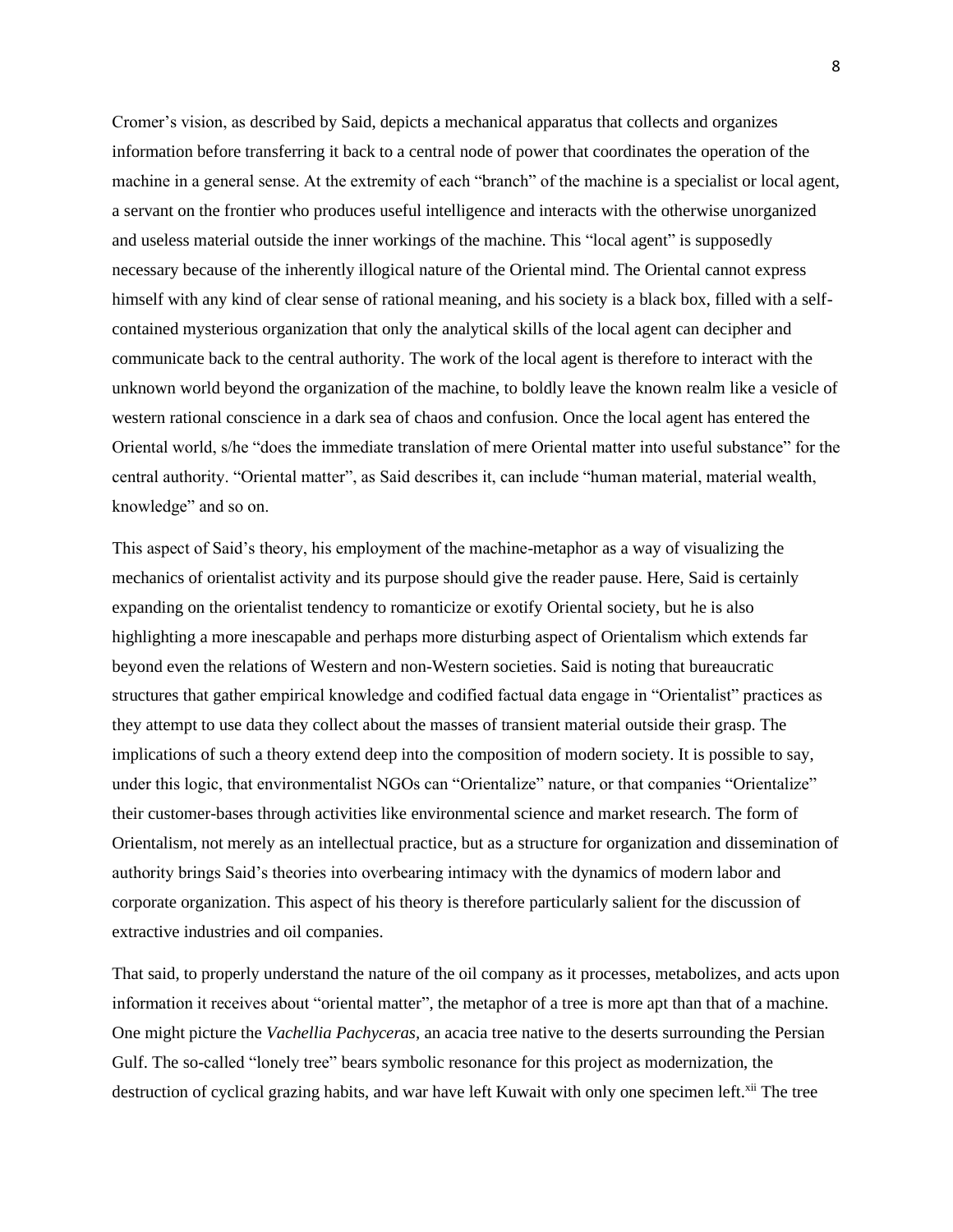Cromer's vision, as described by Said, depicts a mechanical apparatus that collects and organizes information before transferring it back to a central node of power that coordinates the operation of the machine in a general sense. At the extremity of each "branch" of the machine is a specialist or local agent, a servant on the frontier who produces useful intelligence and interacts with the otherwise unorganized and useless material outside the inner workings of the machine. This "local agent" is supposedly necessary because of the inherently illogical nature of the Oriental mind. The Oriental cannot express himself with any kind of clear sense of rational meaning, and his society is a black box, filled with a self-contained mysterious organization that only the analytical skills of the local agent can decipher and communicate back to the central authority. The work of the local agent is therefore to interact with the unknown world beyond the organization of the machine, to boldly leave the known realm like a vesicle of western rational conscience in a dark sea of chaos and confusion. Once the local agent has entered the Oriental world, s/he "does the immediate translation of mere Oriental matter into useful substance" for the central authority. "Oriental matter", as Said describes it, can include "human material, material wealth, knowledge" and so on.

This aspect of Said's theory, his employment of the machine-metaphor as a way of visualizing the mechanics of orientalist activity and its purpose should give the reader pause. Here, Said is certainly expanding on the orientalist tendency to romanticize or exotify Oriental society, but he is also highlighting a more inescapable and perhaps more disturbing aspect of Orientalism which extends far beyond even the relations of Western and non-Western societies. Said is noting that bureaucratic structures that gather empirical knowledge and codified factual data engage in "Orientalist" practices as they attempt to use data they collect about the masses of transient material outside their grasp. The implications of such a theory extend deep into the composition of modern society. It is possible to say, under this logic, that environmentalist NGOs can "Orientalize" nature, or that companies "Orientalize" their customer-bases through activities like environmental science and market research. The form of Orientalism, not merely as an intellectual practice, but as a structure for organization and dissemination of authority brings Said's theories into overbearing intimacy with the dynamics of modern labor and corporate organization. This aspect of his theory is therefore particularly salient for the discussion of extractive industries and oil companies.

That said, to properly understand the nature of the oil company as it processes, metabolizes, and acts upon information it receives about "oriental matter", the metaphor of a tree is more apt than that of a machine. One might picture the *Vachellia Pachyceras,* an acacia tree native to the deserts surrounding the Persian Gulf. The so-called "lonely tree" bears symbolic resonance for this project as modernization, the destruction of cyclical grazing habits, and war have left Kuwait with only one specimen left.[xii] The tree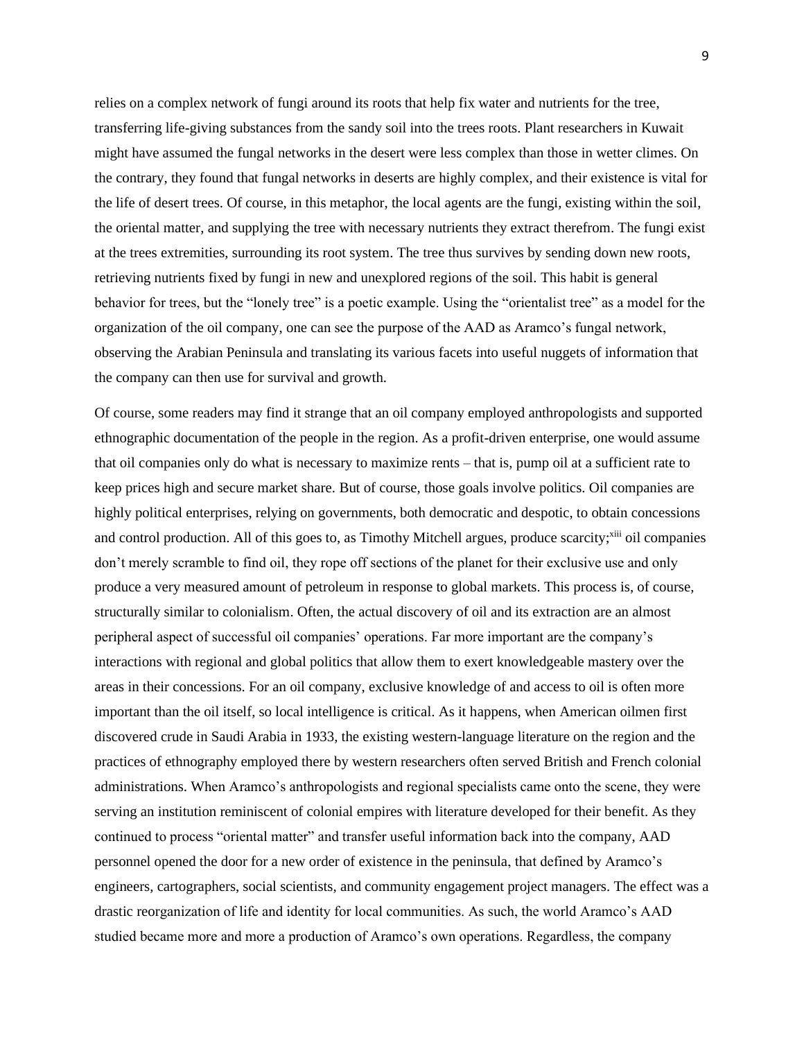relies on a complex network of fungi around its roots that help fix water and nutrients for the tree, transferring life-giving substances from the sandy soil into the trees roots. Plant researchers in Kuwait might have assumed the fungal networks in the desert were less complex than those in wetter climes. On the contrary, they found that fungal networks in deserts are highly complex, and their existence is vital for the life of desert trees. Of course, in this metaphor, the local agents are the fungi, existing within the soil, the oriental matter, and supplying the tree with necessary nutrients they extract therefrom. The fungi exist at the trees extremities, surrounding its root system. The tree thus survives by sending down new roots, retrieving nutrients fixed by fungi in new and unexplored regions of the soil. This habit is general behavior for trees, but the "lonely tree" is a poetic example. Using the "orientalist tree" as a model for the organization of the oil company, one can see the purpose of the AAD as Aramco's fungal network, observing the Arabian Peninsula and translating its various facets into useful nuggets of information that the company can then use for survival and growth.

Of course, some readers may find it strange that an oil company employed anthropologists and supported ethnographic documentation of the people in the region. As a profit-driven enterprise, one would assume that oil companies only do what is necessary to maximize rents – that is, pump oil at a sufficient rate to keep prices high and secure market share. But of course, those goals involve politics. Oil companies are highly political enterprises, relying on governments, both democratic and despotic, to obtain concessions and control production. All of this goes to, as Timothy Mitchell argues, produce scarcity;[xiii] oil companies don't merely scramble to find oil, they rope off sections of the planet for their exclusive use and only produce a very measured amount of petroleum in response to global markets. This process is, of course, structurally similar to colonialism. Often, the actual discovery of oil and its extraction are an almost peripheral aspect of successful oil companies' operations. Far more important are the company's interactions with regional and global politics that allow them to exert knowledgeable mastery over the areas in their concessions. For an oil company, exclusive knowledge of and access to oil is often more important than the oil itself, so local intelligence is critical. As it happens, when American oilmen first discovered crude in Saudi Arabia in 1933, the existing western-language literature on the region and the practices of ethnography employed there by western researchers often served British and French colonial administrations. When Aramco's anthropologists and regional specialists came onto the scene, they were serving an institution reminiscent of colonial empires with literature developed for their benefit. As they continued to process "oriental matter" and transfer useful information back into the company, AAD personnel opened the door for a new order of existence in the peninsula, that defined by Aramco's engineers, cartographers, social scientists, and community engagement project managers. The effect was a drastic reorganization of life and identity for local communities. As such, the world Aramco's AAD studied became more and more a production of Aramco's own operations. Regardless, the company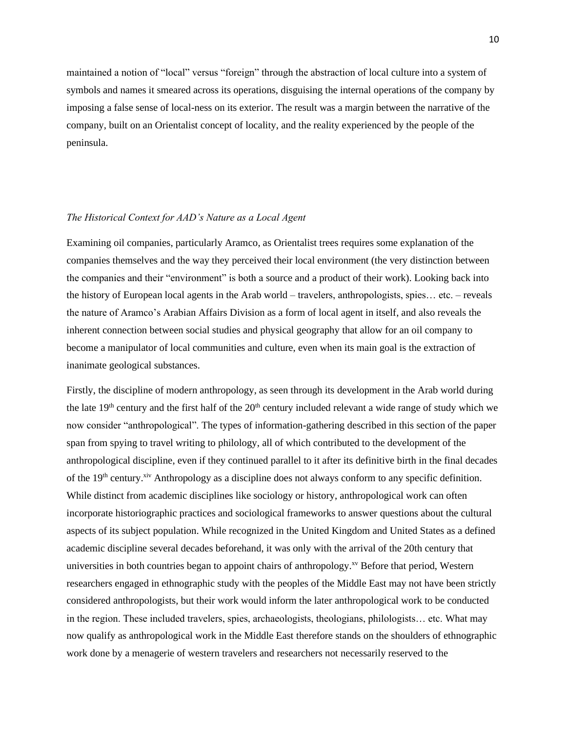maintained a notion of "local" versus "foreign" through the abstraction of local culture into a system of symbols and names it smeared across its operations, disguising the internal operations of the company by imposing a false sense of local-ness on its exterior. The result was a margin between the narrative of the company, built on an Orientalist concept of locality, and the reality experienced by the people of the peninsula.

### *The Historical Context for AAD's Nature as a Local Agent*

Examining oil companies, particularly Aramco, as Orientalist trees requires some explanation of the companies themselves and the way they perceived their local environment (the very distinction between the companies and their "environment" is both a source and a product of their work). Looking back into the history of European local agents in the Arab world – travelers, anthropologists, spies… etc. – reveals the nature of Aramco's Arabian Affairs Division as a form of local agent in itself, and also reveals the inherent connection between social studies and physical geography that allow for an oil company to become a manipulator of local communities and culture, even when its main goal is the extraction of inanimate geological substances.

Firstly, the discipline of modern anthropology, as seen through its development in the Arab world during the late 19th century and the first half of the 20th century included relevant a wide range of study which we now consider "anthropological". The types of information-gathering described in this section of the paper span from spying to travel writing to philology, all of which contributed to the development of the anthropological discipline, even if they continued parallel to it after its definitive birth in the final decades of the 19th century.[xiv] Anthropology as a discipline does not always conform to any specific definition. While distinct from academic disciplines like sociology or history, anthropological work can often incorporate historiographic practices and sociological frameworks to answer questions about the cultural aspects of its subject population. While recognized in the United Kingdom and United States as a defined academic discipline several decades beforehand, it was only with the arrival of the 20th century that universities in both countries began to appoint chairs of anthropology.[xv] Before that period, Western researchers engaged in ethnographic study with the peoples of the Middle East may not have been strictly considered anthropologists, but their work would inform the later anthropological work to be conducted in the region. These included travelers, spies, archaeologists, theologians, philologists… etc. What may now qualify as anthropological work in the Middle East therefore stands on the shoulders of ethnographic work done by a menagerie of western travelers and researchers not necessarily reserved to the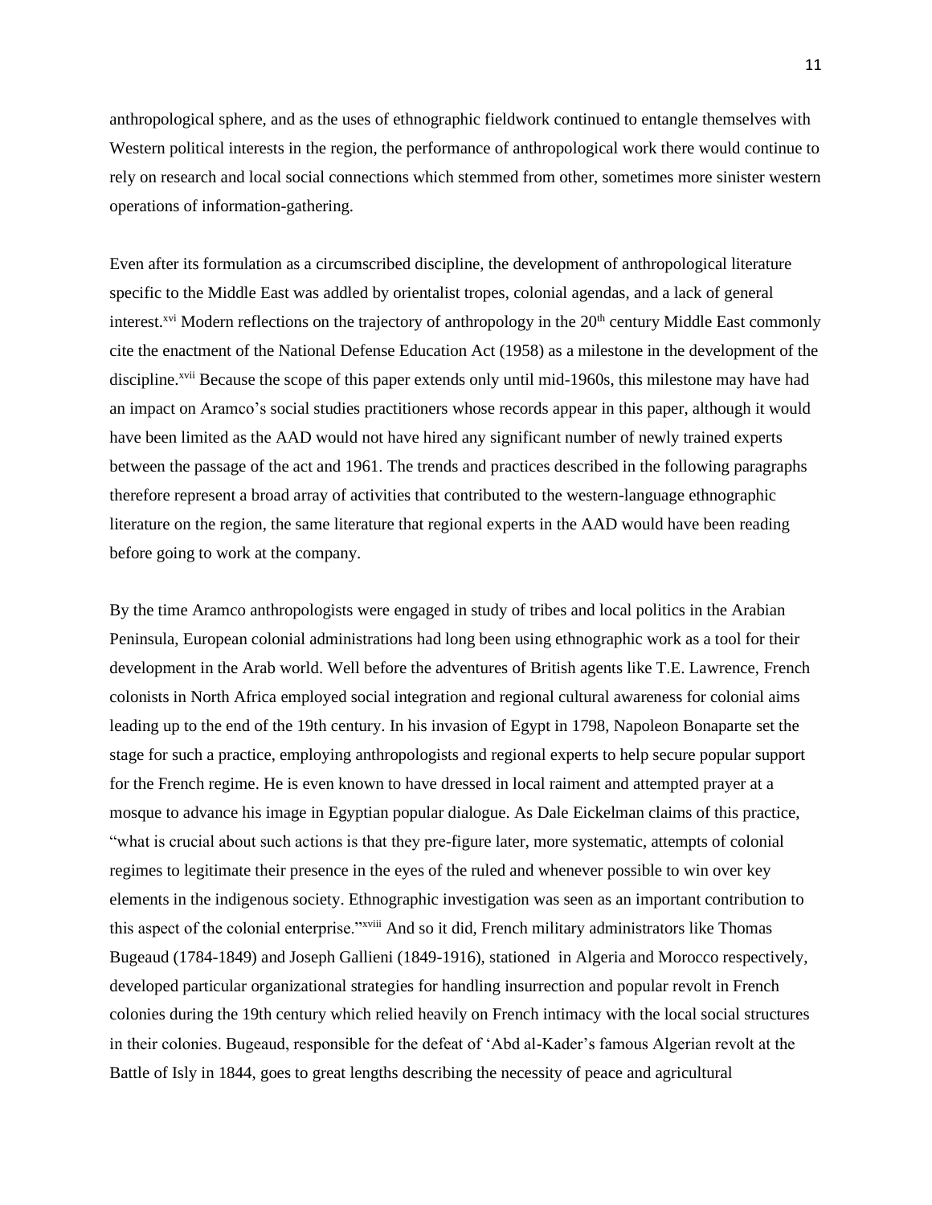anthropological sphere, and as the uses of ethnographic fieldwork continued to entangle themselves with Western political interests in the region, the performance of anthropological work there would continue to rely on research and local social connections which stemmed from other, sometimes more sinister western operations of information-gathering.

Even after its formulation as a circumscribed discipline, the development of anthropological literature specific to the Middle East was addled by orientalist tropes, colonial agendas, and a lack of general interest.[xvi] Modern reflections on the trajectory of anthropology in the 20th century Middle East commonly cite the enactment of the National Defense Education Act (1958) as a milestone in the development of the discipline.[xvii] Because the scope of this paper extends only until mid-1960s, this milestone may have had an impact on Aramco's social studies practitioners whose records appear in this paper, although it would have been limited as the AAD would not have hired any significant number of newly trained experts between the passage of the act and 1961. The trends and practices described in the following paragraphs therefore represent a broad array of activities that contributed to the western-language ethnographic literature on the region, the same literature that regional experts in the AAD would have been reading before going to work at the company.

By the time Aramco anthropologists were engaged in study of tribes and local politics in the Arabian Peninsula, European colonial administrations had long been using ethnographic work as a tool for their development in the Arab world. Well before the adventures of British agents like T.E. Lawrence, French colonists in North Africa employed social integration and regional cultural awareness for colonial aims leading up to the end of the 19th century. In his invasion of Egypt in 1798, Napoleon Bonaparte set the stage for such a practice, employing anthropologists and regional experts to help secure popular support for the French regime. He is even known to have dressed in local raiment and attempted prayer at a mosque to advance his image in Egyptian popular dialogue. As Dale Eickelman claims of this practice, "what is crucial about such actions is that they pre-figure later, more systematic, attempts of colonial regimes to legitimate their presence in the eyes of the ruled and whenever possible to win over key elements in the indigenous society. Ethnographic investigation was seen as an important contribution to this aspect of the colonial enterprise."[xviii] And so it did, French military administrators like Thomas Bugeaud (1784-1849) and Joseph Gallieni (1849-1916), stationed in Algeria and Morocco respectively, developed particular organizational strategies for handling insurrection and popular revolt in French colonies during the 19th century which relied heavily on French intimacy with the local social structures in their colonies. Bugeaud, responsible for the defeat of 'Abd al-Kader's famous Algerian revolt at the Battle of Isly in 1844, goes to great lengths describing the necessity of peace and agricultural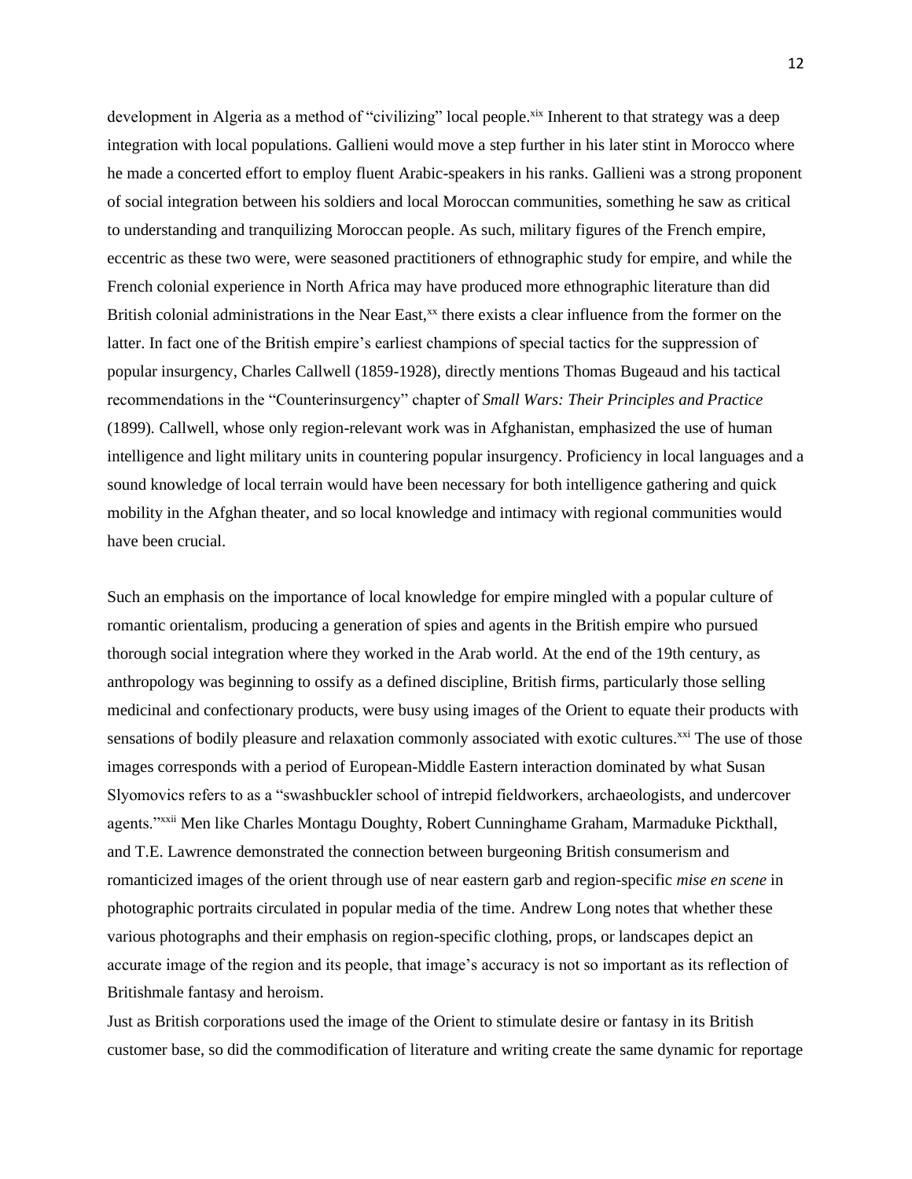development in Algeria as a method of "civilizing" local people.[xix] Inherent to that strategy was a deep integration with local populations. Gallieni would move a step further in his later stint in Morocco where he made a concerted effort to employ fluent Arabic-speakers in his ranks. Gallieni was a strong proponent of social integration between his soldiers and local Moroccan communities, something he saw as critical to understanding and tranquilizing Moroccan people. As such, military figures of the French empire, eccentric as these two were, were seasoned practitioners of ethnographic study for empire, and while the French colonial experience in North Africa may have produced more ethnographic literature than did British colonial administrations in the Near East,[xx] there exists a clear influence from the former on the latter. In fact one of the British empire's earliest champions of special tactics for the suppression of popular insurgency, Charles Callwell (1859-1928), directly mentions Thomas Bugeaud and his tactical recommendations in the "Counterinsurgency" chapter of *Small Wars: Their Principles and Practice* (1899). Callwell, whose only region-relevant work was in Afghanistan, emphasized the use of human intelligence and light military units in countering popular insurgency. Proficiency in local languages and a sound knowledge of local terrain would have been necessary for both intelligence gathering and quick mobility in the Afghan theater, and so local knowledge and intimacy with regional communities would have been crucial.

Such an emphasis on the importance of local knowledge for empire mingled with a popular culture of romantic orientalism, producing a generation of spies and agents in the British empire who pursued thorough social integration where they worked in the Arab world. At the end of the 19th century, as anthropology was beginning to ossify as a defined discipline, British firms, particularly those selling medicinal and confectionary products, were busy using images of the Orient to equate their products with sensations of bodily pleasure and relaxation commonly associated with exotic cultures.[xxi] The use of those images corresponds with a period of European-Middle Eastern interaction dominated by what Susan Slyomovics refers to as a "swashbuckler school of intrepid fieldworkers, archaeologists, and undercover agents."[xxii] Men like Charles Montagu Doughty, Robert Cunninghame Graham, Marmaduke Pickthall, and T.E. Lawrence demonstrated the connection between burgeoning British consumerism and romanticized images of the orient through use of near eastern garb and region-specific *mise en scene* in photographic portraits circulated in popular media of the time. Andrew Long notes that whether these various photographs and their emphasis on region-specific clothing, props, or landscapes depict an accurate image of the region and its people, that image's accuracy is not so important as its reflection of Britishmale fantasy and heroism.

Just as British corporations used the image of the Orient to stimulate desire or fantasy in its British customer base, so did the commodification of literature and writing create the same dynamic for reportage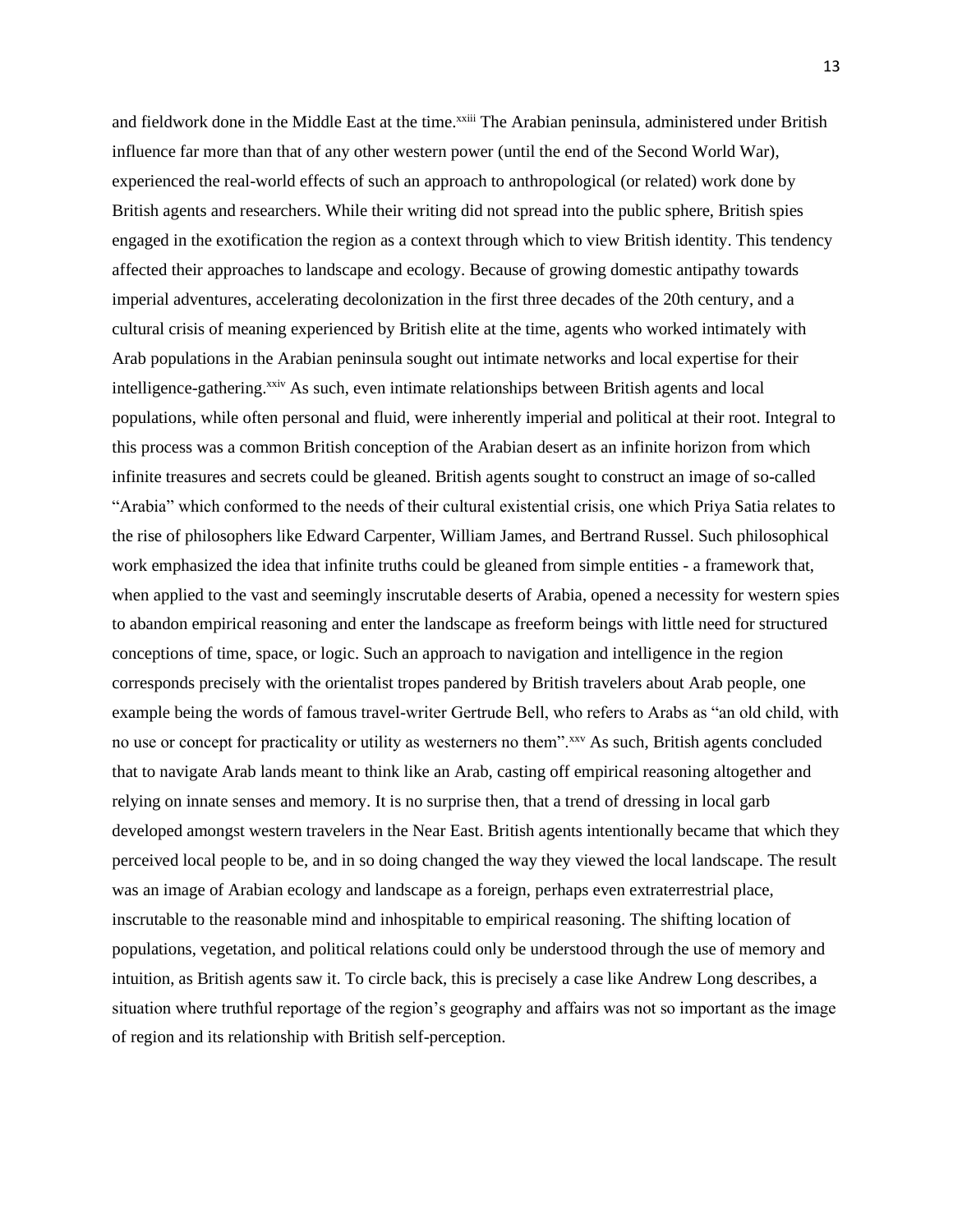and fieldwork done in the Middle East at the time.[xxiii] The Arabian peninsula, administered under British influence far more than that of any other western power (until the end of the Second World War), experienced the real-world effects of such an approach to anthropological (or related) work done by British agents and researchers. While their writing did not spread into the public sphere, British spies engaged in the exotification the region as a context through which to view British identity. This tendency affected their approaches to landscape and ecology. Because of growing domestic antipathy towards imperial adventures, accelerating decolonization in the first three decades of the 20th century, and a cultural crisis of meaning experienced by British elite at the time, agents who worked intimately with Arab populations in the Arabian peninsula sought out intimate networks and local expertise for their intelligence-gathering.[xxiv] As such, even intimate relationships between British agents and local populations, while often personal and fluid, were inherently imperial and political at their root. Integral to this process was a common British conception of the Arabian desert as an infinite horizon from which infinite treasures and secrets could be gleaned. British agents sought to construct an image of so-called "Arabia" which conformed to the needs of their cultural existential crisis, one which Priya Satia relates to the rise of philosophers like Edward Carpenter, William James, and Bertrand Russel. Such philosophical work emphasized the idea that infinite truths could be gleaned from simple entities - a framework that, when applied to the vast and seemingly inscrutable deserts of Arabia, opened a necessity for western spies to abandon empirical reasoning and enter the landscape as freeform beings with little need for structured conceptions of time, space, or logic. Such an approach to navigation and intelligence in the region corresponds precisely with the orientalist tropes pandered by British travelers about Arab people, one example being the words of famous travel-writer Gertrude Bell, who refers to Arabs as "an old child, with no use or concept for practicality or utility as westerners no them".[xxv] As such, British agents concluded that to navigate Arab lands meant to think like an Arab, casting off empirical reasoning altogether and relying on innate senses and memory. It is no surprise then, that a trend of dressing in local garb developed amongst western travelers in the Near East. British agents intentionally became that which they perceived local people to be, and in so doing changed the way they viewed the local landscape. The result was an image of Arabian ecology and landscape as a foreign, perhaps even extraterrestrial place, inscrutable to the reasonable mind and inhospitable to empirical reasoning. The shifting location of populations, vegetation, and political relations could only be understood through the use of memory and intuition, as British agents saw it. To circle back, this is precisely a case like Andrew Long describes, a situation where truthful reportage of the region's geography and affairs was not so important as the image of region and its relationship with British self-perception.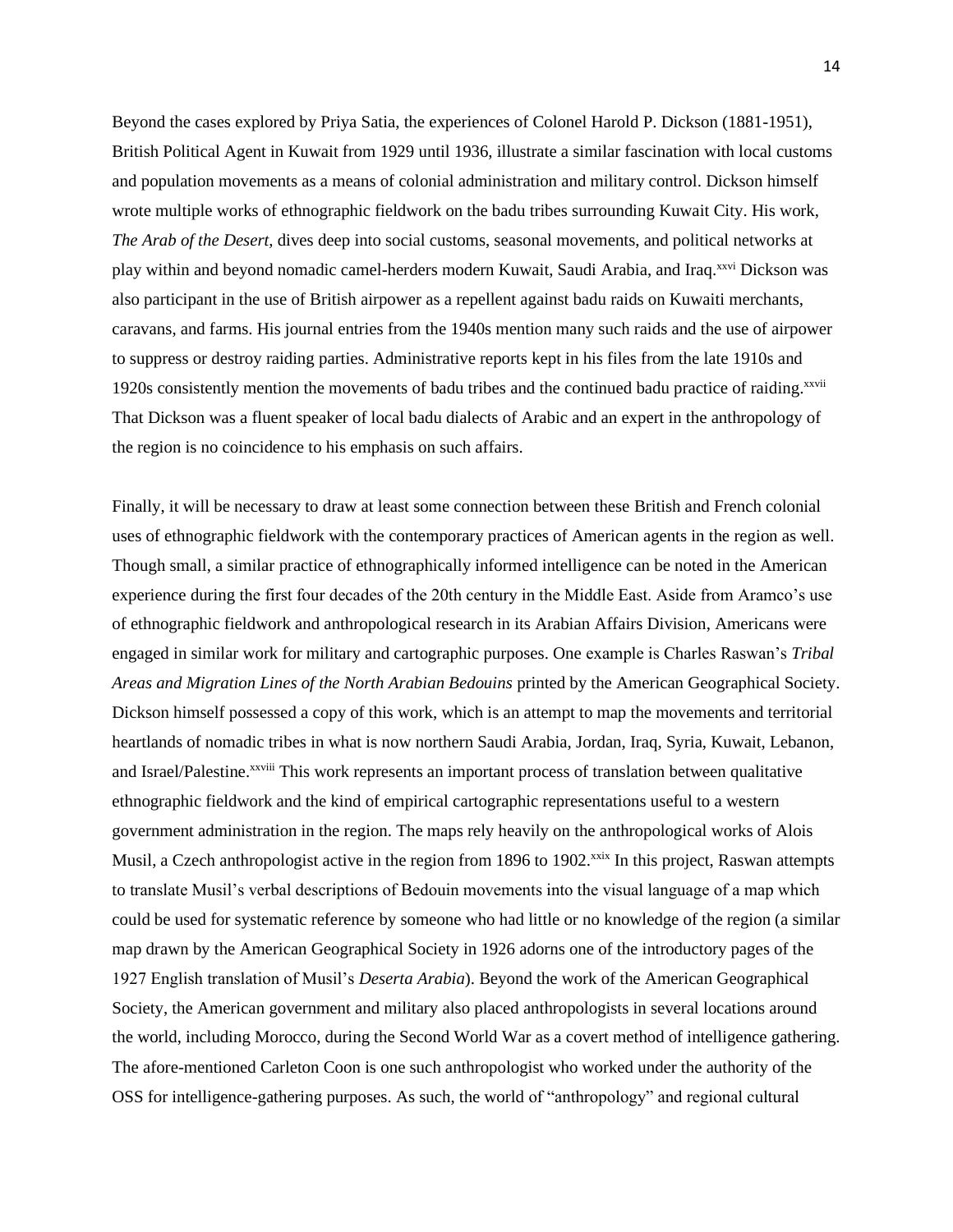Beyond the cases explored by Priya Satia, the experiences of Colonel Harold P. Dickson (1881-1951), British Political Agent in Kuwait from 1929 until 1936, illustrate a similar fascination with local customs and population movements as a means of colonial administration and military control. Dickson himself wrote multiple works of ethnographic fieldwork on the badu tribes surrounding Kuwait City. His work, *The Arab of the Desert,* dives deep into social customs, seasonal movements, and political networks at play within and beyond nomadic camel-herders modern Kuwait, Saudi Arabia, and Iraq.[xxvi] Dickson was also participant in the use of British airpower as a repellent against badu raids on Kuwaiti merchants, caravans, and farms. His journal entries from the 1940s mention many such raids and the use of airpower to suppress or destroy raiding parties. Administrative reports kept in his files from the late 1910s and 1920s consistently mention the movements of badu tribes and the continued badu practice of raiding.[xxvii] That Dickson was a fluent speaker of local badu dialects of Arabic and an expert in the anthropology of the region is no coincidence to his emphasis on such affairs.

Finally, it will be necessary to draw at least some connection between these British and French colonial uses of ethnographic fieldwork with the contemporary practices of American agents in the region as well. Though small, a similar practice of ethnographically informed intelligence can be noted in the American experience during the first four decades of the 20th century in the Middle East. Aside from Aramco's use of ethnographic fieldwork and anthropological research in its Arabian Affairs Division, Americans were engaged in similar work for military and cartographic purposes. One example is Charles Raswan's *Tribal Areas and Migration Lines of the North Arabian Bedouins* printed by the American Geographical Society. Dickson himself possessed a copy of this work, which is an attempt to map the movements and territorial heartlands of nomadic tribes in what is now northern Saudi Arabia, Jordan, Iraq, Syria, Kuwait, Lebanon, and Israel/Palestine.[xxviii] This work represents an important process of translation between qualitative ethnographic fieldwork and the kind of empirical cartographic representations useful to a western government administration in the region. The maps rely heavily on the anthropological works of Alois Musil, a Czech anthropologist active in the region from 1896 to 1902.[xxix] In this project, Raswan attempts to translate Musil's verbal descriptions of Bedouin movements into the visual language of a map which could be used for systematic reference by someone who had little or no knowledge of the region (a similar map drawn by the American Geographical Society in 1926 adorns one of the introductory pages of the 1927 English translation of Musil's *Deserta Arabia*). Beyond the work of the American Geographical Society, the American government and military also placed anthropologists in several locations around the world, including Morocco, during the Second World War as a covert method of intelligence gathering. The afore-mentioned Carleton Coon is one such anthropologist who worked under the authority of the OSS for intelligence-gathering purposes. As such, the world of "anthropology" and regional cultural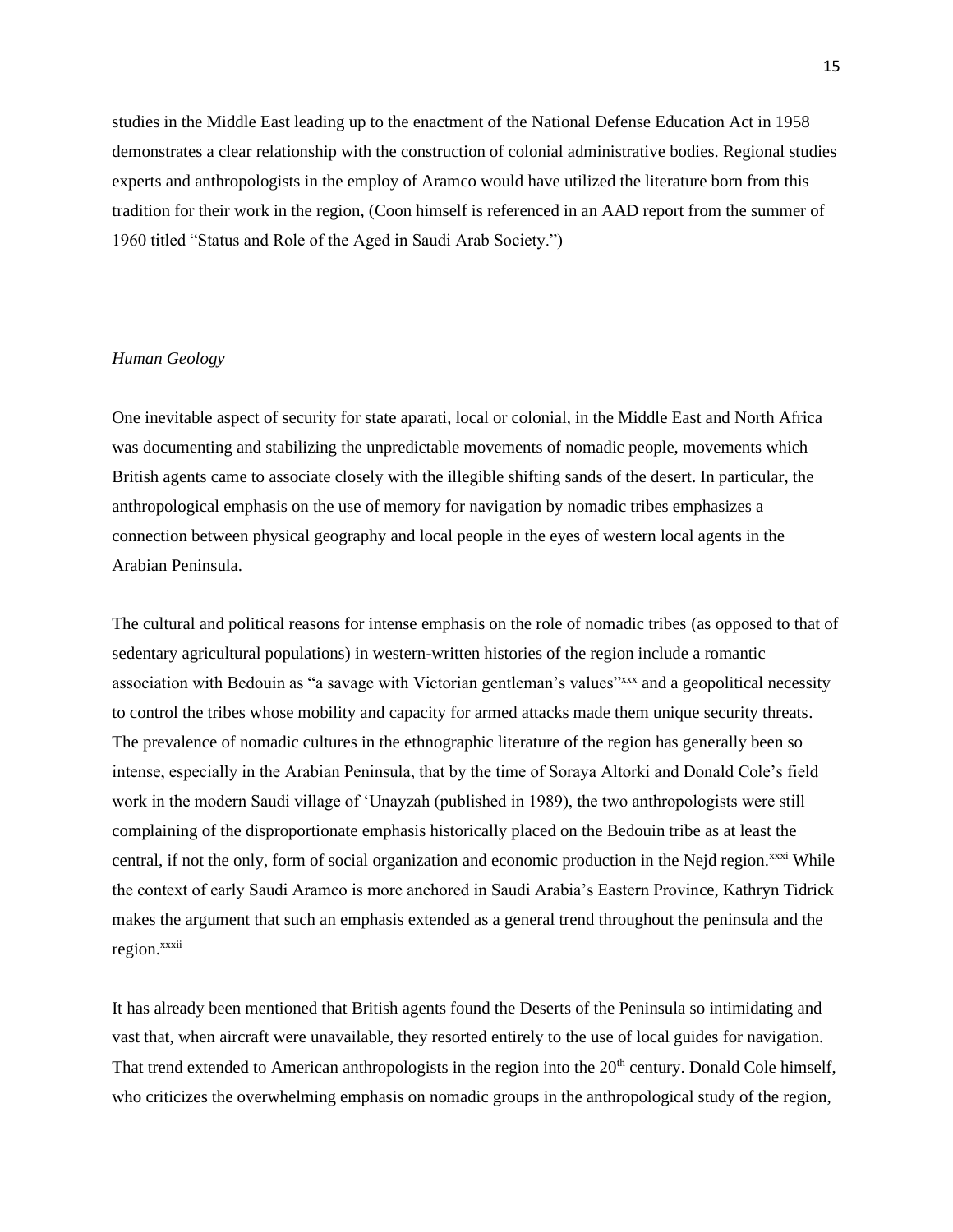studies in the Middle East leading up to the enactment of the National Defense Education Act in 1958 demonstrates a clear relationship with the construction of colonial administrative bodies. Regional studies experts and anthropologists in the employ of Aramco would have utilized the literature born from this tradition for their work in the region, (Coon himself is referenced in an AAD report from the summer of 1960 titled "Status and Role of the Aged in Saudi Arab Society.")

*Human Geology*

One inevitable aspect of security for state aparati, local or colonial, in the Middle East and North Africa was documenting and stabilizing the unpredictable movements of nomadic people, movements which British agents came to associate closely with the illegible shifting sands of the desert. In particular, the anthropological emphasis on the use of memory for navigation by nomadic tribes emphasizes a connection between physical geography and local people in the eyes of western local agents in the Arabian Peninsula.

The cultural and political reasons for intense emphasis on the role of nomadic tribes (as opposed to that of sedentary agricultural populations) in western-written histories of the region include a romantic association with Bedouin as "a savage with Victorian gentleman's values"[xxx] and a geopolitical necessity to control the tribes whose mobility and capacity for armed attacks made them unique security threats. The prevalence of nomadic cultures in the ethnographic literature of the region has generally been so intense, especially in the Arabian Peninsula, that by the time of Soraya Altorki and Donald Cole's field work in the modern Saudi village of 'Unayzah (published in 1989), the two anthropologists were still complaining of the disproportionate emphasis historically placed on the Bedouin tribe as at least the central, if not the only, form of social organization and economic production in the Nejd region.[xxxi] While the context of early Saudi Aramco is more anchored in Saudi Arabia's Eastern Province, Kathryn Tidrick makes the argument that such an emphasis extended as a general trend throughout the peninsula and the region.[xxxii]

It has already been mentioned that British agents found the Deserts of the Peninsula so intimidating and vast that, when aircraft were unavailable, they resorted entirely to the use of local guides for navigation. That trend extended to American anthropologists in the region into the 20th century. Donald Cole himself, who criticizes the overwhelming emphasis on nomadic groups in the anthropological study of the region,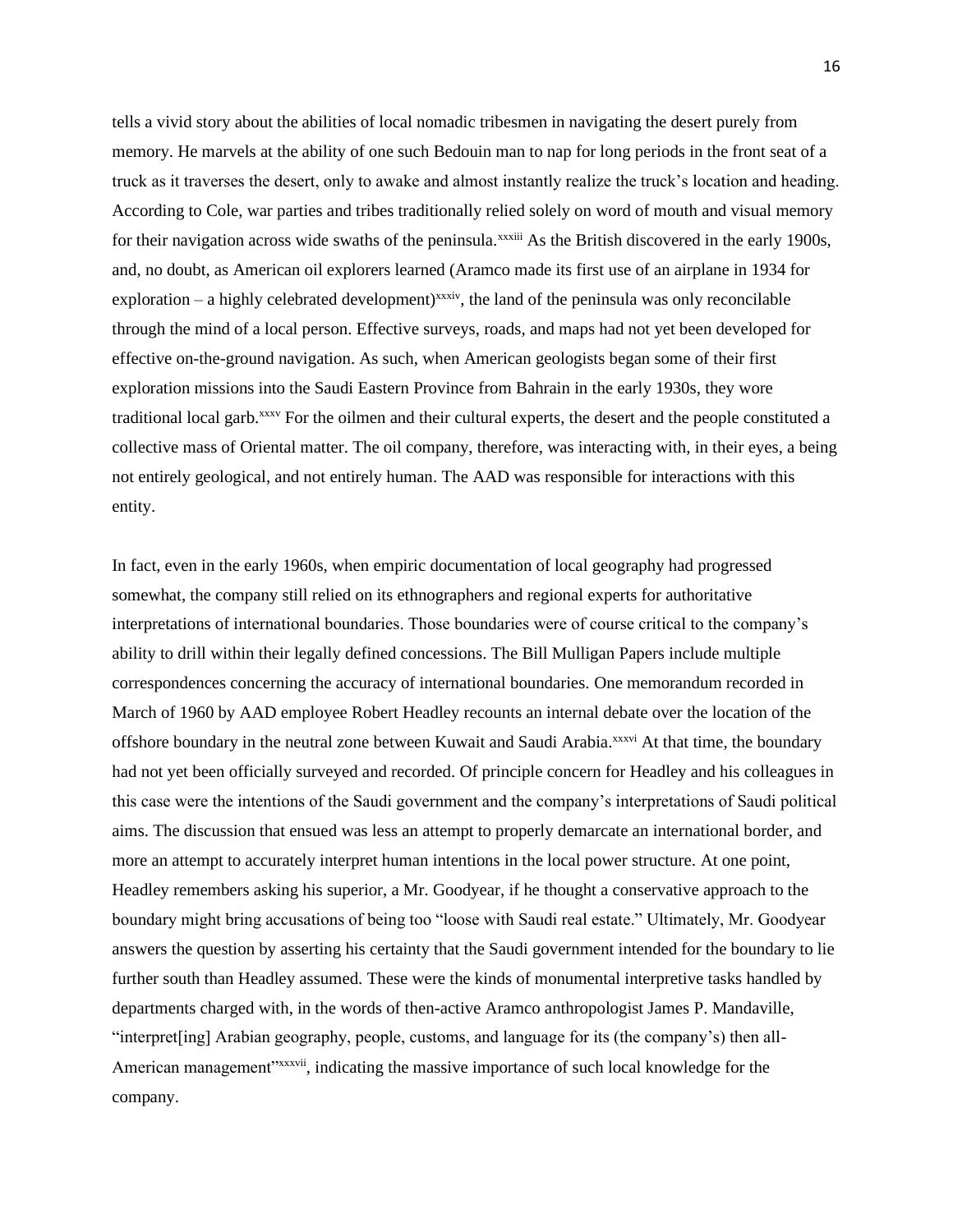tells a vivid story about the abilities of local nomadic tribesmen in navigating the desert purely from memory. He marvels at the ability of one such Bedouin man to nap for long periods in the front seat of a truck as it traverses the desert, only to awake and almost instantly realize the truck's location and heading. According to Cole, war parties and tribes traditionally relied solely on word of mouth and visual memory for their navigation across wide swaths of the peninsula.[xxxiii] As the British discovered in the early 1900s, and, no doubt, as American oil explorers learned (Aramco made its first use of an airplane in 1934 for exploration – a highly celebrated development)[xxxiv], the land of the peninsula was only reconcilable through the mind of a local person. Effective surveys, roads, and maps had not yet been developed for effective on-the-ground navigation. As such, when American geologists began some of their first exploration missions into the Saudi Eastern Province from Bahrain in the early 1930s, they wore traditional local garb.[xxxv] For the oilmen and their cultural experts, the desert and the people constituted a collective mass of Oriental matter. The oil company, therefore, was interacting with, in their eyes, a being not entirely geological, and not entirely human. The AAD was responsible for interactions with this entity.

In fact, even in the early 1960s, when empiric documentation of local geography had progressed somewhat, the company still relied on its ethnographers and regional experts for authoritative interpretations of international boundaries. Those boundaries were of course critical to the company's ability to drill within their legally defined concessions. The Bill Mulligan Papers include multiple correspondences concerning the accuracy of international boundaries. One memorandum recorded in March of 1960 by AAD employee Robert Headley recounts an internal debate over the location of the offshore boundary in the neutral zone between Kuwait and Saudi Arabia.[xxxvi] At that time, the boundary had not yet been officially surveyed and recorded. Of principle concern for Headley and his colleagues in this case were the intentions of the Saudi government and the company's interpretations of Saudi political aims. The discussion that ensued was less an attempt to properly demarcate an international border, and more an attempt to accurately interpret human intentions in the local power structure. At one point, Headley remembers asking his superior, a Mr. Goodyear, if he thought a conservative approach to the boundary might bring accusations of being too "loose with Saudi real estate." Ultimately, Mr. Goodyear answers the question by asserting his certainty that the Saudi government intended for the boundary to lie further south than Headley assumed. These were the kinds of monumental interpretive tasks handled by departments charged with, in the words of then-active Aramco anthropologist James P. Mandaville, "interpret[ing] Arabian geography, people, customs, and language for its (the company's) then all-American management"[xxxvii], indicating the massive importance of such local knowledge for the company.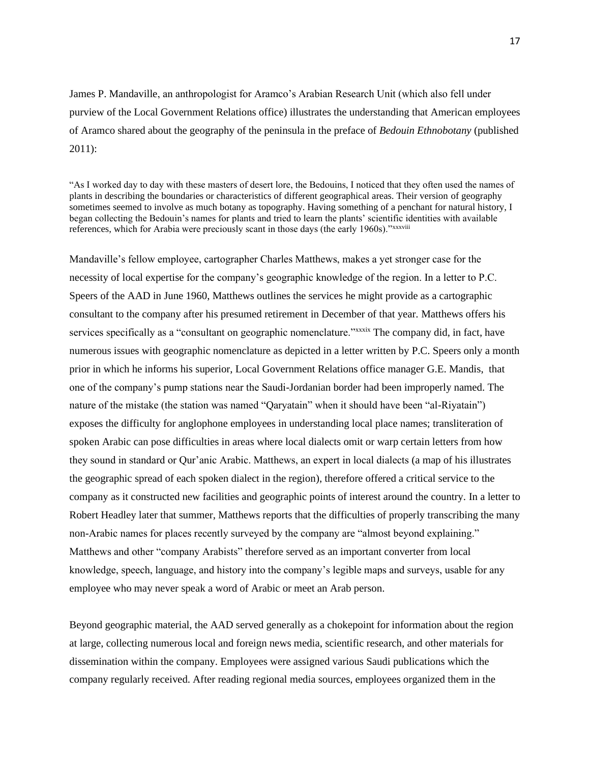James P. Mandaville, an anthropologist for Aramco's Arabian Research Unit (which also fell under purview of the Local Government Relations office) illustrates the understanding that American employees of Aramco shared about the geography of the peninsula in the preface of *Bedouin Ethnobotany* (published 2011):

> "As I worked day to day with these masters of desert lore, the Bedouins, I noticed that they often used the names of plants in describing the boundaries or characteristics of different geographical areas. Their version of geography sometimes seemed to involve as much botany as topography. Having something of a penchant for natural history, I began collecting the Bedouin's names for plants and tried to learn the plants' scientific identities with available references, which for Arabia were preciously scant in those days (the early 1960s)."[xxxviii]

Mandaville's fellow employee, cartographer Charles Matthews, makes a yet stronger case for the necessity of local expertise for the company's geographic knowledge of the region. In a letter to P.C. Speers of the AAD in June 1960, Matthews outlines the services he might provide as a cartographic consultant to the company after his presumed retirement in December of that year. Matthews offers his services specifically as a "consultant on geographic nomenclature."[xxxix] The company did, in fact, have numerous issues with geographic nomenclature as depicted in a letter written by P.C. Speers only a month prior in which he informs his superior, Local Government Relations office manager G.E. Mandis, that one of the company's pump stations near the Saudi-Jordanian border had been improperly named. The nature of the mistake (the station was named "Qaryatain" when it should have been "al-Riyatain") exposes the difficulty for anglophone employees in understanding local place names; transliteration of spoken Arabic can pose difficulties in areas where local dialects omit or warp certain letters from how they sound in standard or Qur'anic Arabic. Matthews, an expert in local dialects (a map of his illustrates the geographic spread of each spoken dialect in the region), therefore offered a critical service to the company as it constructed new facilities and geographic points of interest around the country. In a letter to Robert Headley later that summer, Matthews reports that the difficulties of properly transcribing the many non-Arabic names for places recently surveyed by the company are "almost beyond explaining." Matthews and other "company Arabists" therefore served as an important converter from local knowledge, speech, language, and history into the company's legible maps and surveys, usable for any employee who may never speak a word of Arabic or meet an Arab person.

Beyond geographic material, the AAD served generally as a chokepoint for information about the region at large, collecting numerous local and foreign news media, scientific research, and other materials for dissemination within the company. Employees were assigned various Saudi publications which the company regularly received. After reading regional media sources, employees organized them in the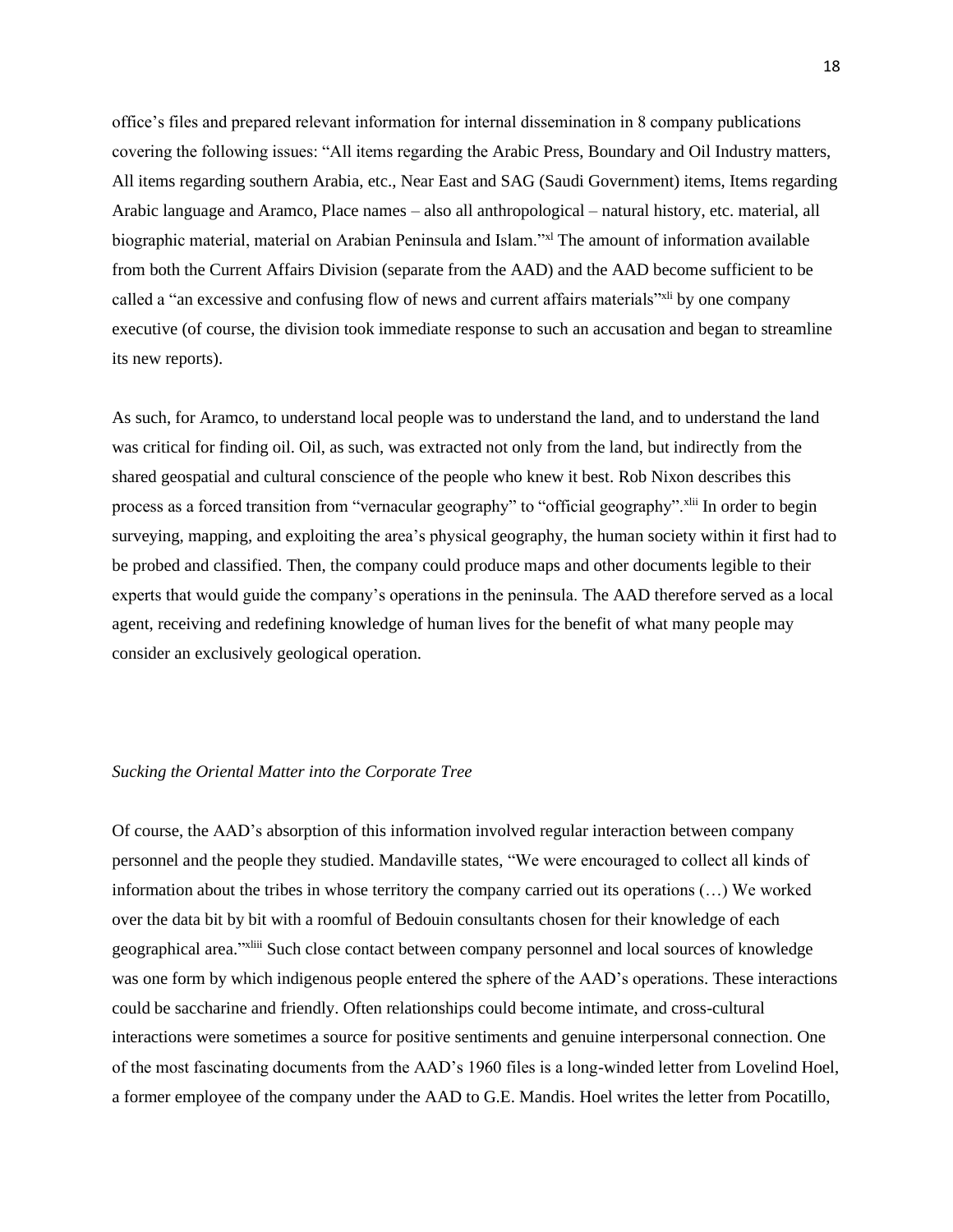office's files and prepared relevant information for internal dissemination in 8 company publications covering the following issues: "All items regarding the Arabic Press, Boundary and Oil Industry matters, All items regarding southern Arabia, etc., Near East and SAG (Saudi Government) items, Items regarding Arabic language and Aramco, Place names – also all anthropological – natural history, etc. material, all biographic material, material on Arabian Peninsula and Islam."[xl] The amount of information available from both the Current Affairs Division (separate from the AAD) and the AAD become sufficient to be called a "an excessive and confusing flow of news and current affairs materials"[xli] by one company executive (of course, the division took immediate response to such an accusation and began to streamline its new reports).

As such, for Aramco, to understand local people was to understand the land, and to understand the land was critical for finding oil. Oil, as such, was extracted not only from the land, but indirectly from the shared geospatial and cultural conscience of the people who knew it best. Rob Nixon describes this process as a forced transition from "vernacular geography" to "official geography".[xlii] In order to begin surveying, mapping, and exploiting the area's physical geography, the human society within it first had to be probed and classified. Then, the company could produce maps and other documents legible to their experts that would guide the company's operations in the peninsula. The AAD therefore served as a local agent, receiving and redefining knowledge of human lives for the benefit of what many people may consider an exclusively geological operation.

*Sucking the Oriental Matter into the Corporate Tree*

Of course, the AAD's absorption of this information involved regular interaction between company personnel and the people they studied. Mandaville states, "We were encouraged to collect all kinds of information about the tribes in whose territory the company carried out its operations (…) We worked over the data bit by bit with a roomful of Bedouin consultants chosen for their knowledge of each geographical area."[xliii] Such close contact between company personnel and local sources of knowledge was one form by which indigenous people entered the sphere of the AAD's operations. These interactions could be saccharine and friendly. Often relationships could become intimate, and cross-cultural interactions were sometimes a source for positive sentiments and genuine interpersonal connection. One of the most fascinating documents from the AAD's 1960 files is a long-winded letter from Lovelind Hoel, a former employee of the company under the AAD to G.E. Mandis. Hoel writes the letter from Pocatillo,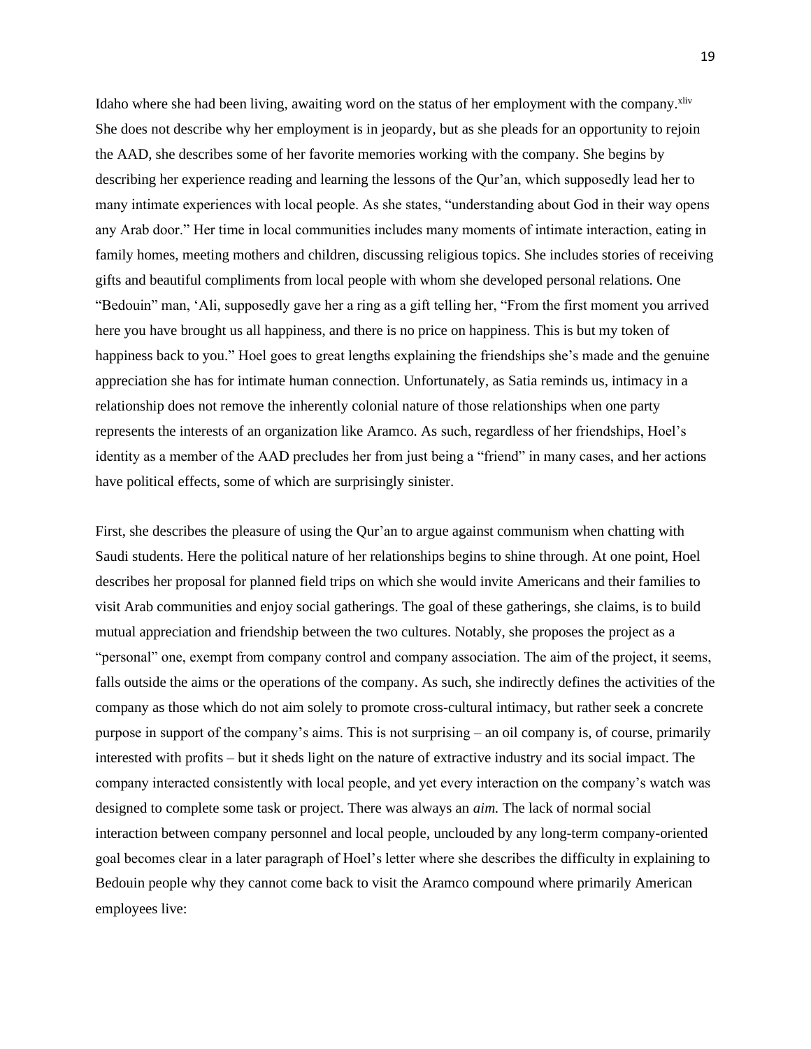Idaho where she had been living, awaiting word on the status of her employment with the company.[xliv] She does not describe why her employment is in jeopardy, but as she pleads for an opportunity to rejoin the AAD, she describes some of her favorite memories working with the company. She begins by describing her experience reading and learning the lessons of the Qur'an, which supposedly lead her to many intimate experiences with local people. As she states, "understanding about God in their way opens any Arab door." Her time in local communities includes many moments of intimate interaction, eating in family homes, meeting mothers and children, discussing religious topics. She includes stories of receiving gifts and beautiful compliments from local people with whom she developed personal relations. One "Bedouin" man, 'Ali, supposedly gave her a ring as a gift telling her, "From the first moment you arrived here you have brought us all happiness, and there is no price on happiness. This is but my token of happiness back to you." Hoel goes to great lengths explaining the friendships she's made and the genuine appreciation she has for intimate human connection. Unfortunately, as Satia reminds us, intimacy in a relationship does not remove the inherently colonial nature of those relationships when one party represents the interests of an organization like Aramco. As such, regardless of her friendships, Hoel's identity as a member of the AAD precludes her from just being a "friend" in many cases, and her actions have political effects, some of which are surprisingly sinister.

First, she describes the pleasure of using the Qur'an to argue against communism when chatting with Saudi students. Here the political nature of her relationships begins to shine through. At one point, Hoel describes her proposal for planned field trips on which she would invite Americans and their families to visit Arab communities and enjoy social gatherings. The goal of these gatherings, she claims, is to build mutual appreciation and friendship between the two cultures. Notably, she proposes the project as a "personal" one, exempt from company control and company association. The aim of the project, it seems, falls outside the aims or the operations of the company. As such, she indirectly defines the activities of the company as those which do not aim solely to promote cross-cultural intimacy, but rather seek a concrete purpose in support of the company's aims. This is not surprising – an oil company is, of course, primarily interested with profits – but it sheds light on the nature of extractive industry and its social impact. The company interacted consistently with local people, and yet every interaction on the company's watch was designed to complete some task or project. There was always an *aim.* The lack of normal social interaction between company personnel and local people, unclouded by any long-term company-oriented goal becomes clear in a later paragraph of Hoel's letter where she describes the difficulty in explaining to Bedouin people why they cannot come back to visit the Aramco compound where primarily American employees live: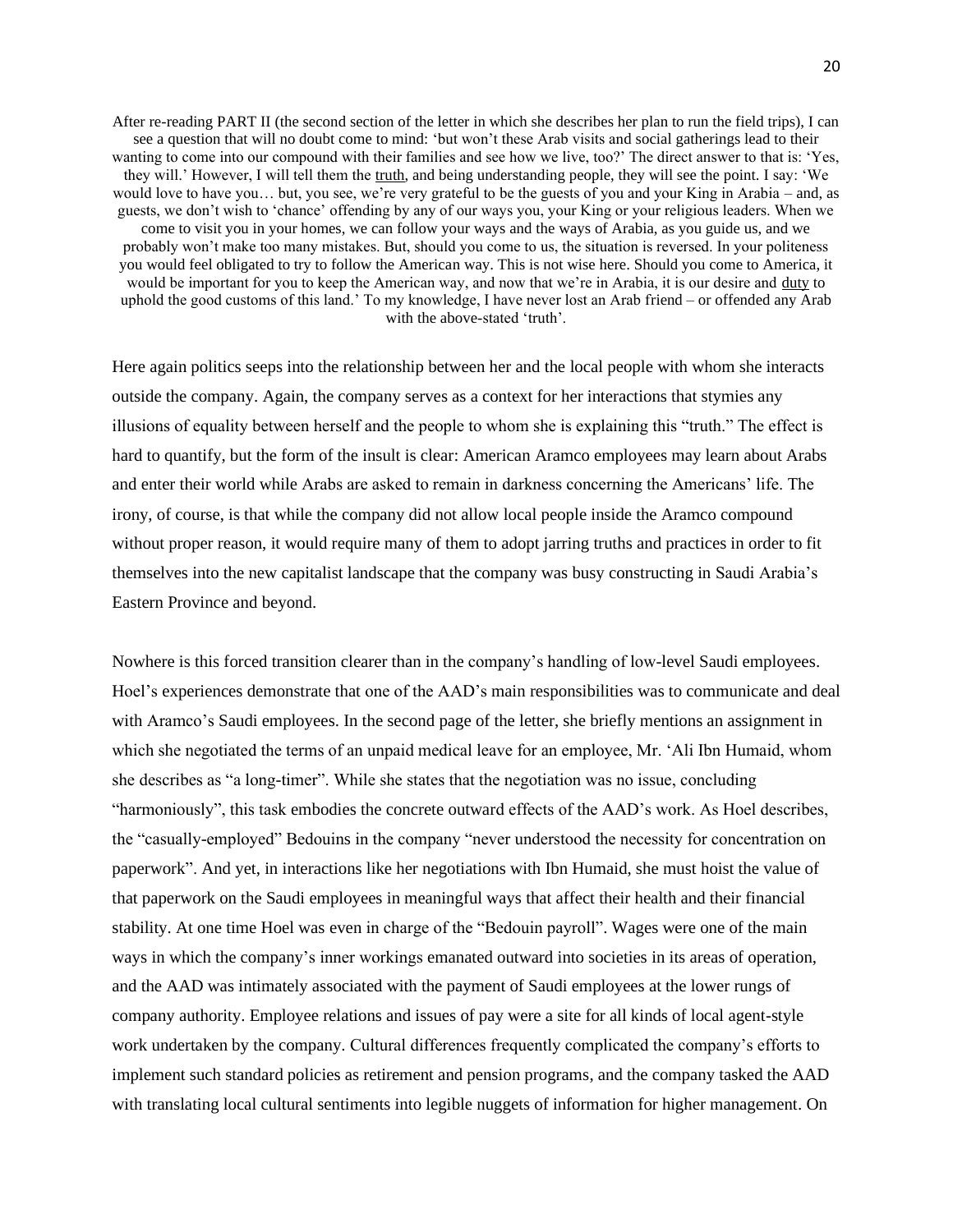> After re-reading PART II (the second section of the letter in which she describes her plan to run the field trips), I can see a question that will no doubt come to mind: 'but won't these Arab visits and social gatherings lead to their wanting to come into our compound with their families and see how we live, too?' The direct answer to that is: 'Yes, they will.' However, I will tell them the <u>truth</u>, and being understanding people, they will see the point. I say: 'We would love to have you… but, you see, we're very grateful to be the guests of you and your King in Arabia – and, as guests, we don't wish to 'chance' offending by any of our ways you, your King or your religious leaders. When we come to visit you in your homes, we can follow your ways and the ways of Arabia, as you guide us, and we probably won't make too many mistakes. But, should you come to us, the situation is reversed. In your politeness you would feel obligated to try to follow the American way. This is not wise here. Should you come to America, it would be important for you to keep the American way, and now that we're in Arabia, it is our desire and <u>duty</u> to uphold the good customs of this land.' To my knowledge, I have never lost an Arab friend – or offended any Arab with the above-stated 'truth'.

Here again politics seeps into the relationship between her and the local people with whom she interacts outside the company. Again, the company serves as a context for her interactions that stymies any illusions of equality between herself and the people to whom she is explaining this "truth." The effect is hard to quantify, but the form of the insult is clear: American Aramco employees may learn about Arabs and enter their world while Arabs are asked to remain in darkness concerning the Americans' life. The irony, of course, is that while the company did not allow local people inside the Aramco compound without proper reason, it would require many of them to adopt jarring truths and practices in order to fit themselves into the new capitalist landscape that the company was busy constructing in Saudi Arabia's Eastern Province and beyond.

Nowhere is this forced transition clearer than in the company's handling of low-level Saudi employees. Hoel's experiences demonstrate that one of the AAD's main responsibilities was to communicate and deal with Aramco's Saudi employees. In the second page of the letter, she briefly mentions an assignment in which she negotiated the terms of an unpaid medical leave for an employee, Mr. 'Ali Ibn Humaid, whom she describes as "a long-timer". While she states that the negotiation was no issue, concluding "harmoniously", this task embodies the concrete outward effects of the AAD's work. As Hoel describes, the "casually-employed" Bedouins in the company "never understood the necessity for concentration on paperwork". And yet, in interactions like her negotiations with Ibn Humaid, she must hoist the value of that paperwork on the Saudi employees in meaningful ways that affect their health and their financial stability. At one time Hoel was even in charge of the "Bedouin payroll". Wages were one of the main ways in which the company's inner workings emanated outward into societies in its areas of operation, and the AAD was intimately associated with the payment of Saudi employees at the lower rungs of company authority. Employee relations and issues of pay were a site for all kinds of local agent-style work undertaken by the company. Cultural differences frequently complicated the company's efforts to implement such standard policies as retirement and pension programs, and the company tasked the AAD with translating local cultural sentiments into legible nuggets of information for higher management. On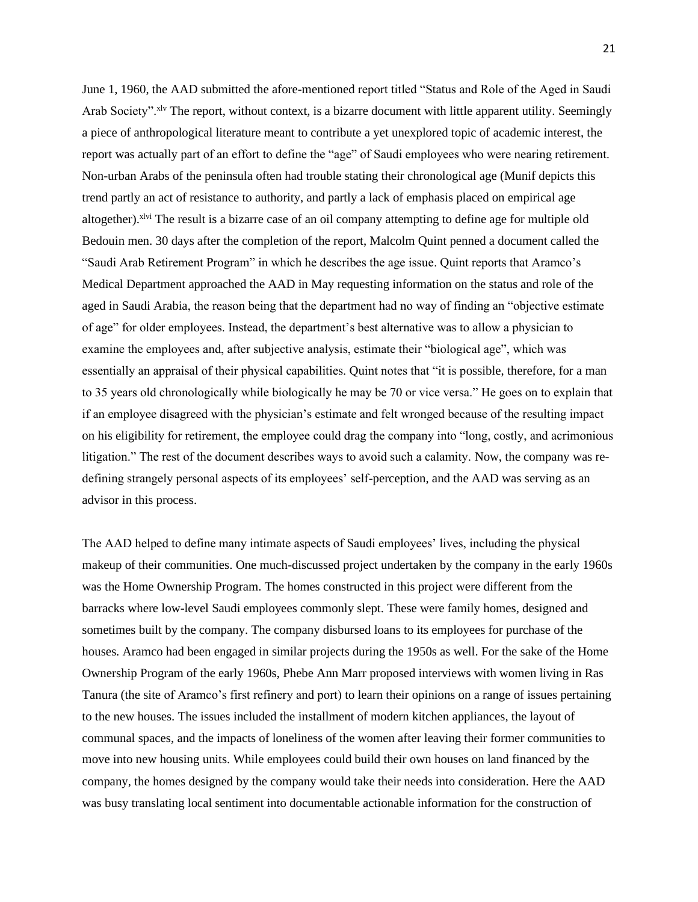June 1, 1960, the AAD submitted the afore-mentioned report titled "Status and Role of the Aged in Saudi Arab Society".[xlv] The report, without context, is a bizarre document with little apparent utility. Seemingly a piece of anthropological literature meant to contribute a yet unexplored topic of academic interest, the report was actually part of an effort to define the "age" of Saudi employees who were nearing retirement. Non-urban Arabs of the peninsula often had trouble stating their chronological age (Munif depicts this trend partly an act of resistance to authority, and partly a lack of emphasis placed on empirical age altogether).[xlvi] The result is a bizarre case of an oil company attempting to define age for multiple old Bedouin men. 30 days after the completion of the report, Malcolm Quint penned a document called the "Saudi Arab Retirement Program" in which he describes the age issue. Quint reports that Aramco's Medical Department approached the AAD in May requesting information on the status and role of the aged in Saudi Arabia, the reason being that the department had no way of finding an "objective estimate of age" for older employees. Instead, the department's best alternative was to allow a physician to examine the employees and, after subjective analysis, estimate their "biological age", which was essentially an appraisal of their physical capabilities. Quint notes that "it is possible, therefore, for a man to 35 years old chronologically while biologically he may be 70 or vice versa." He goes on to explain that if an employee disagreed with the physician's estimate and felt wronged because of the resulting impact on his eligibility for retirement, the employee could drag the company into "long, costly, and acrimonious litigation." The rest of the document describes ways to avoid such a calamity. Now, the company was re-defining strangely personal aspects of its employees' self-perception, and the AAD was serving as an advisor in this process.

The AAD helped to define many intimate aspects of Saudi employees' lives, including the physical makeup of their communities. One much-discussed project undertaken by the company in the early 1960s was the Home Ownership Program. The homes constructed in this project were different from the barracks where low-level Saudi employees commonly slept. These were family homes, designed and sometimes built by the company. The company disbursed loans to its employees for purchase of the houses. Aramco had been engaged in similar projects during the 1950s as well. For the sake of the Home Ownership Program of the early 1960s, Phebe Ann Marr proposed interviews with women living in Ras Tanura (the site of Aramco's first refinery and port) to learn their opinions on a range of issues pertaining to the new houses. The issues included the installment of modern kitchen appliances, the layout of communal spaces, and the impacts of loneliness of the women after leaving their former communities to move into new housing units. While employees could build their own houses on land financed by the company, the homes designed by the company would take their needs into consideration. Here the AAD was busy translating local sentiment into documentable actionable information for the construction of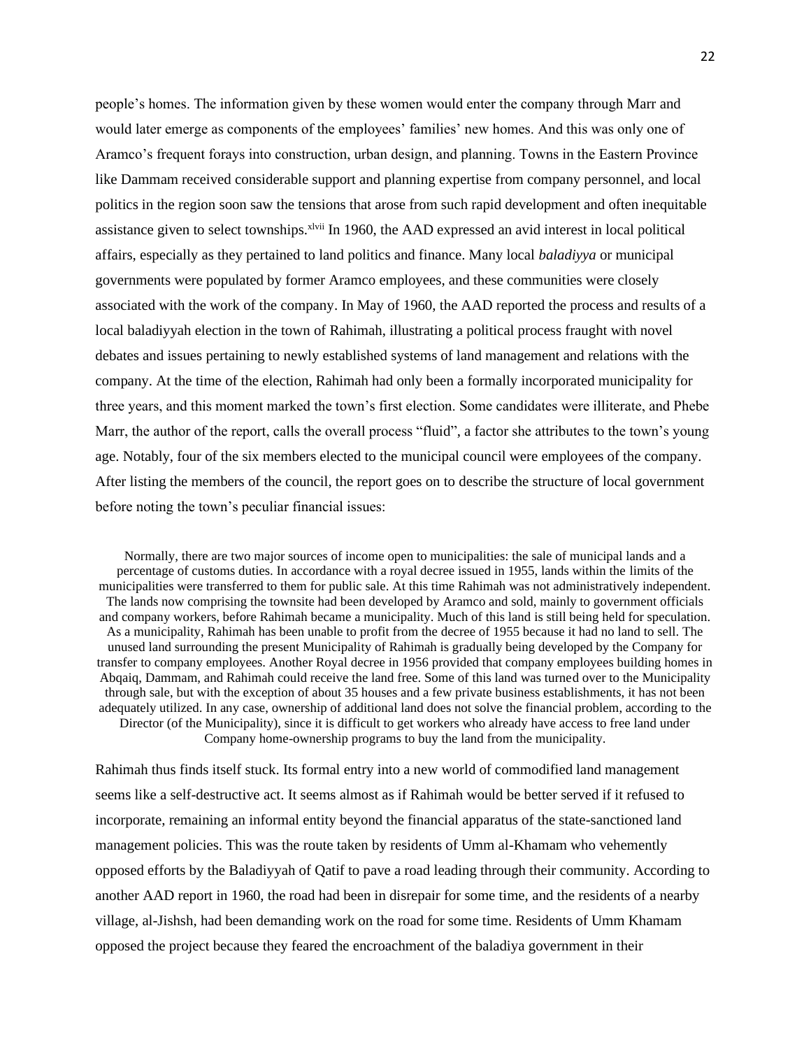people's homes. The information given by these women would enter the company through Marr and would later emerge as components of the employees' families' new homes. And this was only one of Aramco's frequent forays into construction, urban design, and planning. Towns in the Eastern Province like Dammam received considerable support and planning expertise from company personnel, and local politics in the region soon saw the tensions that arose from such rapid development and often inequitable assistance given to select townships.[xlvii] In 1960, the AAD expressed an avid interest in local political affairs, especially as they pertained to land politics and finance. Many local *baladiyya* or municipal governments were populated by former Aramco employees, and these communities were closely associated with the work of the company. In May of 1960, the AAD reported the process and results of a local baladiyyah election in the town of Rahimah, illustrating a political process fraught with novel debates and issues pertaining to newly established systems of land management and relations with the company. At the time of the election, Rahimah had only been a formally incorporated municipality for three years, and this moment marked the town's first election. Some candidates were illiterate, and Phebe Marr, the author of the report, calls the overall process "fluid", a factor she attributes to the town's young age. Notably, four of the six members elected to the municipal council were employees of the company. After listing the members of the council, the report goes on to describe the structure of local government before noting the town's peculiar financial issues:

> Normally, there are two major sources of income open to municipalities: the sale of municipal lands and a percentage of customs duties. In accordance with a royal decree issued in 1955, lands within the limits of the municipalities were transferred to them for public sale. At this time Rahimah was not administratively independent. The lands now comprising the townsite had been developed by Aramco and sold, mainly to government officials and company workers, before Rahimah became a municipality. Much of this land is still being held for speculation. As a municipality, Rahimah has been unable to profit from the decree of 1955 because it had no land to sell. The unused land surrounding the present Municipality of Rahimah is gradually being developed by the Company for transfer to company employees. Another Royal decree in 1956 provided that company employees building homes in Abqaiq, Dammam, and Rahimah could receive the land free. Some of this land was turned over to the Municipality through sale, but with the exception of about 35 houses and a few private business establishments, it has not been adequately utilized. In any case, ownership of additional land does not solve the financial problem, according to the Director (of the Municipality), since it is difficult to get workers who already have access to free land under Company home-ownership programs to buy the land from the municipality.

Rahimah thus finds itself stuck. Its formal entry into a new world of commodified land management seems like a self-destructive act. It seems almost as if Rahimah would be better served if it refused to incorporate, remaining an informal entity beyond the financial apparatus of the state-sanctioned land management policies. This was the route taken by residents of Umm al-Khamam who vehemently opposed efforts by the Baladiyyah of Qatif to pave a road leading through their community. According to another AAD report in 1960, the road had been in disrepair for some time, and the residents of a nearby village, al-Jishsh, had been demanding work on the road for some time. Residents of Umm Khamam opposed the project because they feared the encroachment of the baladiya government in their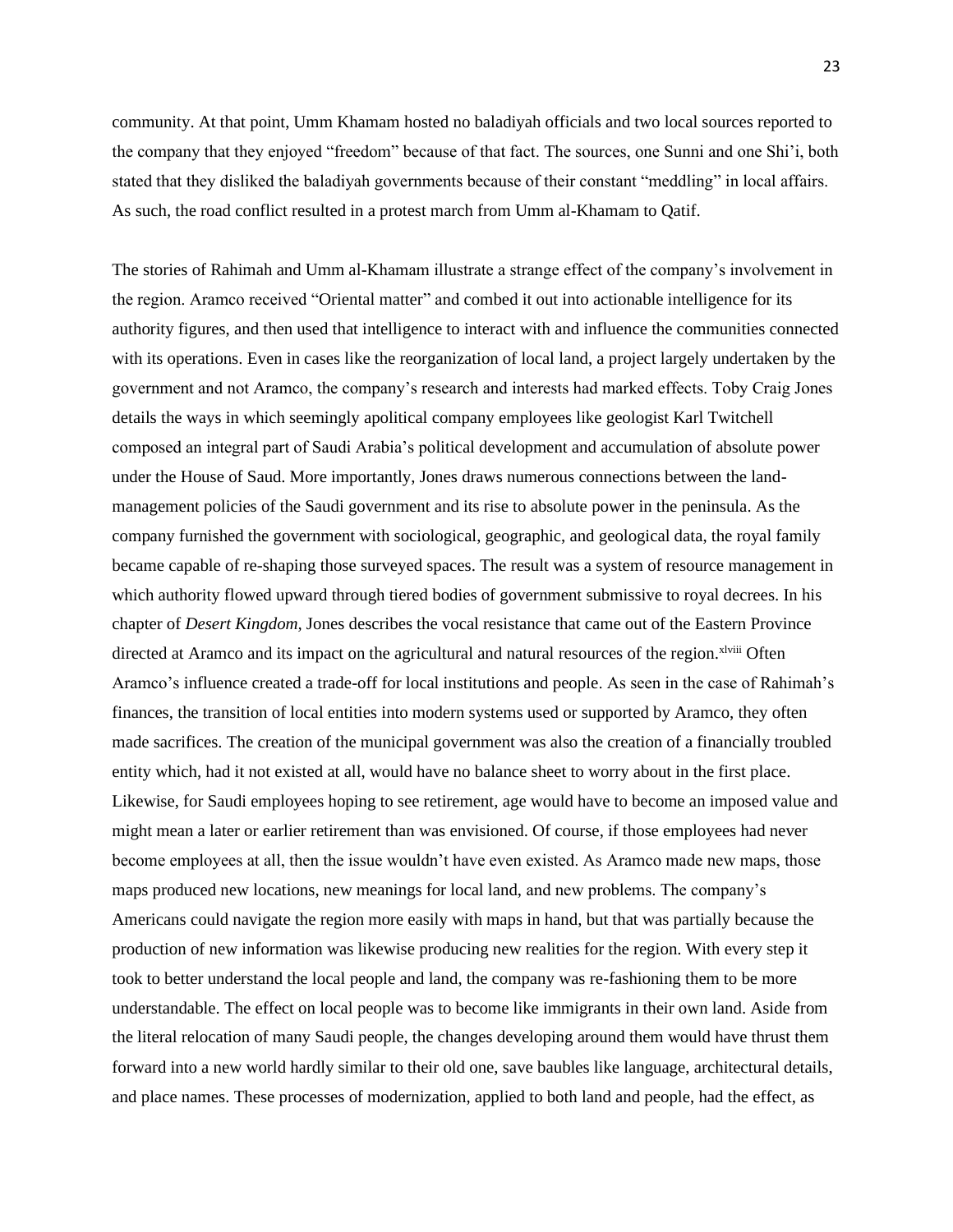community. At that point, Umm Khamam hosted no baladiyah officials and two local sources reported to the company that they enjoyed "freedom" because of that fact. The sources, one Sunni and one Shi'i, both stated that they disliked the baladiyah governments because of their constant "meddling" in local affairs. As such, the road conflict resulted in a protest march from Umm al-Khamam to Qatif.

The stories of Rahimah and Umm al-Khamam illustrate a strange effect of the company's involvement in the region. Aramco received "Oriental matter" and combed it out into actionable intelligence for its authority figures, and then used that intelligence to interact with and influence the communities connected with its operations. Even in cases like the reorganization of local land, a project largely undertaken by the government and not Aramco, the company's research and interests had marked effects. Toby Craig Jones details the ways in which seemingly apolitical company employees like geologist Karl Twitchell composed an integral part of Saudi Arabia's political development and accumulation of absolute power under the House of Saud. More importantly, Jones draws numerous connections between the land-management policies of the Saudi government and its rise to absolute power in the peninsula. As the company furnished the government with sociological, geographic, and geological data, the royal family became capable of re-shaping those surveyed spaces. The result was a system of resource management in which authority flowed upward through tiered bodies of government submissive to royal decrees. In his chapter of *Desert Kingdom*, Jones describes the vocal resistance that came out of the Eastern Province directed at Aramco and its impact on the agricultural and natural resources of the region.[xlviii] Often Aramco's influence created a trade-off for local institutions and people. As seen in the case of Rahimah's finances, the transition of local entities into modern systems used or supported by Aramco, they often made sacrifices. The creation of the municipal government was also the creation of a financially troubled entity which, had it not existed at all, would have no balance sheet to worry about in the first place. Likewise, for Saudi employees hoping to see retirement, age would have to become an imposed value and might mean a later or earlier retirement than was envisioned. Of course, if those employees had never become employees at all, then the issue wouldn't have even existed. As Aramco made new maps, those maps produced new locations, new meanings for local land, and new problems. The company's Americans could navigate the region more easily with maps in hand, but that was partially because the production of new information was likewise producing new realities for the region. With every step it took to better understand the local people and land, the company was re-fashioning them to be more understandable. The effect on local people was to become like immigrants in their own land. Aside from the literal relocation of many Saudi people, the changes developing around them would have thrust them forward into a new world hardly similar to their old one, save baubles like language, architectural details, and place names. These processes of modernization, applied to both land and people, had the effect, as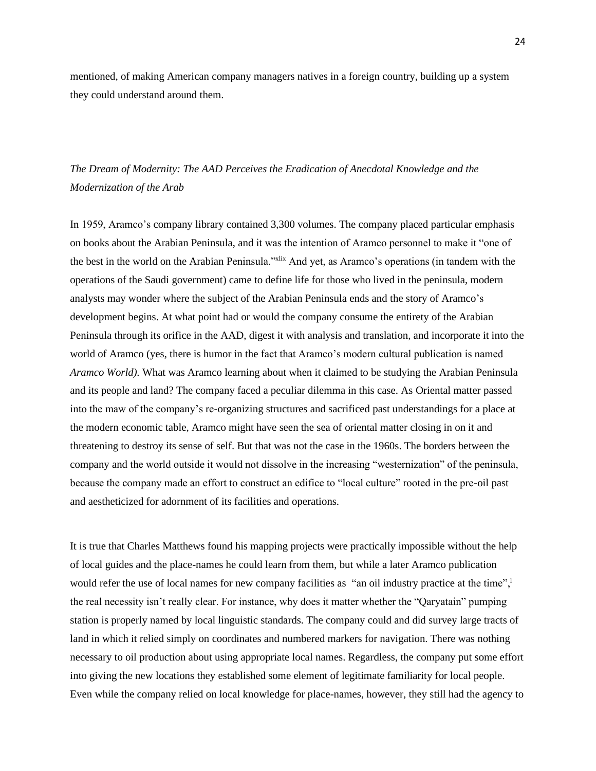mentioned, of making American company managers natives in a foreign country, building up a system they could understand around them.

*The Dream of Modernity: The AAD Perceives the Eradication of Anecdotal Knowledge and the Modernization of the Arab*

In 1959, Aramco's company library contained 3,300 volumes. The company placed particular emphasis on books about the Arabian Peninsula, and it was the intention of Aramco personnel to make it "one of the best in the world on the Arabian Peninsula."[xlix] And yet, as Aramco's operations (in tandem with the operations of the Saudi government) came to define life for those who lived in the peninsula, modern analysts may wonder where the subject of the Arabian Peninsula ends and the story of Aramco's development begins. At what point had or would the company consume the entirety of the Arabian Peninsula through its orifice in the AAD, digest it with analysis and translation, and incorporate it into the world of Aramco (yes, there is humor in the fact that Aramco's modern cultural publication is named *Aramco World).* What was Aramco learning about when it claimed to be studying the Arabian Peninsula and its people and land? The company faced a peculiar dilemma in this case. As Oriental matter passed into the maw of the company's re-organizing structures and sacrificed past understandings for a place at the modern economic table, Aramco might have seen the sea of oriental matter closing in on it and threatening to destroy its sense of self. But that was not the case in the 1960s. The borders between the company and the world outside it would not dissolve in the increasing "westernization" of the peninsula, because the company made an effort to construct an edifice to "local culture" rooted in the pre-oil past and aestheticized for adornment of its facilities and operations.

It is true that Charles Matthews found his mapping projects were practically impossible without the help of local guides and the place-names he could learn from them, but while a later Aramco publication would refer the use of local names for new company facilities as "an oil industry practice at the time",[l] the real necessity isn't really clear. For instance, why does it matter whether the "Qaryatain" pumping station is properly named by local linguistic standards. The company could and did survey large tracts of land in which it relied simply on coordinates and numbered markers for navigation. There was nothing necessary to oil production about using appropriate local names. Regardless, the company put some effort into giving the new locations they established some element of legitimate familiarity for local people. Even while the company relied on local knowledge for place-names, however, they still had the agency to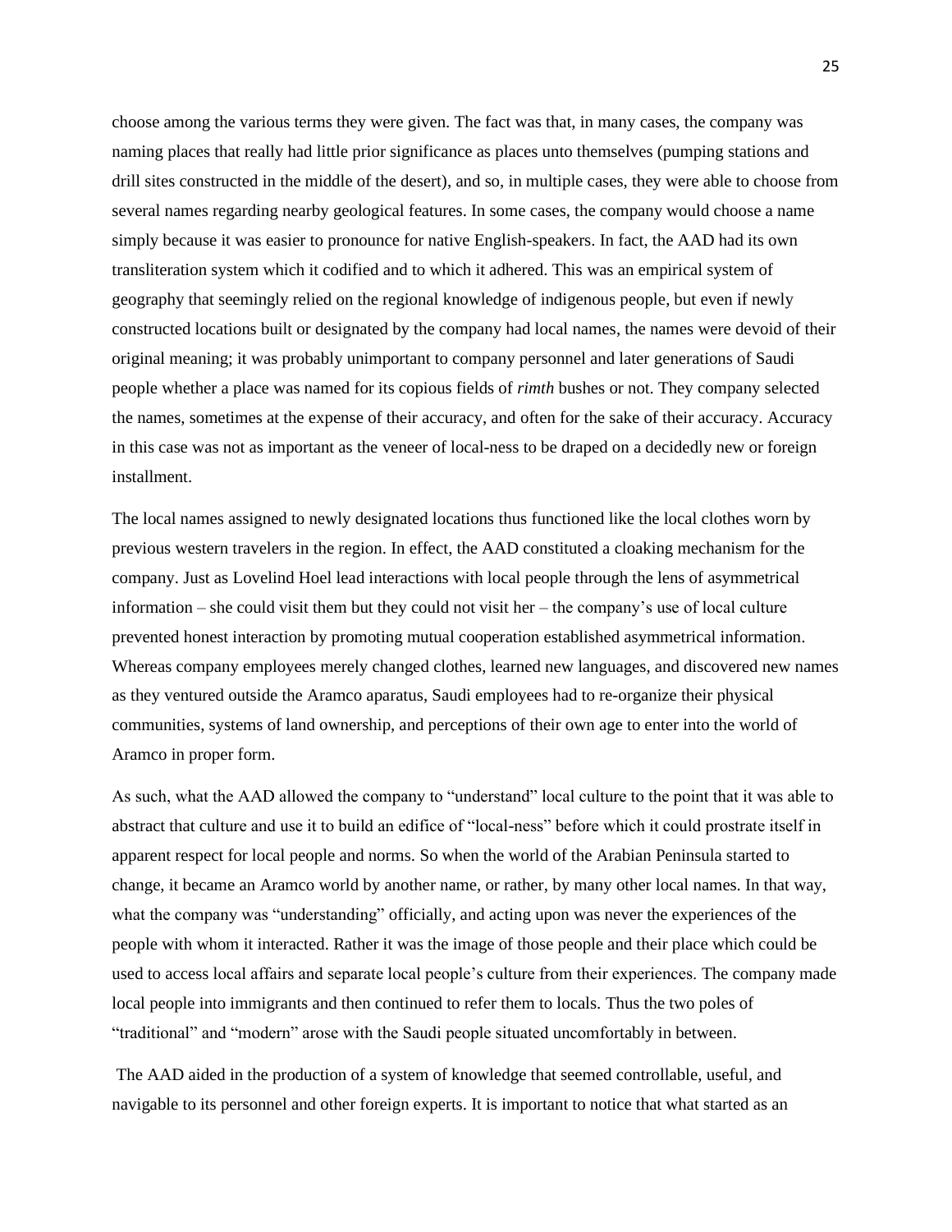choose among the various terms they were given. The fact was that, in many cases, the company was naming places that really had little prior significance as places unto themselves (pumping stations and drill sites constructed in the middle of the desert), and so, in multiple cases, they were able to choose from several names regarding nearby geological features. In some cases, the company would choose a name simply because it was easier to pronounce for native English-speakers. In fact, the AAD had its own transliteration system which it codified and to which it adhered. This was an empirical system of geography that seemingly relied on the regional knowledge of indigenous people, but even if newly constructed locations built or designated by the company had local names, the names were devoid of their original meaning; it was probably unimportant to company personnel and later generations of Saudi people whether a place was named for its copious fields of *rimth* bushes or not. They company selected the names, sometimes at the expense of their accuracy, and often for the sake of their accuracy. Accuracy in this case was not as important as the veneer of local-ness to be draped on a decidedly new or foreign installment.

The local names assigned to newly designated locations thus functioned like the local clothes worn by previous western travelers in the region. In effect, the AAD constituted a cloaking mechanism for the company. Just as Lovelind Hoel lead interactions with local people through the lens of asymmetrical information – she could visit them but they could not visit her – the company's use of local culture prevented honest interaction by promoting mutual cooperation established asymmetrical information. Whereas company employees merely changed clothes, learned new languages, and discovered new names as they ventured outside the Aramco aparatus, Saudi employees had to re-organize their physical communities, systems of land ownership, and perceptions of their own age to enter into the world of Aramco in proper form.

As such, what the AAD allowed the company to "understand" local culture to the point that it was able to abstract that culture and use it to build an edifice of "local-ness" before which it could prostrate itself in apparent respect for local people and norms. So when the world of the Arabian Peninsula started to change, it became an Aramco world by another name, or rather, by many other local names. In that way, what the company was "understanding" officially, and acting upon was never the experiences of the people with whom it interacted. Rather it was the image of those people and their place which could be used to access local affairs and separate local people's culture from their experiences. The company made local people into immigrants and then continued to refer them to locals. Thus the two poles of "traditional" and "modern" arose with the Saudi people situated uncomfortably in between.

The AAD aided in the production of a system of knowledge that seemed controllable, useful, and navigable to its personnel and other foreign experts. It is important to notice that what started as an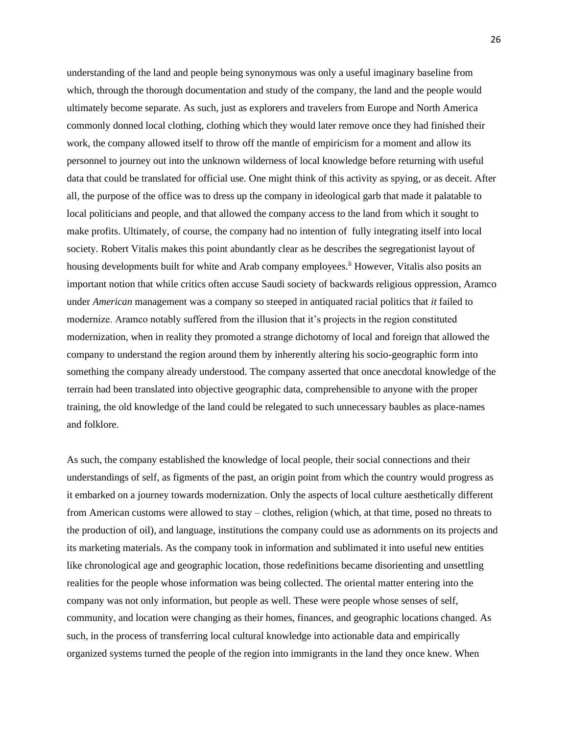understanding of the land and people being synonymous was only a useful imaginary baseline from which, through the thorough documentation and study of the company, the land and the people would ultimately become separate. As such, just as explorers and travelers from Europe and North America commonly donned local clothing, clothing which they would later remove once they had finished their work, the company allowed itself to throw off the mantle of empiricism for a moment and allow its personnel to journey out into the unknown wilderness of local knowledge before returning with useful data that could be translated for official use. One might think of this activity as spying, or as deceit. After all, the purpose of the office was to dress up the company in ideological garb that made it palatable to local politicians and people, and that allowed the company access to the land from which it sought to make profits. Ultimately, of course, the company had no intention of  fully integrating itself into local society. Robert Vitalis makes this point abundantly clear as he describes the segregationist layout of housing developments built for white and Arab company employees.[li] However, Vitalis also posits an important notion that while critics often accuse Saudi society of backwards religious oppression, Aramco under *American* management was a company so steeped in antiquated racial politics that *it* failed to modernize. Aramco notably suffered from the illusion that it's projects in the region constituted modernization, when in reality they promoted a strange dichotomy of local and foreign that allowed the company to understand the region around them by inherently altering his socio-geographic form into something the company already understood. The company asserted that once anecdotal knowledge of the terrain had been translated into objective geographic data, comprehensible to anyone with the proper training, the old knowledge of the land could be relegated to such unnecessary baubles as place-names and folklore.

As such, the company established the knowledge of local people, their social connections and their understandings of self, as figments of the past, an origin point from which the country would progress as it embarked on a journey towards modernization. Only the aspects of local culture aesthetically different from American customs were allowed to stay – clothes, religion (which, at that time, posed no threats to the production of oil), and language, institutions the company could use as adornments on its projects and its marketing materials. As the company took in information and sublimated it into useful new entities like chronological age and geographic location, those redefinitions became disorienting and unsettling realities for the people whose information was being collected. The oriental matter entering into the company was not only information, but people as well. These were people whose senses of self, community, and location were changing as their homes, finances, and geographic locations changed. As such, in the process of transferring local cultural knowledge into actionable data and empirically organized systems turned the people of the region into immigrants in the land they once knew. When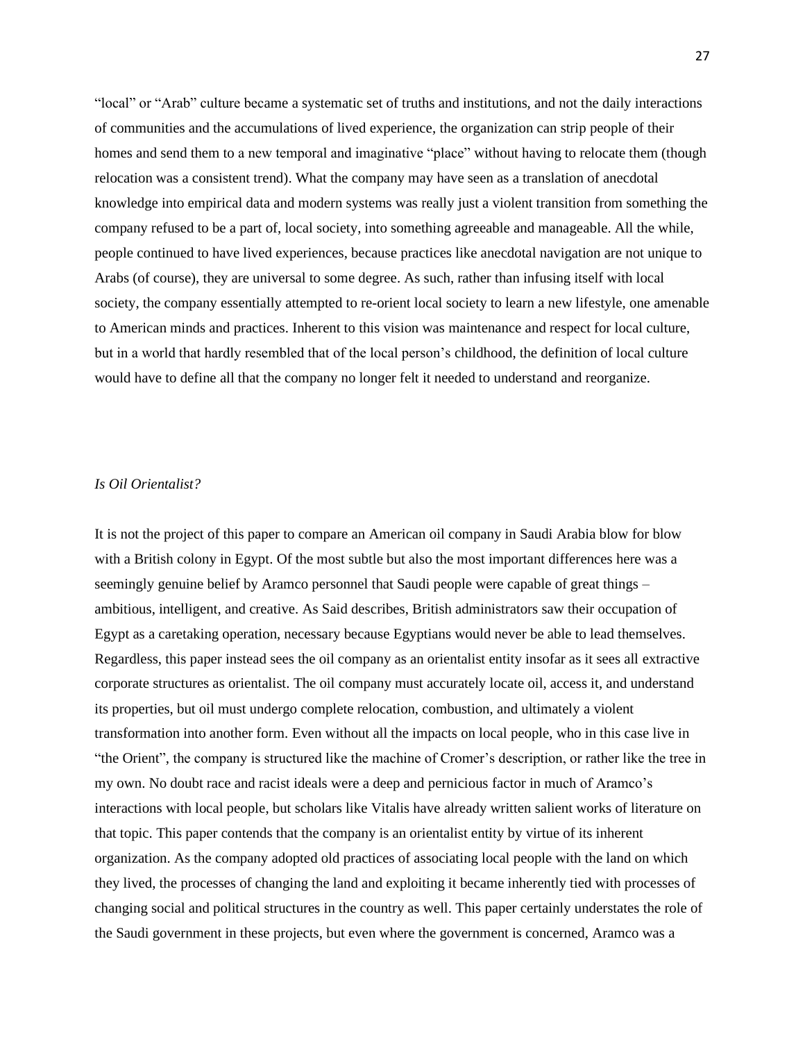"local" or "Arab" culture became a systematic set of truths and institutions, and not the daily interactions of communities and the accumulations of lived experience, the organization can strip people of their homes and send them to a new temporal and imaginative "place" without having to relocate them (though relocation was a consistent trend). What the company may have seen as a translation of anecdotal knowledge into empirical data and modern systems was really just a violent transition from something the company refused to be a part of, local society, into something agreeable and manageable. All the while, people continued to have lived experiences, because practices like anecdotal navigation are not unique to Arabs (of course), they are universal to some degree. As such, rather than infusing itself with local society, the company essentially attempted to re-orient local society to learn a new lifestyle, one amenable to American minds and practices. Inherent to this vision was maintenance and respect for local culture, but in a world that hardly resembled that of the local person's childhood, the definition of local culture would have to define all that the company no longer felt it needed to understand and reorganize.

*Is Oil Orientalist?*

It is not the project of this paper to compare an American oil company in Saudi Arabia blow for blow with a British colony in Egypt. Of the most subtle but also the most important differences here was a seemingly genuine belief by Aramco personnel that Saudi people were capable of great things – ambitious, intelligent, and creative. As Said describes, British administrators saw their occupation of Egypt as a caretaking operation, necessary because Egyptians would never be able to lead themselves. Regardless, this paper instead sees the oil company as an orientalist entity insofar as it sees all extractive corporate structures as orientalist. The oil company must accurately locate oil, access it, and understand its properties, but oil must undergo complete relocation, combustion, and ultimately a violent transformation into another form. Even without all the impacts on local people, who in this case live in "the Orient", the company is structured like the machine of Cromer's description, or rather like the tree in my own. No doubt race and racist ideals were a deep and pernicious factor in much of Aramco's interactions with local people, but scholars like Vitalis have already written salient works of literature on that topic. This paper contends that the company is an orientalist entity by virtue of its inherent organization. As the company adopted old practices of associating local people with the land on which they lived, the processes of changing the land and exploiting it became inherently tied with processes of changing social and political structures in the country as well. This paper certainly understates the role of the Saudi government in these projects, but even where the government is concerned, Aramco was a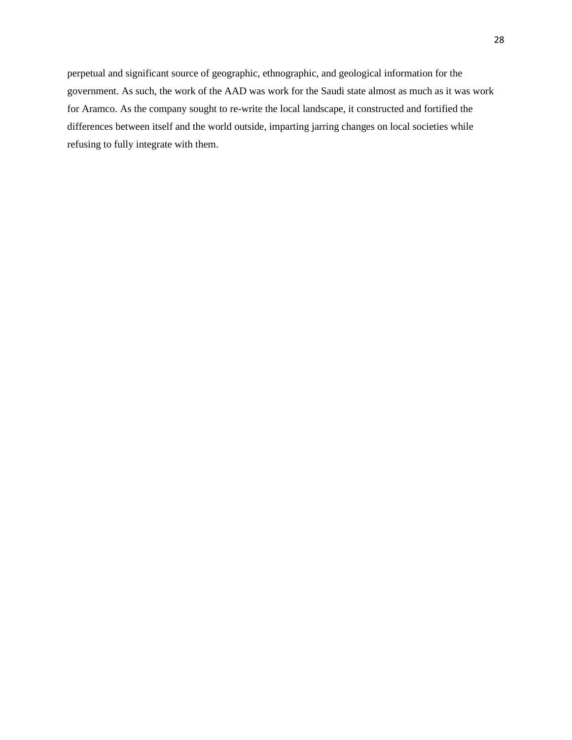perpetual and significant source of geographic, ethnographic, and geological information for the government. As such, the work of the AAD was work for the Saudi state almost as much as it was work for Aramco. As the company sought to re-write the local landscape, it constructed and fortified the differences between itself and the world outside, imparting jarring changes on local societies while refusing to fully integrate with them.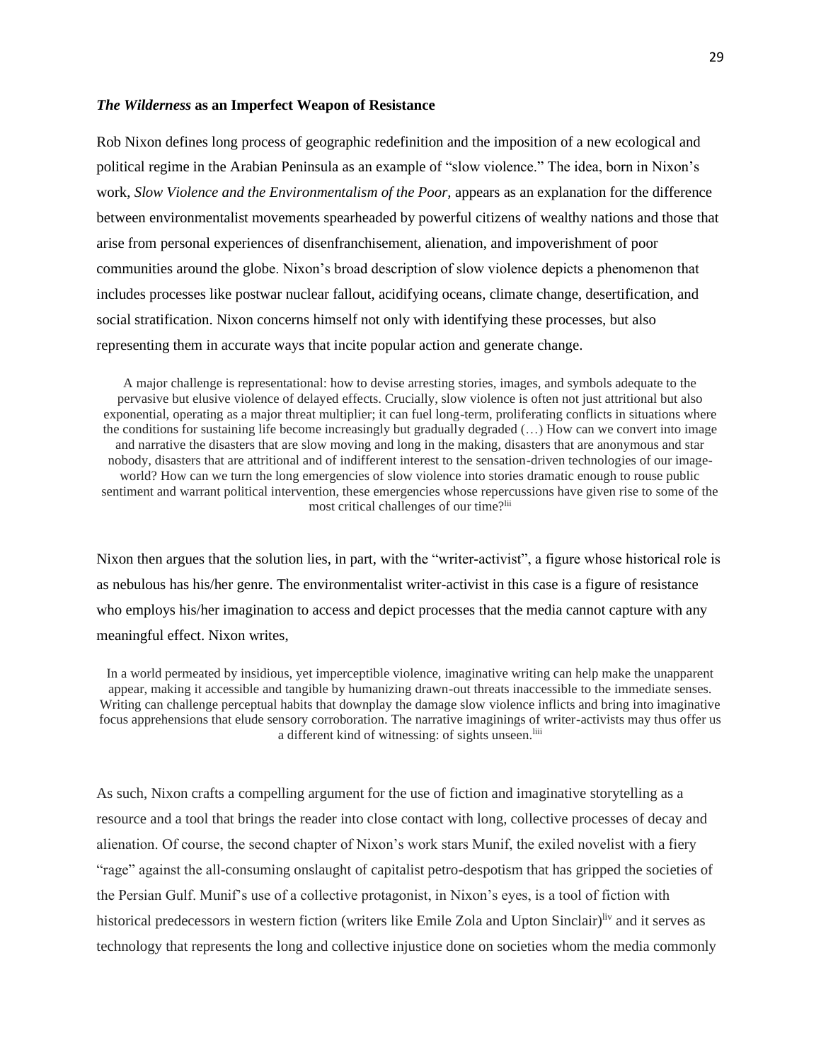### *The Wilderness* as an Imperfect Weapon of Resistance

Rob Nixon defines long process of geographic redefinition and the imposition of a new ecological and political regime in the Arabian Peninsula as an example of "slow violence." The idea, born in Nixon's work, *Slow Violence and the Environmentalism of the Poor*, appears as an explanation for the difference between environmentalist movements spearheaded by powerful citizens of wealthy nations and those that arise from personal experiences of disenfranchisement, alienation, and impoverishment of poor communities around the globe. Nixon's broad description of slow violence depicts a phenomenon that includes processes like postwar nuclear fallout, acidifying oceans, climate change, desertification, and social stratification. Nixon concerns himself not only with identifying these processes, but also representing them in accurate ways that incite popular action and generate change.

> A major challenge is representational: how to devise arresting stories, images, and symbols adequate to the pervasive but elusive violence of delayed effects. Crucially, slow violence is often not just attritional but also exponential, operating as a major threat multiplier; it can fuel long-term, proliferating conflicts in situations where the conditions for sustaining life become increasingly but gradually degraded (…) How can we convert into image and narrative the disasters that are slow moving and long in the making, disasters that are anonymous and star nobody, disasters that are attritional and of indifferent interest to the sensation-driven technologies of our image-world? How can we turn the long emergencies of slow violence into stories dramatic enough to rouse public sentiment and warrant political intervention, these emergencies whose repercussions have given rise to some of the most critical challenges of our time?[lii]

Nixon then argues that the solution lies, in part, with the "writer-activist", a figure whose historical role is as nebulous has his/her genre. The environmentalist writer-activist in this case is a figure of resistance who employs his/her imagination to access and depict processes that the media cannot capture with any meaningful effect. Nixon writes,

> In a world permeated by insidious, yet imperceptible violence, imaginative writing can help make the unapparent appear, making it accessible and tangible by humanizing drawn-out threats inaccessible to the immediate senses. Writing can challenge perceptual habits that downplay the damage slow violence inflicts and bring into imaginative focus apprehensions that elude sensory corroboration. The narrative imaginings of writer-activists may thus offer us a different kind of witnessing: of sights unseen.[liii]

As such, Nixon crafts a compelling argument for the use of fiction and imaginative storytelling as a resource and a tool that brings the reader into close contact with long, collective processes of decay and alienation. Of course, the second chapter of Nixon's work stars Munif, the exiled novelist with a fiery "rage" against the all-consuming onslaught of capitalist petro-despotism that has gripped the societies of the Persian Gulf. Munif's use of a collective protagonist, in Nixon's eyes, is a tool of fiction with historical predecessors in western fiction (writers like Emile Zola and Upton Sinclair)[liv] and it serves as technology that represents the long and collective injustice done on societies whom the media commonly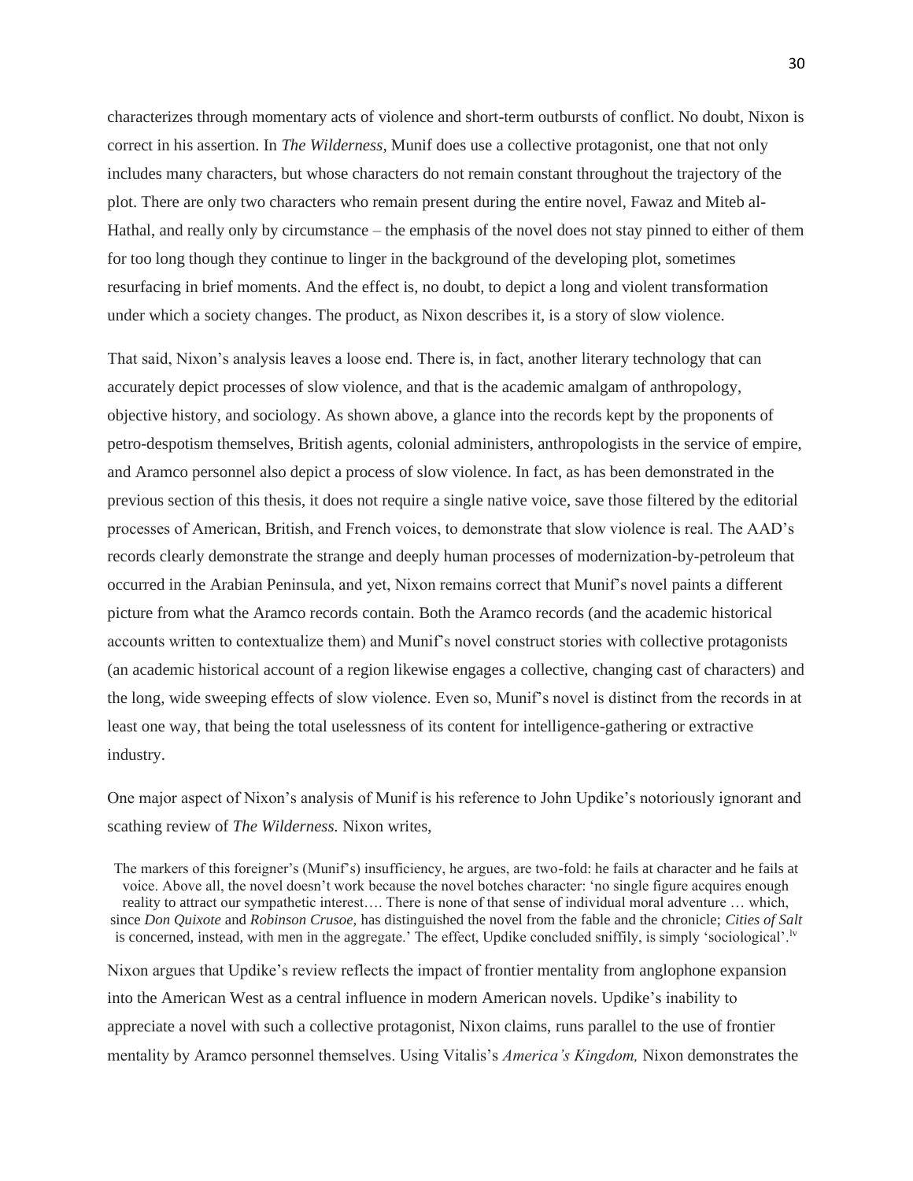characterizes through momentary acts of violence and short-term outbursts of conflict. No doubt, Nixon is correct in his assertion. In *The Wilderness,* Munif does use a collective protagonist, one that not only includes many characters, but whose characters do not remain constant throughout the trajectory of the plot. There are only two characters who remain present during the entire novel, Fawaz and Miteb al-Hathal, and really only by circumstance – the emphasis of the novel does not stay pinned to either of them for too long though they continue to linger in the background of the developing plot, sometimes resurfacing in brief moments. And the effect is, no doubt, to depict a long and violent transformation under which a society changes. The product, as Nixon describes it, is a story of slow violence.

That said, Nixon's analysis leaves a loose end. There is, in fact, another literary technology that can accurately depict processes of slow violence, and that is the academic amalgam of anthropology, objective history, and sociology. As shown above, a glance into the records kept by the proponents of petro-despotism themselves, British agents, colonial administers, anthropologists in the service of empire, and Aramco personnel also depict a process of slow violence. In fact, as has been demonstrated in the previous section of this thesis, it does not require a single native voice, save those filtered by the editorial processes of American, British, and French voices, to demonstrate that slow violence is real. The AAD's records clearly demonstrate the strange and deeply human processes of modernization-by-petroleum that occurred in the Arabian Peninsula, and yet, Nixon remains correct that Munif's novel paints a different picture from what the Aramco records contain. Both the Aramco records (and the academic historical accounts written to contextualize them) and Munif's novel construct stories with collective protagonists (an academic historical account of a region likewise engages a collective, changing cast of characters) and the long, wide sweeping effects of slow violence. Even so, Munif's novel is distinct from the records in at least one way, that being the total uselessness of its content for intelligence-gathering or extractive industry.

One major aspect of Nixon's analysis of Munif is his reference to John Updike's notoriously ignorant and scathing review of *The Wilderness.* Nixon writes,

> The markers of this foreigner's (Munif's) insufficiency, he argues, are two-fold: he fails at character and he fails at voice. Above all, the novel doesn't work because the novel botches character: 'no single figure acquires enough reality to attract our sympathetic interest…. There is none of that sense of individual moral adventure … which, since *Don Quixote* and *Robinson Crusoe,* has distinguished the novel from the fable and the chronicle; *Cities of Salt* is concerned, instead, with men in the aggregate.' The effect, Updike concluded sniffily, is simply 'sociological'.[lv]

Nixon argues that Updike's review reflects the impact of frontier mentality from anglophone expansion into the American West as a central influence in modern American novels. Updike's inability to appreciate a novel with such a collective protagonist, Nixon claims, runs parallel to the use of frontier mentality by Aramco personnel themselves. Using Vitalis's *America's Kingdom,* Nixon demonstrates the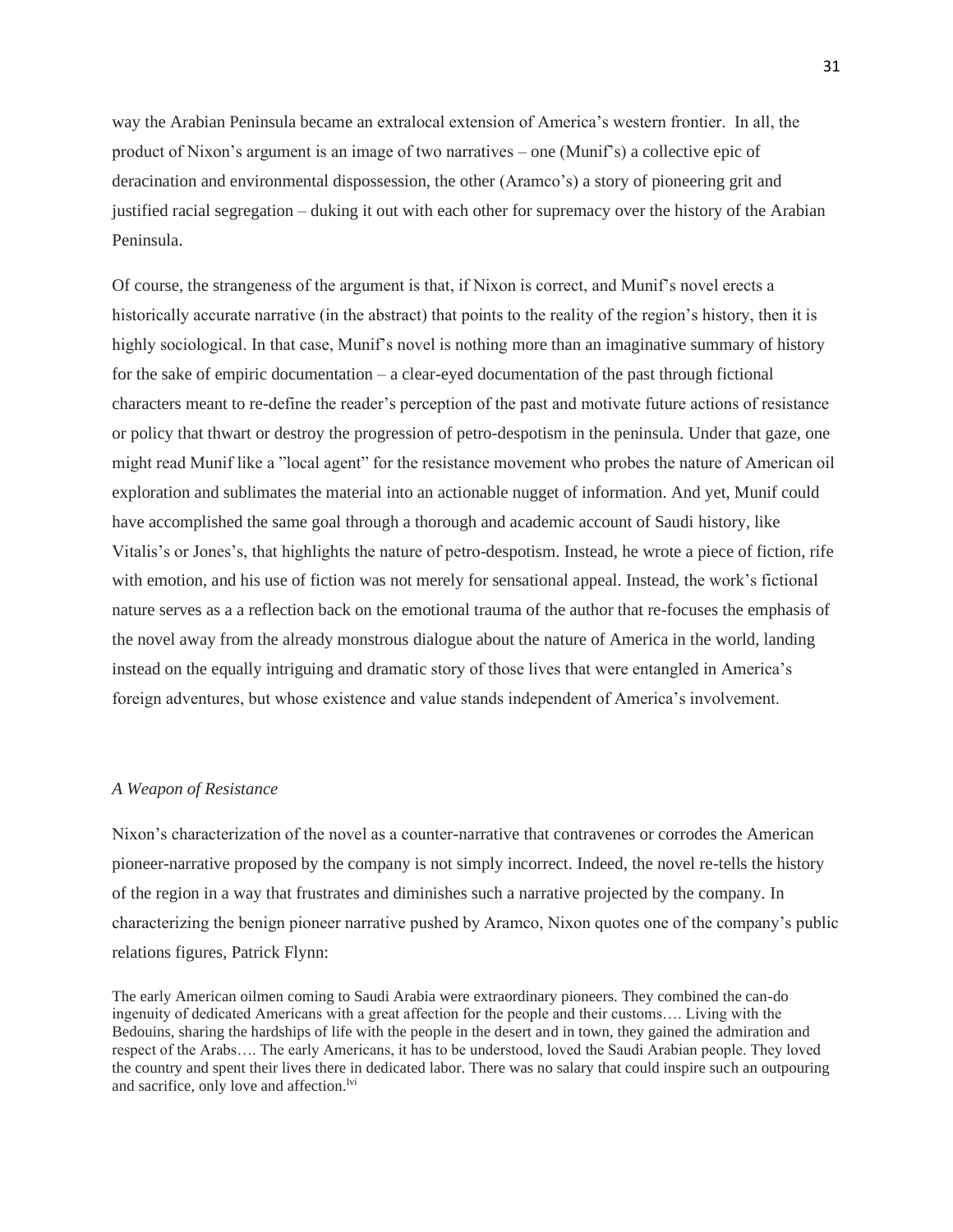way the Arabian Peninsula became an extralocal extension of America's western frontier. In all, the product of Nixon's argument is an image of two narratives – one (Munif's) a collective epic of deracination and environmental dispossession, the other (Aramco's) a story of pioneering grit and justified racial segregation – duking it out with each other for supremacy over the history of the Arabian Peninsula.

Of course, the strangeness of the argument is that, if Nixon is correct, and Munif's novel erects a historically accurate narrative (in the abstract) that points to the reality of the region's history, then it is highly sociological. In that case, Munif's novel is nothing more than an imaginative summary of history for the sake of empiric documentation – a clear-eyed documentation of the past through fictional characters meant to re-define the reader's perception of the past and motivate future actions of resistance or policy that thwart or destroy the progression of petro-despotism in the peninsula. Under that gaze, one might read Munif like a "local agent" for the resistance movement who probes the nature of American oil exploration and sublimates the material into an actionable nugget of information. And yet, Munif could have accomplished the same goal through a thorough and academic account of Saudi history, like Vitalis's or Jones's, that highlights the nature of petro-despotism. Instead, he wrote a piece of fiction, rife with emotion, and his use of fiction was not merely for sensational appeal. Instead, the work's fictional nature serves as a a reflection back on the emotional trauma of the author that re-focuses the emphasis of the novel away from the already monstrous dialogue about the nature of America in the world, landing instead on the equally intriguing and dramatic story of those lives that were entangled in America's foreign adventures, but whose existence and value stands independent of America's involvement.

### *A Weapon of Resistance*

Nixon's characterization of the novel as a counter-narrative that contravenes or corrodes the American pioneer-narrative proposed by the company is not simply incorrect. Indeed, the novel re-tells the history of the region in a way that frustrates and diminishes such a narrative projected by the company. In characterizing the benign pioneer narrative pushed by Aramco, Nixon quotes one of the company's public relations figures, Patrick Flynn:

> The early American oilmen coming to Saudi Arabia were extraordinary pioneers. They combined the can-do ingenuity of dedicated Americans with a great affection for the people and their customs…. Living with the Bedouins, sharing the hardships of life with the people in the desert and in town, they gained the admiration and respect of the Arabs…. The early Americans, it has to be understood, loved the Saudi Arabian people. They loved the country and spent their lives there in dedicated labor. There was no salary that could inspire such an outpouring and sacrifice, only love and affection.[lvi]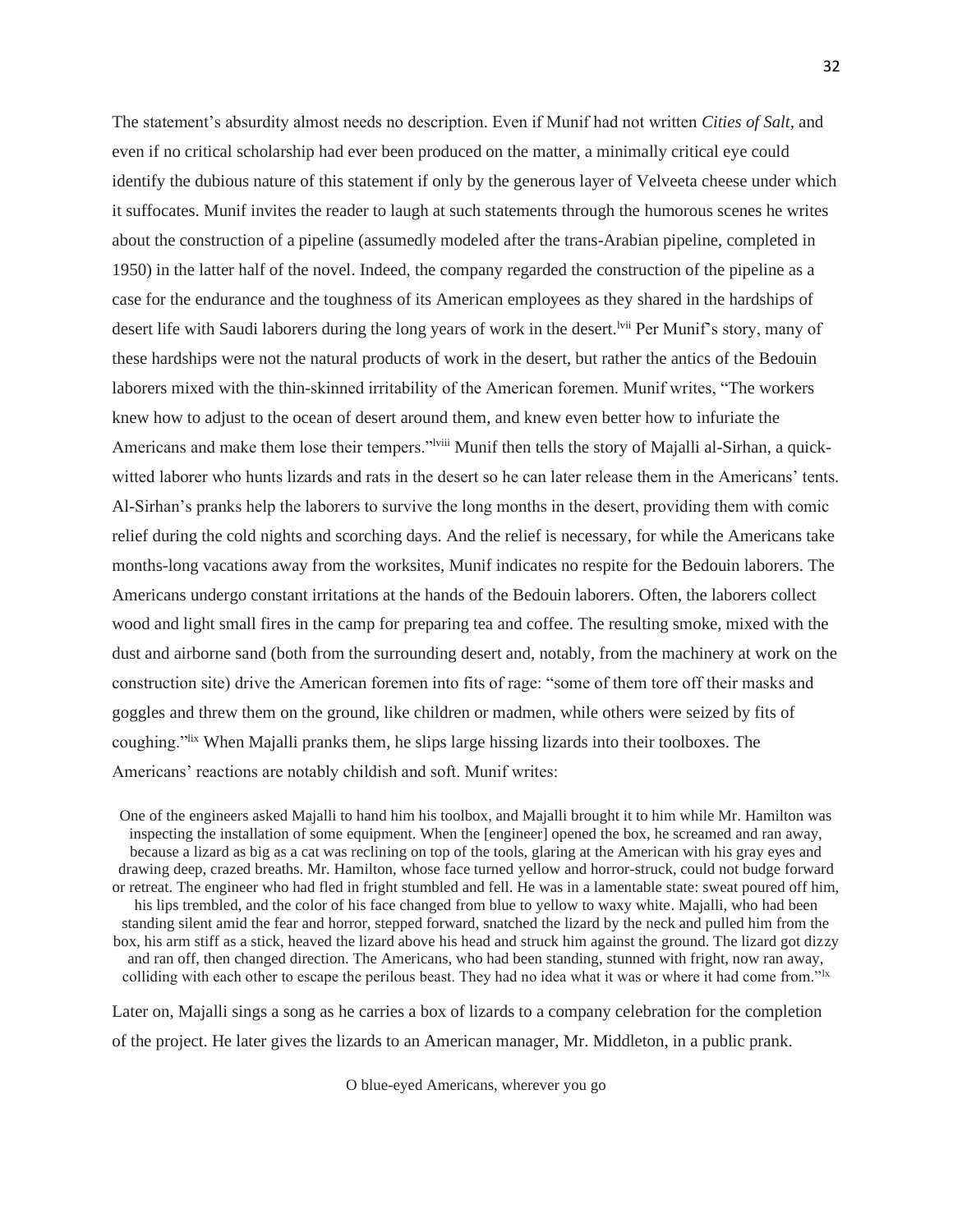The statement's absurdity almost needs no description. Even if Munif had not written *Cities of Salt*, and even if no critical scholarship had ever been produced on the matter, a minimally critical eye could identify the dubious nature of this statement if only by the generous layer of Velveeta cheese under which it suffocates. Munif invites the reader to laugh at such statements through the humorous scenes he writes about the construction of a pipeline (assumedly modeled after the trans-Arabian pipeline, completed in 1950) in the latter half of the novel. Indeed, the company regarded the construction of the pipeline as a case for the endurance and the toughness of its American employees as they shared in the hardships of desert life with Saudi laborers during the long years of work in the desert.[lvii] Per Munif's story, many of these hardships were not the natural products of work in the desert, but rather the antics of the Bedouin laborers mixed with the thin-skinned irritability of the American foremen. Munif writes, "The workers knew how to adjust to the ocean of desert around them, and knew even better how to infuriate the Americans and make them lose their tempers."[lviii] Munif then tells the story of Majalli al-Sirhan, a quick-witted laborer who hunts lizards and rats in the desert so he can later release them in the Americans' tents. Al-Sirhan's pranks help the laborers to survive the long months in the desert, providing them with comic relief during the cold nights and scorching days. And the relief is necessary, for while the Americans take months-long vacations away from the worksites, Munif indicates no respite for the Bedouin laborers. The Americans undergo constant irritations at the hands of the Bedouin laborers. Often, the laborers collect wood and light small fires in the camp for preparing tea and coffee. The resulting smoke, mixed with the dust and airborne sand (both from the surrounding desert and, notably, from the machinery at work on the construction site) drive the American foremen into fits of rage: "some of them tore off their masks and goggles and threw them on the ground, like children or madmen, while others were seized by fits of coughing."[lix] When Majalli pranks them, he slips large hissing lizards into their toolboxes. The Americans' reactions are notably childish and soft. Munif writes:

> One of the engineers asked Majalli to hand him his toolbox, and Majalli brought it to him while Mr. Hamilton was inspecting the installation of some equipment. When the [engineer] opened the box, he screamed and ran away, because a lizard as big as a cat was reclining on top of the tools, glaring at the American with his gray eyes and drawing deep, crazed breaths. Mr. Hamilton, whose face turned yellow and horror-struck, could not budge forward or retreat. The engineer who had fled in fright stumbled and fell. He was in a lamentable state: sweat poured off him, his lips trembled, and the color of his face changed from blue to yellow to waxy white. Majalli, who had been standing silent amid the fear and horror, stepped forward, snatched the lizard by the neck and pulled him from the box, his arm stiff as a stick, heaved the lizard above his head and struck him against the ground. The lizard got dizzy and ran off, then changed direction. The Americans, who had been standing, stunned with fright, now ran away, colliding with each other to escape the perilous beast. They had no idea what it was or where it had come from."[lx]

Later on, Majalli sings a song as he carries a box of lizards to a company celebration for the completion of the project. He later gives the lizards to an American manager, Mr. Middleton, in a public prank.

> O blue-eyed Americans, wherever you go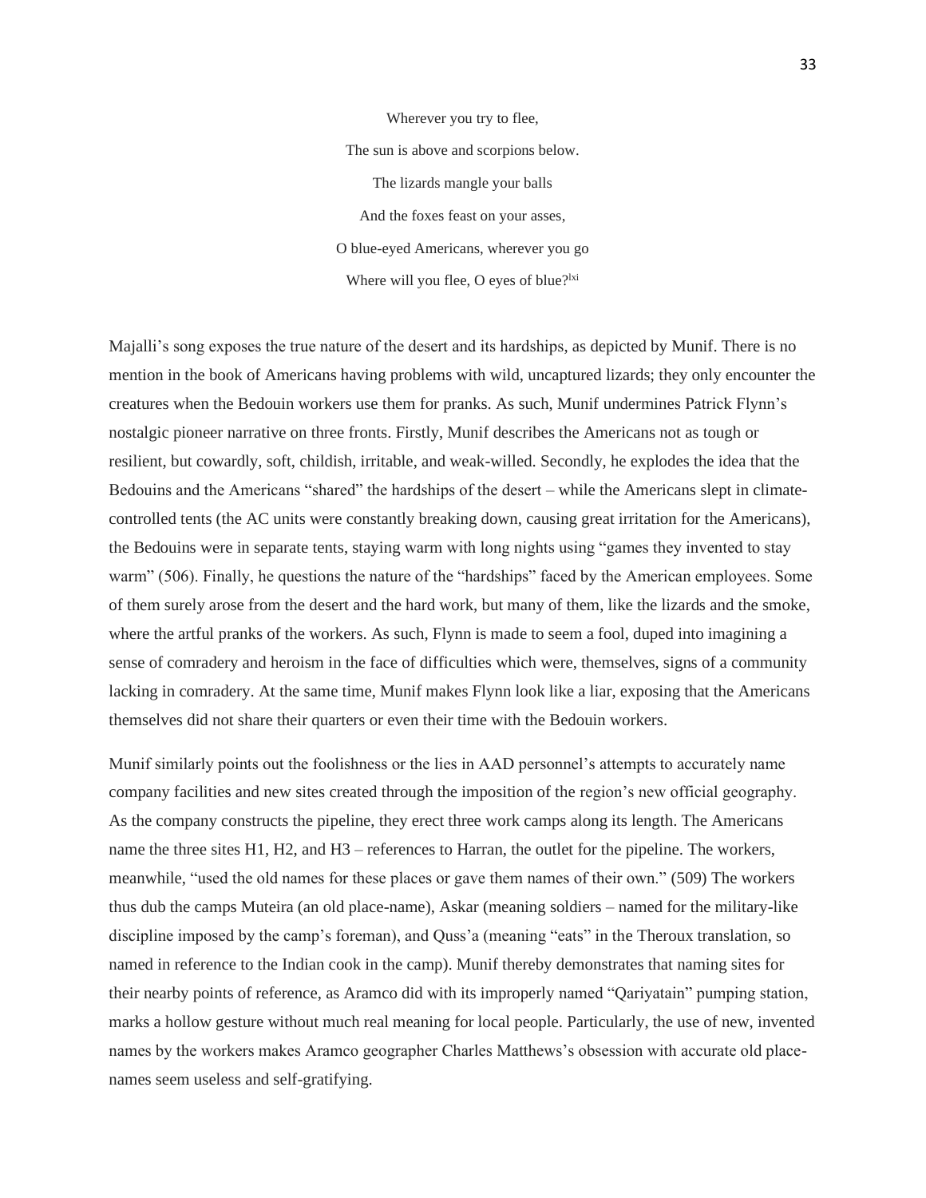Wherever you try to flee,

The sun is above and scorpions below.

The lizards mangle your balls

And the foxes feast on your asses,

O blue-eyed Americans, wherever you go

Where will you flee, O eyes of blue?[lxi]

Majalli's song exposes the true nature of the desert and its hardships, as depicted by Munif. There is no mention in the book of Americans having problems with wild, uncaptured lizards; they only encounter the creatures when the Bedouin workers use them for pranks. As such, Munif undermines Patrick Flynn's nostalgic pioneer narrative on three fronts. Firstly, Munif describes the Americans not as tough or resilient, but cowardly, soft, childish, irritable, and weak-willed. Secondly, he explodes the idea that the Bedouins and the Americans "shared" the hardships of the desert – while the Americans slept in climate-controlled tents (the AC units were constantly breaking down, causing great irritation for the Americans), the Bedouins were in separate tents, staying warm with long nights using "games they invented to stay warm" (506). Finally, he questions the nature of the "hardships" faced by the American employees. Some of them surely arose from the desert and the hard work, but many of them, like the lizards and the smoke, where the artful pranks of the workers. As such, Flynn is made to seem a fool, duped into imagining a sense of comradery and heroism in the face of difficulties which were, themselves, signs of a community lacking in comradery. At the same time, Munif makes Flynn look like a liar, exposing that the Americans themselves did not share their quarters or even their time with the Bedouin workers.

Munif similarly points out the foolishness or the lies in AAD personnel's attempts to accurately name company facilities and new sites created through the imposition of the region's new official geography. As the company constructs the pipeline, they erect three work camps along its length. The Americans name the three sites H1, H2, and H3 – references to Harran, the outlet for the pipeline. The workers, meanwhile, "used the old names for these places or gave them names of their own." (509) The workers thus dub the camps Muteira (an old place-name), Askar (meaning soldiers – named for the military-like discipline imposed by the camp's foreman), and Quss'a (meaning "eats" in the Theroux translation, so named in reference to the Indian cook in the camp). Munif thereby demonstrates that naming sites for their nearby points of reference, as Aramco did with its improperly named "Qariyatain" pumping station, marks a hollow gesture without much real meaning for local people. Particularly, the use of new, invented names by the workers makes Aramco geographer Charles Matthews's obsession with accurate old place-names seem useless and self-gratifying.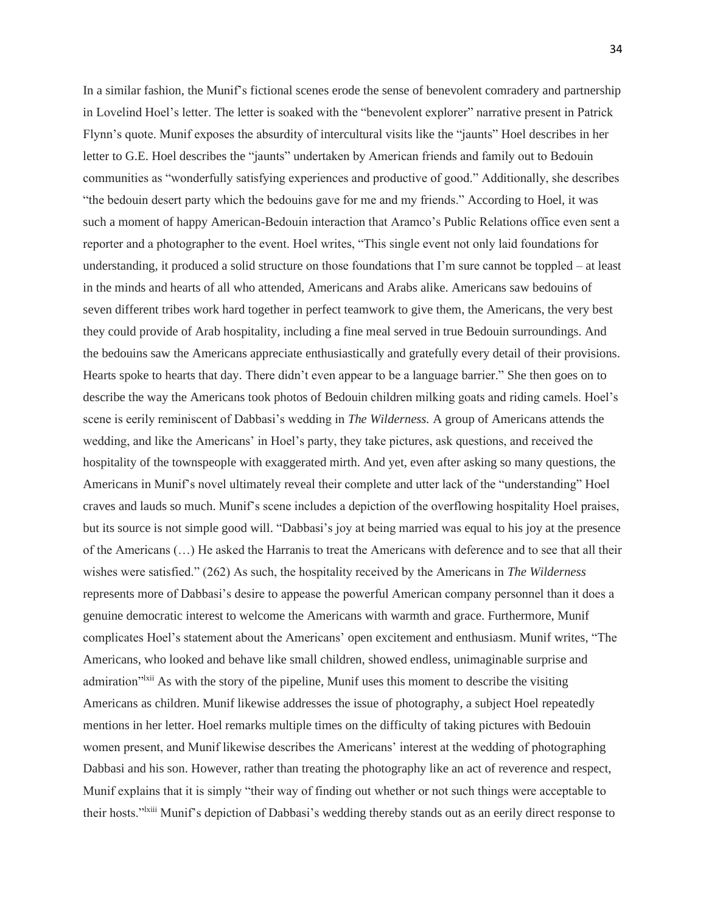In a similar fashion, the Munif's fictional scenes erode the sense of benevolent comradery and partnership in Lovelind Hoel's letter. The letter is soaked with the "benevolent explorer" narrative present in Patrick Flynn's quote. Munif exposes the absurdity of intercultural visits like the "jaunts" Hoel describes in her letter to G.E. Hoel describes the "jaunts" undertaken by American friends and family out to Bedouin communities as "wonderfully satisfying experiences and productive of good." Additionally, she describes "the bedouin desert party which the bedouins gave for me and my friends." According to Hoel, it was such a moment of happy American-Bedouin interaction that Aramco's Public Relations office even sent a reporter and a photographer to the event. Hoel writes, "This single event not only laid foundations for understanding, it produced a solid structure on those foundations that I'm sure cannot be toppled – at least in the minds and hearts of all who attended, Americans and Arabs alike. Americans saw bedouins of seven different tribes work hard together in perfect teamwork to give them, the Americans, the very best they could provide of Arab hospitality, including a fine meal served in true Bedouin surroundings. And the bedouins saw the Americans appreciate enthusiastically and gratefully every detail of their provisions. Hearts spoke to hearts that day. There didn't even appear to be a language barrier." She then goes on to describe the way the Americans took photos of Bedouin children milking goats and riding camels. Hoel's scene is eerily reminiscent of Dabbasi's wedding in *The Wilderness.* A group of Americans attends the wedding, and like the Americans' in Hoel's party, they take pictures, ask questions, and received the hospitality of the townspeople with exaggerated mirth. And yet, even after asking so many questions, the Americans in Munif's novel ultimately reveal their complete and utter lack of the "understanding" Hoel craves and lauds so much. Munif's scene includes a depiction of the overflowing hospitality Hoel praises, but its source is not simple good will. "Dabbasi's joy at being married was equal to his joy at the presence of the Americans (…) He asked the Harranis to treat the Americans with deference and to see that all their wishes were satisfied." (262) As such, the hospitality received by the Americans in *The Wilderness* represents more of Dabbasi's desire to appease the powerful American company personnel than it does a genuine democratic interest to welcome the Americans with warmth and grace. Furthermore, Munif complicates Hoel's statement about the Americans' open excitement and enthusiasm. Munif writes, "The Americans, who looked and behave like small children, showed endless, unimaginable surprise and admiration"[lxii] As with the story of the pipeline, Munif uses this moment to describe the visiting Americans as children. Munif likewise addresses the issue of photography, a subject Hoel repeatedly mentions in her letter. Hoel remarks multiple times on the difficulty of taking pictures with Bedouin women present, and Munif likewise describes the Americans' interest at the wedding of photographing Dabbasi and his son. However, rather than treating the photography like an act of reverence and respect, Munif explains that it is simply "their way of finding out whether or not such things were acceptable to their hosts."[lxiii] Munif's depiction of Dabbasi's wedding thereby stands out as an eerily direct response to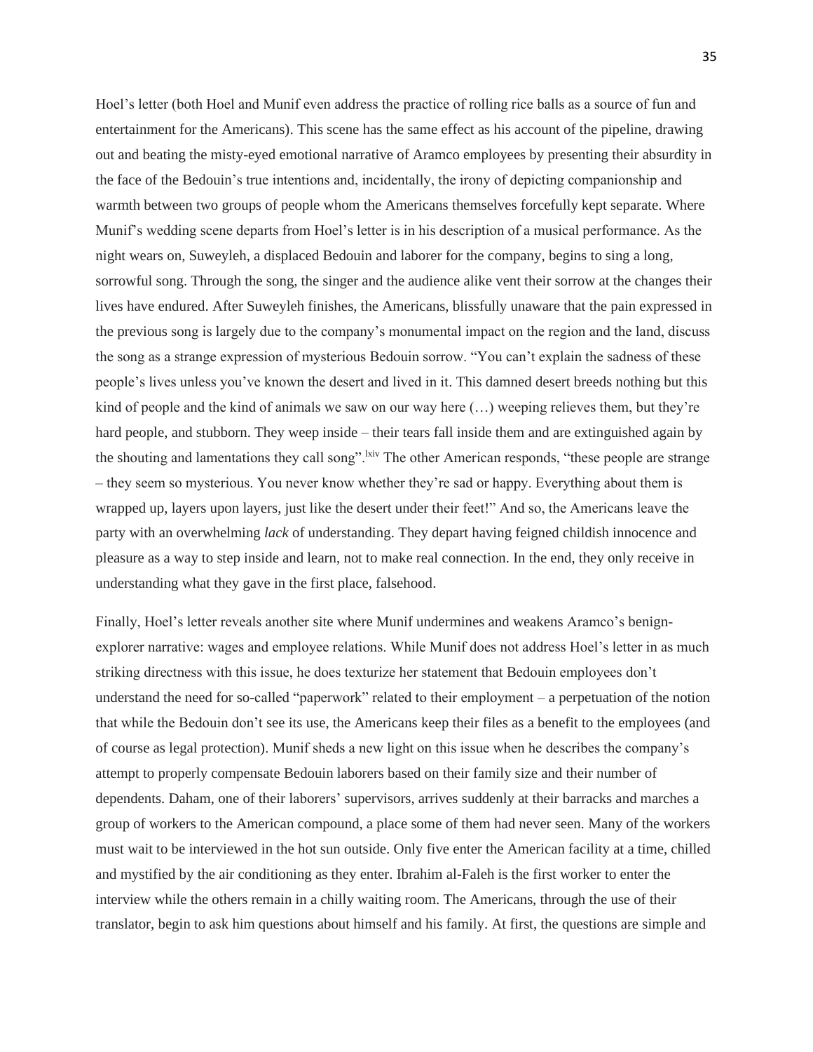Hoel's letter (both Hoel and Munif even address the practice of rolling rice balls as a source of fun and entertainment for the Americans). This scene has the same effect as his account of the pipeline, drawing out and beating the misty-eyed emotional narrative of Aramco employees by presenting their absurdity in the face of the Bedouin's true intentions and, incidentally, the irony of depicting companionship and warmth between two groups of people whom the Americans themselves forcefully kept separate. Where Munif's wedding scene departs from Hoel's letter is in his description of a musical performance. As the night wears on, Suweyleh, a displaced Bedouin and laborer for the company, begins to sing a long, sorrowful song. Through the song, the singer and the audience alike vent their sorrow at the changes their lives have endured. After Suweyleh finishes, the Americans, blissfully unaware that the pain expressed in the previous song is largely due to the company's monumental impact on the region and the land, discuss the song as a strange expression of mysterious Bedouin sorrow. "You can't explain the sadness of these people's lives unless you've known the desert and lived in it. This damned desert breeds nothing but this kind of people and the kind of animals we saw on our way here (…) weeping relieves them, but they're hard people, and stubborn. They weep inside – their tears fall inside them and are extinguished again by the shouting and lamentations they call song".[lxiv] The other American responds, "these people are strange – they seem so mysterious. You never know whether they're sad or happy. Everything about them is wrapped up, layers upon layers, just like the desert under their feet!" And so, the Americans leave the party with an overwhelming *lack* of understanding. They depart having feigned childish innocence and pleasure as a way to step inside and learn, not to make real connection. In the end, they only receive in understanding what they gave in the first place, falsehood.

Finally, Hoel's letter reveals another site where Munif undermines and weakens Aramco's benign-explorer narrative: wages and employee relations. While Munif does not address Hoel's letter in as much striking directness with this issue, he does texturize her statement that Bedouin employees don't understand the need for so-called "paperwork" related to their employment – a perpetuation of the notion that while the Bedouin don't see its use, the Americans keep their files as a benefit to the employees (and of course as legal protection). Munif sheds a new light on this issue when he describes the company's attempt to properly compensate Bedouin laborers based on their family size and their number of dependents. Daham, one of their laborers' supervisors, arrives suddenly at their barracks and marches a group of workers to the American compound, a place some of them had never seen. Many of the workers must wait to be interviewed in the hot sun outside. Only five enter the American facility at a time, chilled and mystified by the air conditioning as they enter. Ibrahim al-Faleh is the first worker to enter the interview while the others remain in a chilly waiting room. The Americans, through the use of their translator, begin to ask him questions about himself and his family. At first, the questions are simple and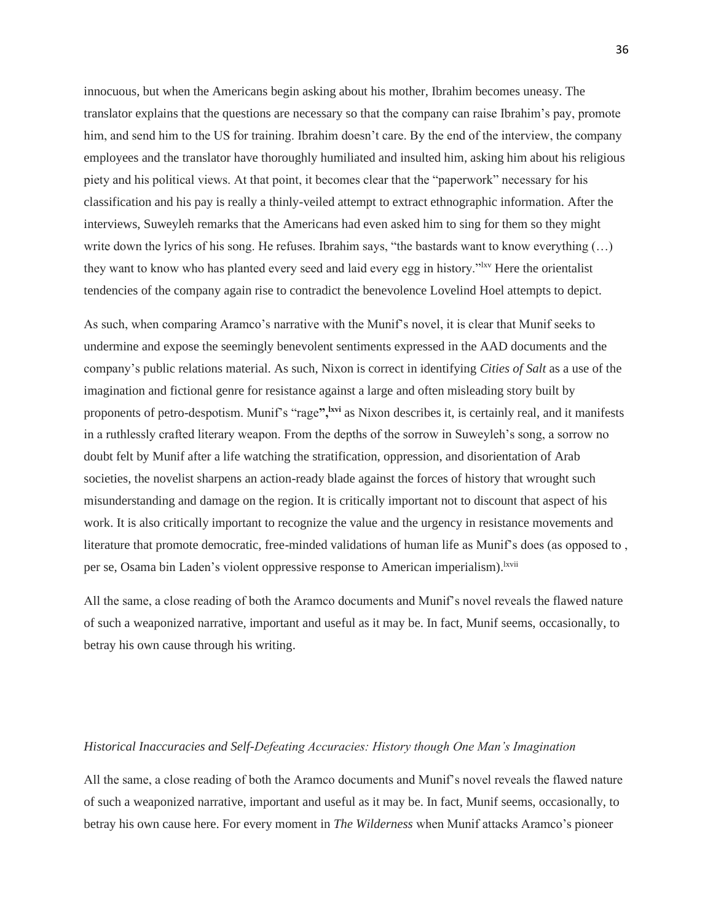innocuous, but when the Americans begin asking about his mother, Ibrahim becomes uneasy. The translator explains that the questions are necessary so that the company can raise Ibrahim's pay, promote him, and send him to the US for training. Ibrahim doesn't care. By the end of the interview, the company employees and the translator have thoroughly humiliated and insulted him, asking him about his religious piety and his political views. At that point, it becomes clear that the "paperwork" necessary for his classification and his pay is really a thinly-veiled attempt to extract ethnographic information. After the interviews, Suweyleh remarks that the Americans had even asked him to sing for them so they might write down the lyrics of his song. He refuses. Ibrahim says, "the bastards want to know everything (…) they want to know who has planted every seed and laid every egg in history."[lxv] Here the orientalist tendencies of the company again rise to contradict the benevolence Lovelind Hoel attempts to depict.

As such, when comparing Aramco's narrative with the Munif's novel, it is clear that Munif seeks to undermine and expose the seemingly benevolent sentiments expressed in the AAD documents and the company's public relations material. As such, Nixon is correct in identifying *Cities of Salt* as a use of the imagination and fictional genre for resistance against a large and often misleading story built by proponents of petro-despotism. Munif's "rage**",**[lxvi] as Nixon describes it, is certainly real, and it manifests in a ruthlessly crafted literary weapon. From the depths of the sorrow in Suweyleh's song, a sorrow no doubt felt by Munif after a life watching the stratification, oppression, and disorientation of Arab societies, the novelist sharpens an action-ready blade against the forces of history that wrought such misunderstanding and damage on the region. It is critically important not to discount that aspect of his work. It is also critically important to recognize the value and the urgency in resistance movements and literature that promote democratic, free-minded validations of human life as Munif's does (as opposed to , per se, Osama bin Laden's violent oppressive response to American imperialism).[lxvii]

All the same, a close reading of both the Aramco documents and Munif's novel reveals the flawed nature of such a weaponized narrative, important and useful as it may be. In fact, Munif seems, occasionally, to betray his own cause through his writing.

*Historical Inaccuracies and Self-Defeating Accuracies: History though One Man's Imagination*

All the same, a close reading of both the Aramco documents and Munif's novel reveals the flawed nature of such a weaponized narrative, important and useful as it may be. In fact, Munif seems, occasionally, to betray his own cause here. For every moment in *The Wilderness* when Munif attacks Aramco's pioneer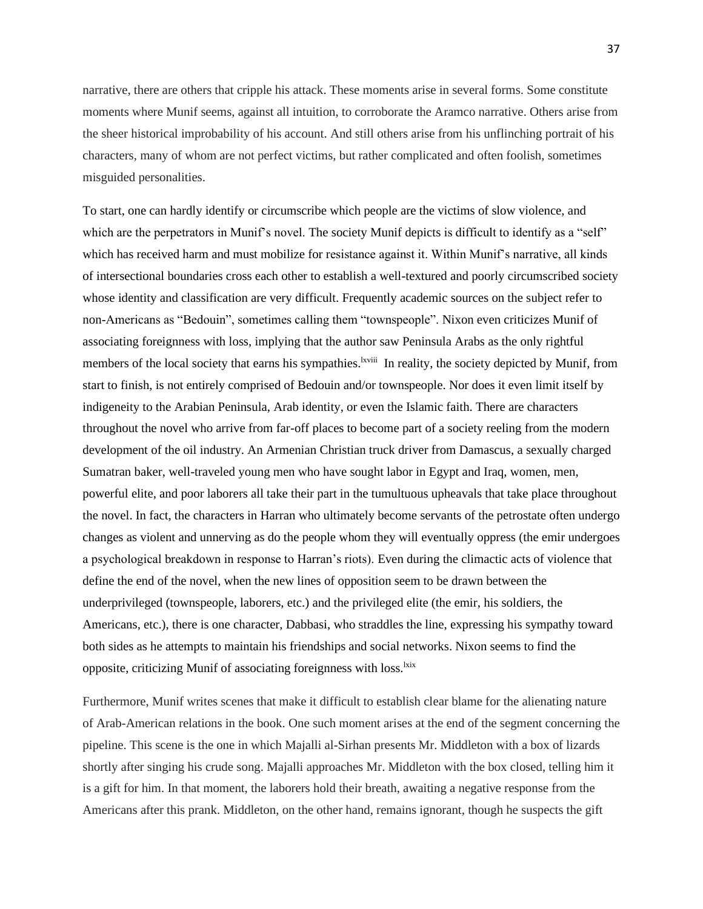narrative, there are others that cripple his attack. These moments arise in several forms. Some constitute moments where Munif seems, against all intuition, to corroborate the Aramco narrative. Others arise from the sheer historical improbability of his account. And still others arise from his unflinching portrait of his characters, many of whom are not perfect victims, but rather complicated and often foolish, sometimes misguided personalities.

To start, one can hardly identify or circumscribe which people are the victims of slow violence, and which are the perpetrators in Munif's novel. The society Munif depicts is difficult to identify as a "self" which has received harm and must mobilize for resistance against it. Within Munif's narrative, all kinds of intersectional boundaries cross each other to establish a well-textured and poorly circumscribed society whose identity and classification are very difficult. Frequently academic sources on the subject refer to non-Americans as "Bedouin", sometimes calling them "townspeople". Nixon even criticizes Munif of associating foreignness with loss, implying that the author saw Peninsula Arabs as the only rightful members of the local society that earns his sympathies.[lxviii] In reality, the society depicted by Munif, from start to finish, is not entirely comprised of Bedouin and/or townspeople. Nor does it even limit itself by indigeneity to the Arabian Peninsula, Arab identity, or even the Islamic faith. There are characters throughout the novel who arrive from far-off places to become part of a society reeling from the modern development of the oil industry. An Armenian Christian truck driver from Damascus, a sexually charged Sumatran baker, well-traveled young men who have sought labor in Egypt and Iraq, women, men, powerful elite, and poor laborers all take their part in the tumultuous upheavals that take place throughout the novel. In fact, the characters in Harran who ultimately become servants of the petrostate often undergo changes as violent and unnerving as do the people whom they will eventually oppress (the emir undergoes a psychological breakdown in response to Harran's riots). Even during the climactic acts of violence that define the end of the novel, when the new lines of opposition seem to be drawn between the underprivileged (townspeople, laborers, etc.) and the privileged elite (the emir, his soldiers, the Americans, etc.), there is one character, Dabbasi, who straddles the line, expressing his sympathy toward both sides as he attempts to maintain his friendships and social networks. Nixon seems to find the opposite, criticizing Munif of associating foreignness with loss.[lxix]

Furthermore, Munif writes scenes that make it difficult to establish clear blame for the alienating nature of Arab-American relations in the book. One such moment arises at the end of the segment concerning the pipeline. This scene is the one in which Majalli al-Sirhan presents Mr. Middleton with a box of lizards shortly after singing his crude song. Majalli approaches Mr. Middleton with the box closed, telling him it is a gift for him. In that moment, the laborers hold their breath, awaiting a negative response from the Americans after this prank. Middleton, on the other hand, remains ignorant, though he suspects the gift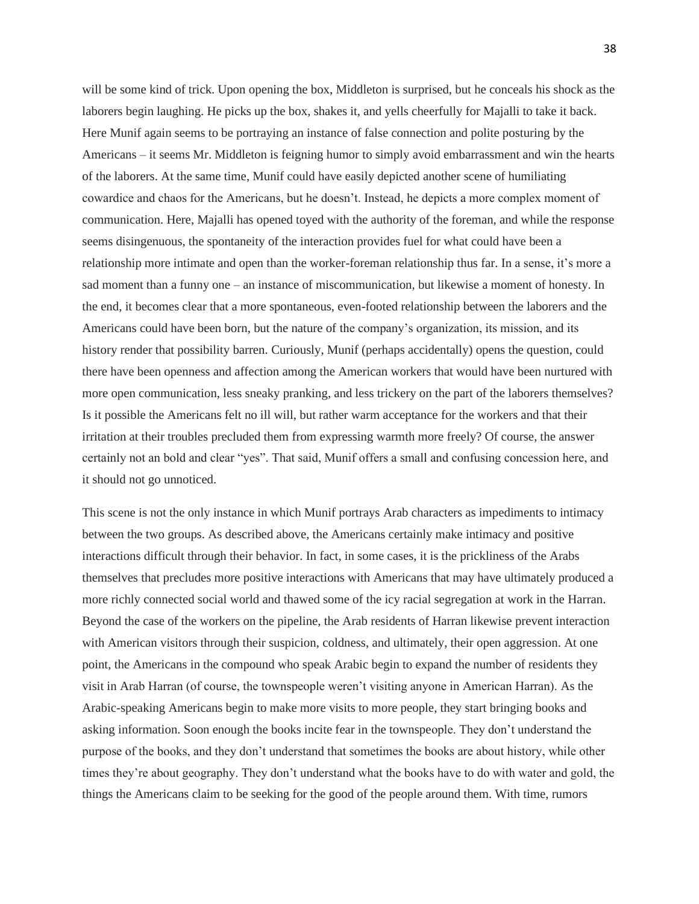will be some kind of trick. Upon opening the box, Middleton is surprised, but he conceals his shock as the laborers begin laughing. He picks up the box, shakes it, and yells cheerfully for Majalli to take it back. Here Munif again seems to be portraying an instance of false connection and polite posturing by the Americans – it seems Mr. Middleton is feigning humor to simply avoid embarrassment and win the hearts of the laborers. At the same time, Munif could have easily depicted another scene of humiliating cowardice and chaos for the Americans, but he doesn't. Instead, he depicts a more complex moment of communication. Here, Majalli has opened toyed with the authority of the foreman, and while the response seems disingenuous, the spontaneity of the interaction provides fuel for what could have been a relationship more intimate and open than the worker-foreman relationship thus far. In a sense, it's more a sad moment than a funny one – an instance of miscommunication, but likewise a moment of honesty. In the end, it becomes clear that a more spontaneous, even-footed relationship between the laborers and the Americans could have been born, but the nature of the company's organization, its mission, and its history render that possibility barren. Curiously, Munif (perhaps accidentally) opens the question, could there have been openness and affection among the American workers that would have been nurtured with more open communication, less sneaky pranking, and less trickery on the part of the laborers themselves? Is it possible the Americans felt no ill will, but rather warm acceptance for the workers and that their irritation at their troubles precluded them from expressing warmth more freely? Of course, the answer certainly not an bold and clear "yes". That said, Munif offers a small and confusing concession here, and it should not go unnoticed.

This scene is not the only instance in which Munif portrays Arab characters as impediments to intimacy between the two groups. As described above, the Americans certainly make intimacy and positive interactions difficult through their behavior. In fact, in some cases, it is the prickliness of the Arabs themselves that precludes more positive interactions with Americans that may have ultimately produced a more richly connected social world and thawed some of the icy racial segregation at work in the Harran. Beyond the case of the workers on the pipeline, the Arab residents of Harran likewise prevent interaction with American visitors through their suspicion, coldness, and ultimately, their open aggression. At one point, the Americans in the compound who speak Arabic begin to expand the number of residents they visit in Arab Harran (of course, the townspeople weren't visiting anyone in American Harran). As the Arabic-speaking Americans begin to make more visits to more people, they start bringing books and asking information. Soon enough the books incite fear in the townspeople. They don't understand the purpose of the books, and they don't understand that sometimes the books are about history, while other times they're about geography. They don't understand what the books have to do with water and gold, the things the Americans claim to be seeking for the good of the people around them. With time, rumors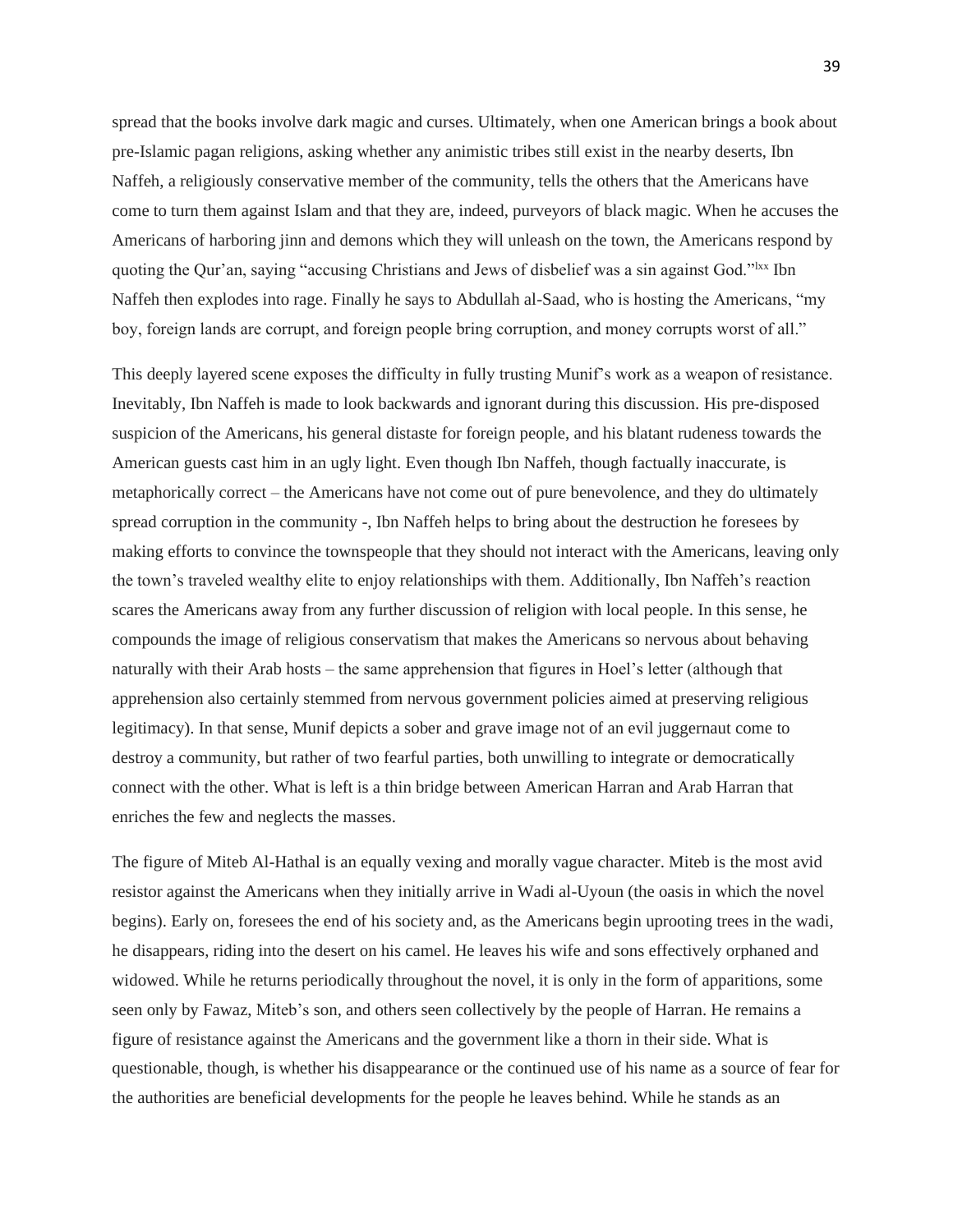spread that the books involve dark magic and curses. Ultimately, when one American brings a book about pre-Islamic pagan religions, asking whether any animistic tribes still exist in the nearby deserts, Ibn Naffeh, a religiously conservative member of the community, tells the others that the Americans have come to turn them against Islam and that they are, indeed, purveyors of black magic. When he accuses the Americans of harboring jinn and demons which they will unleash on the town, the Americans respond by quoting the Qur'an, saying "accusing Christians and Jews of disbelief was a sin against God."[lxx] Ibn Naffeh then explodes into rage. Finally he says to Abdullah al-Saad, who is hosting the Americans, "my boy, foreign lands are corrupt, and foreign people bring corruption, and money corrupts worst of all."

This deeply layered scene exposes the difficulty in fully trusting Munif's work as a weapon of resistance. Inevitably, Ibn Naffeh is made to look backwards and ignorant during this discussion. His pre-disposed suspicion of the Americans, his general distaste for foreign people, and his blatant rudeness towards the American guests cast him in an ugly light. Even though Ibn Naffeh, though factually inaccurate, is metaphorically correct – the Americans have not come out of pure benevolence, and they do ultimately spread corruption in the community -, Ibn Naffeh helps to bring about the destruction he foresees by making efforts to convince the townspeople that they should not interact with the Americans, leaving only the town's traveled wealthy elite to enjoy relationships with them. Additionally, Ibn Naffeh's reaction scares the Americans away from any further discussion of religion with local people. In this sense, he compounds the image of religious conservatism that makes the Americans so nervous about behaving naturally with their Arab hosts – the same apprehension that figures in Hoel's letter (although that apprehension also certainly stemmed from nervous government policies aimed at preserving religious legitimacy). In that sense, Munif depicts a sober and grave image not of an evil juggernaut come to destroy a community, but rather of two fearful parties, both unwilling to integrate or democratically connect with the other. What is left is a thin bridge between American Harran and Arab Harran that enriches the few and neglects the masses.

The figure of Miteb Al-Hathal is an equally vexing and morally vague character. Miteb is the most avid resistor against the Americans when they initially arrive in Wadi al-Uyoun (the oasis in which the novel begins). Early on, foresees the end of his society and, as the Americans begin uprooting trees in the wadi, he disappears, riding into the desert on his camel. He leaves his wife and sons effectively orphaned and widowed. While he returns periodically throughout the novel, it is only in the form of apparitions, some seen only by Fawaz, Miteb's son, and others seen collectively by the people of Harran. He remains a figure of resistance against the Americans and the government like a thorn in their side. What is questionable, though, is whether his disappearance or the continued use of his name as a source of fear for the authorities are beneficial developments for the people he leaves behind. While he stands as an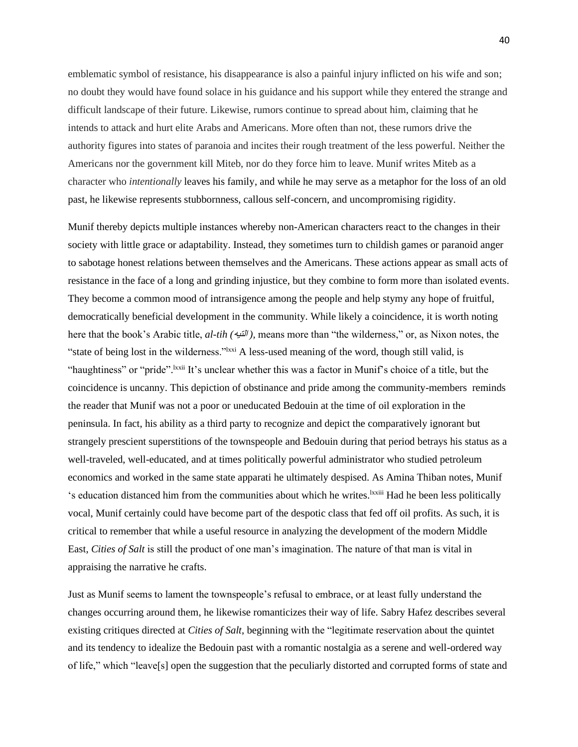emblematic symbol of resistance, his disappearance is also a painful injury inflicted on his wife and son; no doubt they would have found solace in his guidance and his support while they entered the strange and difficult landscape of their future. Likewise, rumors continue to spread about him, claiming that he intends to attack and hurt elite Arabs and Americans. More often than not, these rumors drive the authority figures into states of paranoia and incites their rough treatment of the less powerful. Neither the Americans nor the government kill Miteb, nor do they force him to leave. Munif writes Miteb as a character who *intentionally* leaves his family, and while he may serve as a metaphor for the loss of an old past, he likewise represents stubbornness, callous self-concern, and uncompromising rigidity.

Munif thereby depicts multiple instances whereby non-American characters react to the changes in their society with little grace or adaptability. Instead, they sometimes turn to childish games or paranoid anger to sabotage honest relations between themselves and the Americans. These actions appear as small acts of resistance in the face of a long and grinding injustice, but they combine to form more than isolated events. They become a common mood of intransigence among the people and help stymy any hope of fruitful, democratically beneficial development in the community. While likely a coincidence, it is worth noting here that the book's Arabic title, *al-tih (التيه),* means more than "the wilderness," or, as Nixon notes, the "state of being lost in the wilderness."[lxxi] A less-used meaning of the word, though still valid, is "haughtiness" or "pride".[lxxii] It's unclear whether this was a factor in Munif's choice of a title, but the coincidence is uncanny. This depiction of obstinance and pride among the community-members reminds the reader that Munif was not a poor or uneducated Bedouin at the time of oil exploration in the peninsula. In fact, his ability as a third party to recognize and depict the comparatively ignorant but strangely prescient superstitions of the townspeople and Bedouin during that period betrays his status as a well-traveled, well-educated, and at times politically powerful administrator who studied petroleum economics and worked in the same state apparati he ultimately despised. As Amina Thiban notes, Munif 's education distanced him from the communities about which he writes.[lxxiii] Had he been less politically vocal, Munif certainly could have become part of the despotic class that fed off oil profits. As such, it is critical to remember that while a useful resource in analyzing the development of the modern Middle East, *Cities of Salt* is still the product of one man's imagination. The nature of that man is vital in appraising the narrative he crafts.

Just as Munif seems to lament the townspeople's refusal to embrace, or at least fully understand the changes occurring around them, he likewise romanticizes their way of life. Sabry Hafez describes several existing critiques directed at *Cities of Salt*, beginning with the "legitimate reservation about the quintet and its tendency to idealize the Bedouin past with a romantic nostalgia as a serene and well-ordered way of life," which "leave[s] open the suggestion that the peculiarly distorted and corrupted forms of state and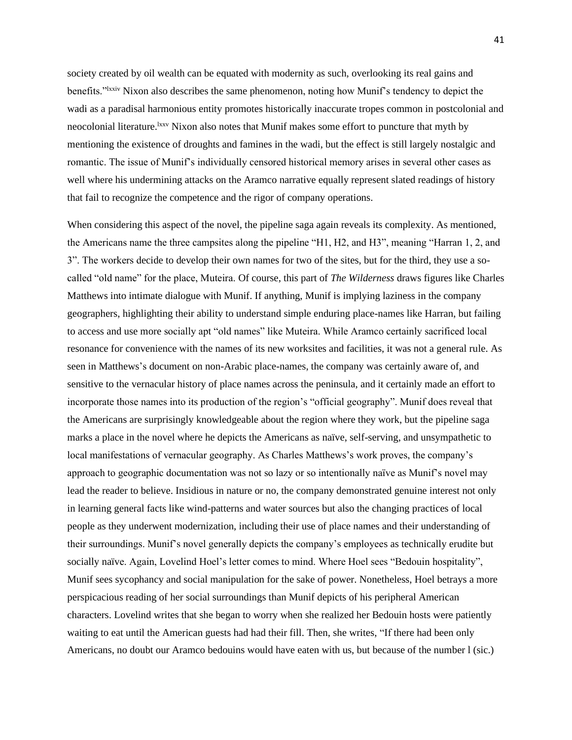society created by oil wealth can be equated with modernity as such, overlooking its real gains and benefits."[lxxiv] Nixon also describes the same phenomenon, noting how Munif's tendency to depict the wadi as a paradisal harmonious entity promotes historically inaccurate tropes common in postcolonial and neocolonial literature.[lxxv] Nixon also notes that Munif makes some effort to puncture that myth by mentioning the existence of droughts and famines in the wadi, but the effect is still largely nostalgic and romantic. The issue of Munif's individually censored historical memory arises in several other cases as well where his undermining attacks on the Aramco narrative equally represent slated readings of history that fail to recognize the competence and the rigor of company operations.

When considering this aspect of the novel, the pipeline saga again reveals its complexity. As mentioned, the Americans name the three campsites along the pipeline "H1, H2, and H3", meaning "Harran 1, 2, and 3". The workers decide to develop their own names for two of the sites, but for the third, they use a so-called "old name" for the place, Muteira. Of course, this part of *The Wilderness* draws figures like Charles Matthews into intimate dialogue with Munif. If anything, Munif is implying laziness in the company geographers, highlighting their ability to understand simple enduring place-names like Harran, but failing to access and use more socially apt "old names" like Muteira. While Aramco certainly sacrificed local resonance for convenience with the names of its new worksites and facilities, it was not a general rule. As seen in Matthews's document on non-Arabic place-names, the company was certainly aware of, and sensitive to the vernacular history of place names across the peninsula, and it certainly made an effort to incorporate those names into its production of the region's "official geography". Munif does reveal that the Americans are surprisingly knowledgeable about the region where they work, but the pipeline saga marks a place in the novel where he depicts the Americans as naïve, self-serving, and unsympathetic to local manifestations of vernacular geography. As Charles Matthews's work proves, the company's approach to geographic documentation was not so lazy or so intentionally naïve as Munif's novel may lead the reader to believe. Insidious in nature or no, the company demonstrated genuine interest not only in learning general facts like wind-patterns and water sources but also the changing practices of local people as they underwent modernization, including their use of place names and their understanding of their surroundings. Munif's novel generally depicts the company's employees as technically erudite but socially naïve. Again, Lovelind Hoel's letter comes to mind. Where Hoel sees "Bedouin hospitality", Munif sees sycophancy and social manipulation for the sake of power. Nonetheless, Hoel betrays a more perspicacious reading of her social surroundings than Munif depicts of his peripheral American characters. Lovelind writes that she began to worry when she realized her Bedouin hosts were patiently waiting to eat until the American guests had had their fill. Then, she writes, "If there had been only Americans, no doubt our Aramco bedouins would have eaten with us, but because of the number l (sic.)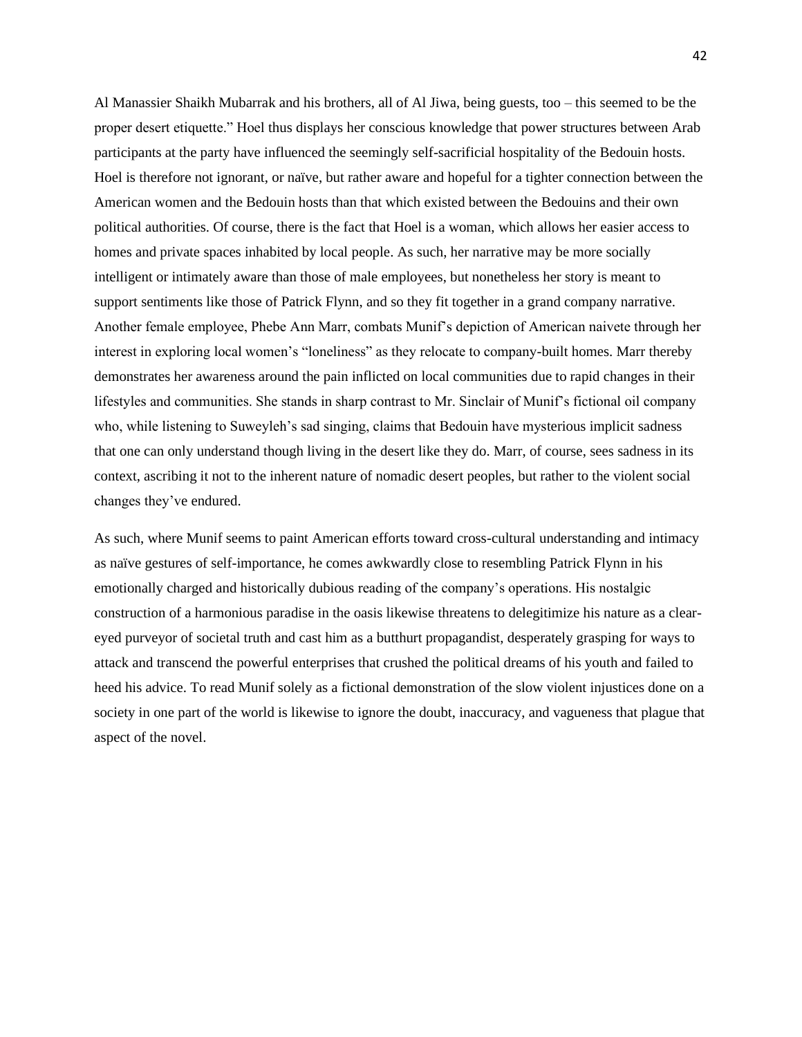Al Manassier Shaikh Mubarrak and his brothers, all of Al Jiwa, being guests, too – this seemed to be the proper desert etiquette." Hoel thus displays her conscious knowledge that power structures between Arab participants at the party have influenced the seemingly self-sacrificial hospitality of the Bedouin hosts. Hoel is therefore not ignorant, or naïve, but rather aware and hopeful for a tighter connection between the American women and the Bedouin hosts than that which existed between the Bedouins and their own political authorities. Of course, there is the fact that Hoel is a woman, which allows her easier access to homes and private spaces inhabited by local people. As such, her narrative may be more socially intelligent or intimately aware than those of male employees, but nonetheless her story is meant to support sentiments like those of Patrick Flynn, and so they fit together in a grand company narrative. Another female employee, Phebe Ann Marr, combats Munif's depiction of American naivete through her interest in exploring local women's "loneliness" as they relocate to company-built homes. Marr thereby demonstrates her awareness around the pain inflicted on local communities due to rapid changes in their lifestyles and communities. She stands in sharp contrast to Mr. Sinclair of Munif's fictional oil company who, while listening to Suweyleh's sad singing, claims that Bedouin have mysterious implicit sadness that one can only understand though living in the desert like they do. Marr, of course, sees sadness in its context, ascribing it not to the inherent nature of nomadic desert peoples, but rather to the violent social changes they've endured.

As such, where Munif seems to paint American efforts toward cross-cultural understanding and intimacy as naïve gestures of self-importance, he comes awkwardly close to resembling Patrick Flynn in his emotionally charged and historically dubious reading of the company's operations. His nostalgic construction of a harmonious paradise in the oasis likewise threatens to delegitimize his nature as a clear-eyed purveyor of societal truth and cast him as a butthurt propagandist, desperately grasping for ways to attack and transcend the powerful enterprises that crushed the political dreams of his youth and failed to heed his advice. To read Munif solely as a fictional demonstration of the slow violent injustices done on a society in one part of the world is likewise to ignore the doubt, inaccuracy, and vagueness that plague that aspect of the novel.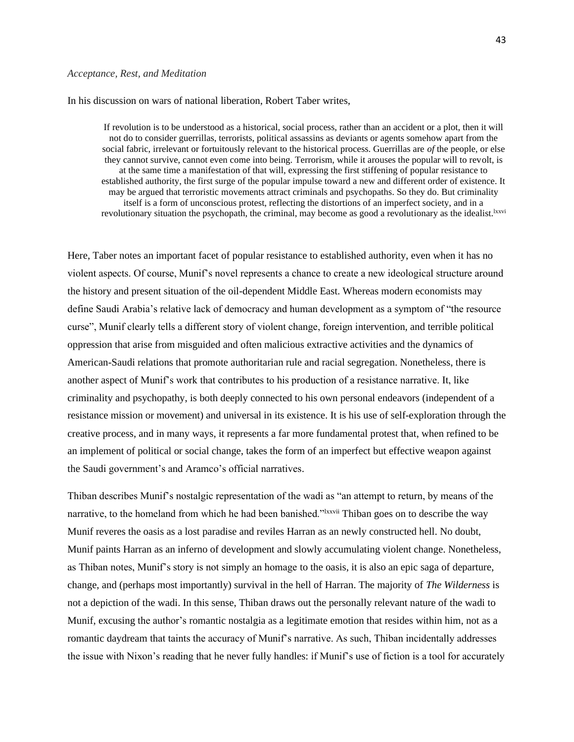*Acceptance, Rest, and Meditation*

In his discussion on wars of national liberation, Robert Taber writes,

> If revolution is to be understood as a historical, social process, rather than an accident or a plot, then it will not do to consider guerrillas, terrorists, political assassins as deviants or agents somehow apart from the social fabric, irrelevant or fortuitously relevant to the historical process. Guerrillas are *of* the people, or else they cannot survive, cannot even come into being. Terrorism, while it arouses the popular will to revolt, is at the same time a manifestation of that will, expressing the first stiffening of popular resistance to established authority, the first surge of the popular impulse toward a new and different order of existence. It may be argued that terroristic movements attract criminals and psychopaths. So they do. But criminality itself is a form of unconscious protest, reflecting the distortions of an imperfect society, and in a revolutionary situation the psychopath, the criminal, may become as good a revolutionary as the idealist.[lxxvi]

Here, Taber notes an important facet of popular resistance to established authority, even when it has no violent aspects. Of course, Munif's novel represents a chance to create a new ideological structure around the history and present situation of the oil-dependent Middle East. Whereas modern economists may define Saudi Arabia's relative lack of democracy and human development as a symptom of "the resource curse", Munif clearly tells a different story of violent change, foreign intervention, and terrible political oppression that arise from misguided and often malicious extractive activities and the dynamics of American-Saudi relations that promote authoritarian rule and racial segregation. Nonetheless, there is another aspect of Munif's work that contributes to his production of a resistance narrative. It, like criminality and psychopathy, is both deeply connected to his own personal endeavors (independent of a resistance mission or movement) and universal in its existence. It is his use of self-exploration through the creative process, and in many ways, it represents a far more fundamental protest that, when refined to be an implement of political or social change, takes the form of an imperfect but effective weapon against the Saudi government's and Aramco's official narratives.

Thiban describes Munif's nostalgic representation of the wadi as "an attempt to return, by means of the narrative, to the homeland from which he had been banished."[lxxvii] Thiban goes on to describe the way Munif reveres the oasis as a lost paradise and reviles Harran as an newly constructed hell. No doubt, Munif paints Harran as an inferno of development and slowly accumulating violent change. Nonetheless, as Thiban notes, Munif's story is not simply an homage to the oasis, it is also an epic saga of departure, change, and (perhaps most importantly) survival in the hell of Harran. The majority of *The Wilderness* is not a depiction of the wadi. In this sense, Thiban draws out the personally relevant nature of the wadi to Munif, excusing the author's romantic nostalgia as a legitimate emotion that resides within him, not as a romantic daydream that taints the accuracy of Munif's narrative. As such, Thiban incidentally addresses the issue with Nixon's reading that he never fully handles: if Munif's use of fiction is a tool for accurately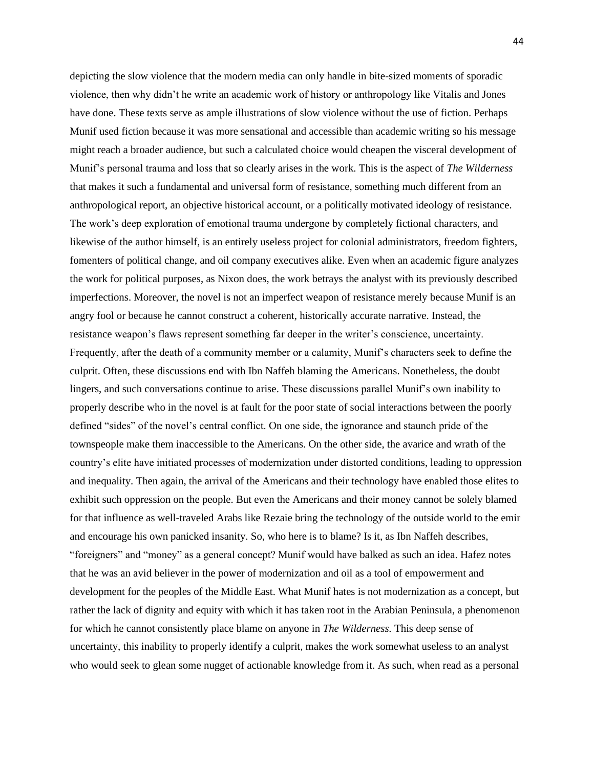depicting the slow violence that the modern media can only handle in bite-sized moments of sporadic violence, then why didn't he write an academic work of history or anthropology like Vitalis and Jones have done. These texts serve as ample illustrations of slow violence without the use of fiction. Perhaps Munif used fiction because it was more sensational and accessible than academic writing so his message might reach a broader audience, but such a calculated choice would cheapen the visceral development of Munif's personal trauma and loss that so clearly arises in the work. This is the aspect of *The Wilderness* that makes it such a fundamental and universal form of resistance, something much different from an anthropological report, an objective historical account, or a politically motivated ideology of resistance. The work's deep exploration of emotional trauma undergone by completely fictional characters, and likewise of the author himself, is an entirely useless project for colonial administrators, freedom fighters, fomenters of political change, and oil company executives alike. Even when an academic figure analyzes the work for political purposes, as Nixon does, the work betrays the analyst with its previously described imperfections. Moreover, the novel is not an imperfect weapon of resistance merely because Munif is an angry fool or because he cannot construct a coherent, historically accurate narrative. Instead, the resistance weapon's flaws represent something far deeper in the writer's conscience, uncertainty. Frequently, after the death of a community member or a calamity, Munif's characters seek to define the culprit. Often, these discussions end with Ibn Naffeh blaming the Americans. Nonetheless, the doubt lingers, and such conversations continue to arise. These discussions parallel Munif's own inability to properly describe who in the novel is at fault for the poor state of social interactions between the poorly defined "sides" of the novel's central conflict. On one side, the ignorance and staunch pride of the townspeople make them inaccessible to the Americans. On the other side, the avarice and wrath of the country's elite have initiated processes of modernization under distorted conditions, leading to oppression and inequality. Then again, the arrival of the Americans and their technology have enabled those elites to exhibit such oppression on the people. But even the Americans and their money cannot be solely blamed for that influence as well-traveled Arabs like Rezaie bring the technology of the outside world to the emir and encourage his own panicked insanity. So, who here is to blame? Is it, as Ibn Naffeh describes, "foreigners" and "money" as a general concept? Munif would have balked as such an idea. Hafez notes that he was an avid believer in the power of modernization and oil as a tool of empowerment and development for the peoples of the Middle East. What Munif hates is not modernization as a concept, but rather the lack of dignity and equity with which it has taken root in the Arabian Peninsula, a phenomenon for which he cannot consistently place blame on anyone in *The Wilderness.* This deep sense of uncertainty, this inability to properly identify a culprit, makes the work somewhat useless to an analyst who would seek to glean some nugget of actionable knowledge from it. As such, when read as a personal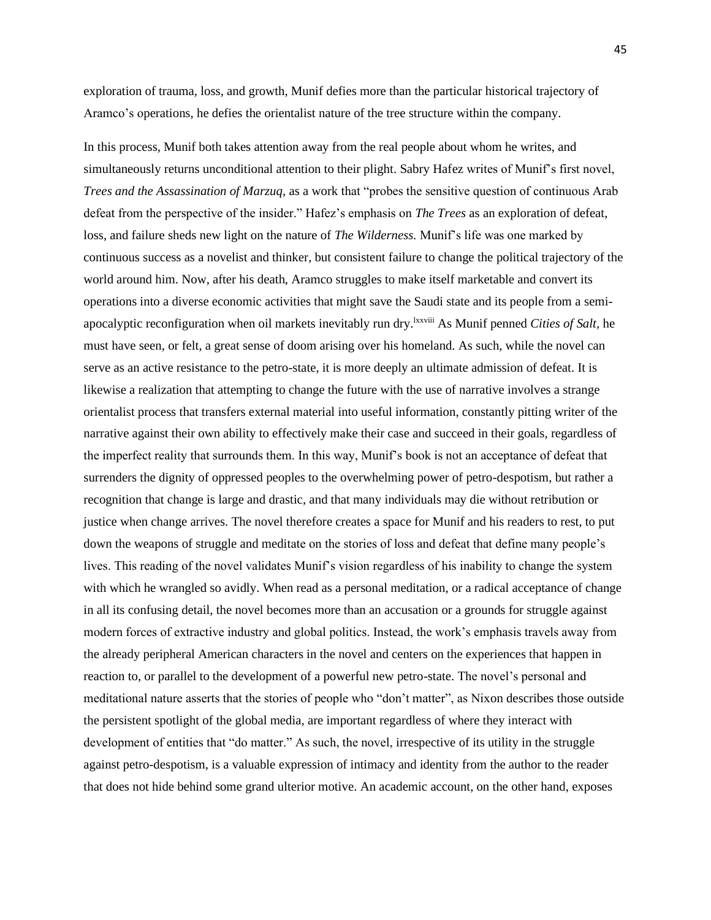exploration of trauma, loss, and growth, Munif defies more than the particular historical trajectory of Aramco's operations, he defies the orientalist nature of the tree structure within the company.

In this process, Munif both takes attention away from the real people about whom he writes, and simultaneously returns unconditional attention to their plight. Sabry Hafez writes of Munif's first novel, *Trees and the Assassination of Marzuq,* as a work that "probes the sensitive question of continuous Arab defeat from the perspective of the insider." Hafez's emphasis on *The Trees* as an exploration of defeat, loss, and failure sheds new light on the nature of *The Wilderness.* Munif's life was one marked by continuous success as a novelist and thinker, but consistent failure to change the political trajectory of the world around him. Now, after his death, Aramco struggles to make itself marketable and convert its operations into a diverse economic activities that might save the Saudi state and its people from a semi-apocalyptic reconfiguration when oil markets inevitably run dry.[lxxviii] As Munif penned *Cities of Salt,* he must have seen, or felt, a great sense of doom arising over his homeland. As such, while the novel can serve as an active resistance to the petro-state, it is more deeply an ultimate admission of defeat. It is likewise a realization that attempting to change the future with the use of narrative involves a strange orientalist process that transfers external material into useful information, constantly pitting writer of the narrative against their own ability to effectively make their case and succeed in their goals, regardless of the imperfect reality that surrounds them. In this way, Munif's book is not an acceptance of defeat that surrenders the dignity of oppressed peoples to the overwhelming power of petro-despotism, but rather a recognition that change is large and drastic, and that many individuals may die without retribution or justice when change arrives. The novel therefore creates a space for Munif and his readers to rest, to put down the weapons of struggle and meditate on the stories of loss and defeat that define many people's lives. This reading of the novel validates Munif's vision regardless of his inability to change the system with which he wrangled so avidly. When read as a personal meditation, or a radical acceptance of change in all its confusing detail, the novel becomes more than an accusation or a grounds for struggle against modern forces of extractive industry and global politics. Instead, the work's emphasis travels away from the already peripheral American characters in the novel and centers on the experiences that happen in reaction to, or parallel to the development of a powerful new petro-state. The novel's personal and meditational nature asserts that the stories of people who "don't matter", as Nixon describes those outside the persistent spotlight of the global media, are important regardless of where they interact with development of entities that "do matter." As such, the novel, irrespective of its utility in the struggle against petro-despotism, is a valuable expression of intimacy and identity from the author to the reader that does not hide behind some grand ulterior motive. An academic account, on the other hand, exposes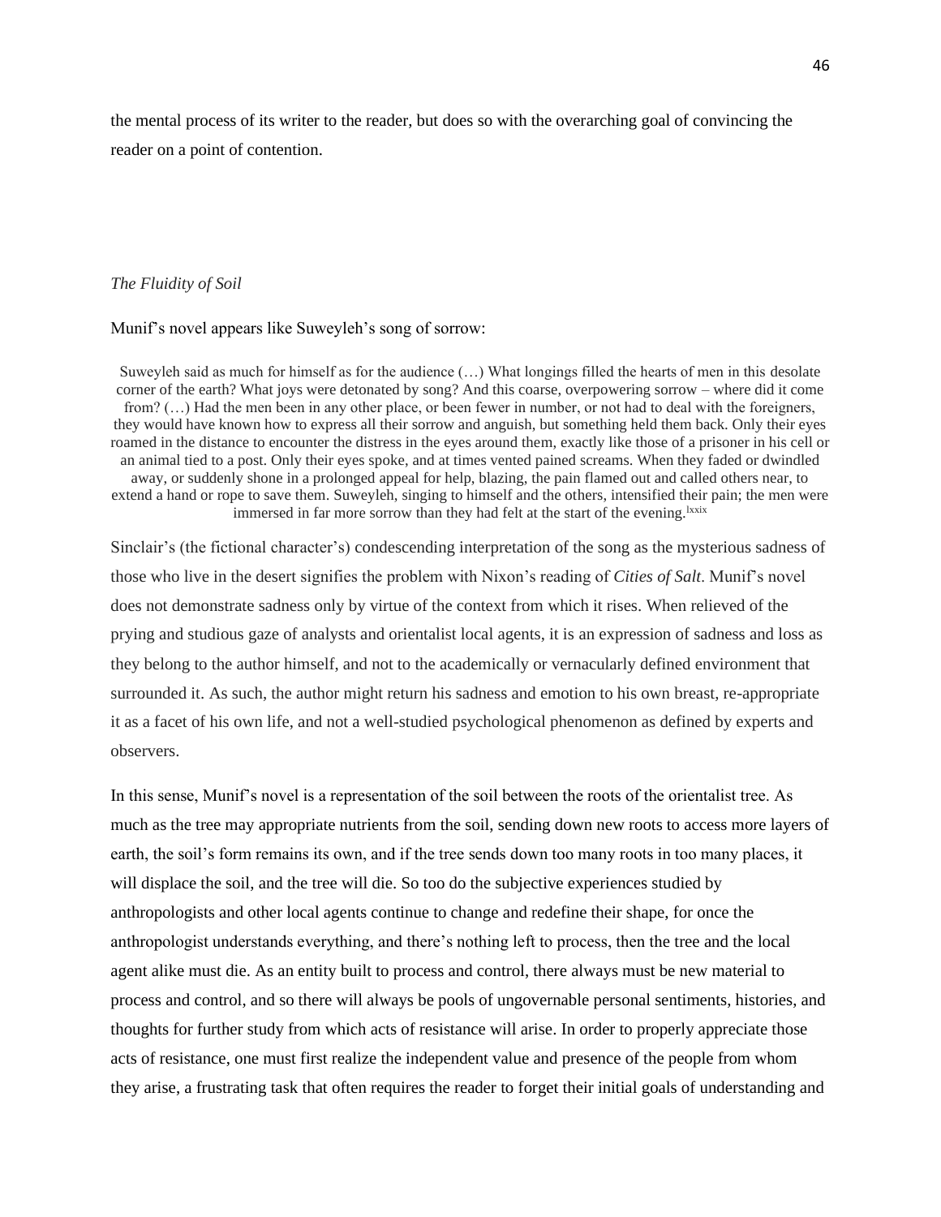the mental process of its writer to the reader, but does so with the overarching goal of convincing the reader on a point of contention.

*The Fluidity of Soil*

Munif's novel appears like Suweyleh's song of sorrow:

> Suweyleh said as much for himself as for the audience (…) What longings filled the hearts of men in this desolate corner of the earth? What joys were detonated by song? And this coarse, overpowering sorrow – where did it come from? (…) Had the men been in any other place, or been fewer in number, or not had to deal with the foreigners, they would have known how to express all their sorrow and anguish, but something held them back. Only their eyes roamed in the distance to encounter the distress in the eyes around them, exactly like those of a prisoner in his cell or an animal tied to a post. Only their eyes spoke, and at times vented pained screams. When they faded or dwindled away, or suddenly shone in a prolonged appeal for help, blazing, the pain flamed out and called others near, to extend a hand or rope to save them. Suweyleh, singing to himself and the others, intensified their pain; the men were immersed in far more sorrow than they had felt at the start of the evening.[lxxix]

Sinclair's (the fictional character's) condescending interpretation of the song as the mysterious sadness of those who live in the desert signifies the problem with Nixon's reading of *Cities of Salt*. Munif's novel does not demonstrate sadness only by virtue of the context from which it rises. When relieved of the prying and studious gaze of analysts and orientalist local agents, it is an expression of sadness and loss as they belong to the author himself, and not to the academically or vernacularly defined environment that surrounded it. As such, the author might return his sadness and emotion to his own breast, re-appropriate it as a facet of his own life, and not a well-studied psychological phenomenon as defined by experts and observers.

In this sense, Munif's novel is a representation of the soil between the roots of the orientalist tree. As much as the tree may appropriate nutrients from the soil, sending down new roots to access more layers of earth, the soil's form remains its own, and if the tree sends down too many roots in too many places, it will displace the soil, and the tree will die. So too do the subjective experiences studied by anthropologists and other local agents continue to change and redefine their shape, for once the anthropologist understands everything, and there's nothing left to process, then the tree and the local agent alike must die. As an entity built to process and control, there always must be new material to process and control, and so there will always be pools of ungovernable personal sentiments, histories, and thoughts for further study from which acts of resistance will arise. In order to properly appreciate those acts of resistance, one must first realize the independent value and presence of the people from whom they arise, a frustrating task that often requires the reader to forget their initial goals of understanding and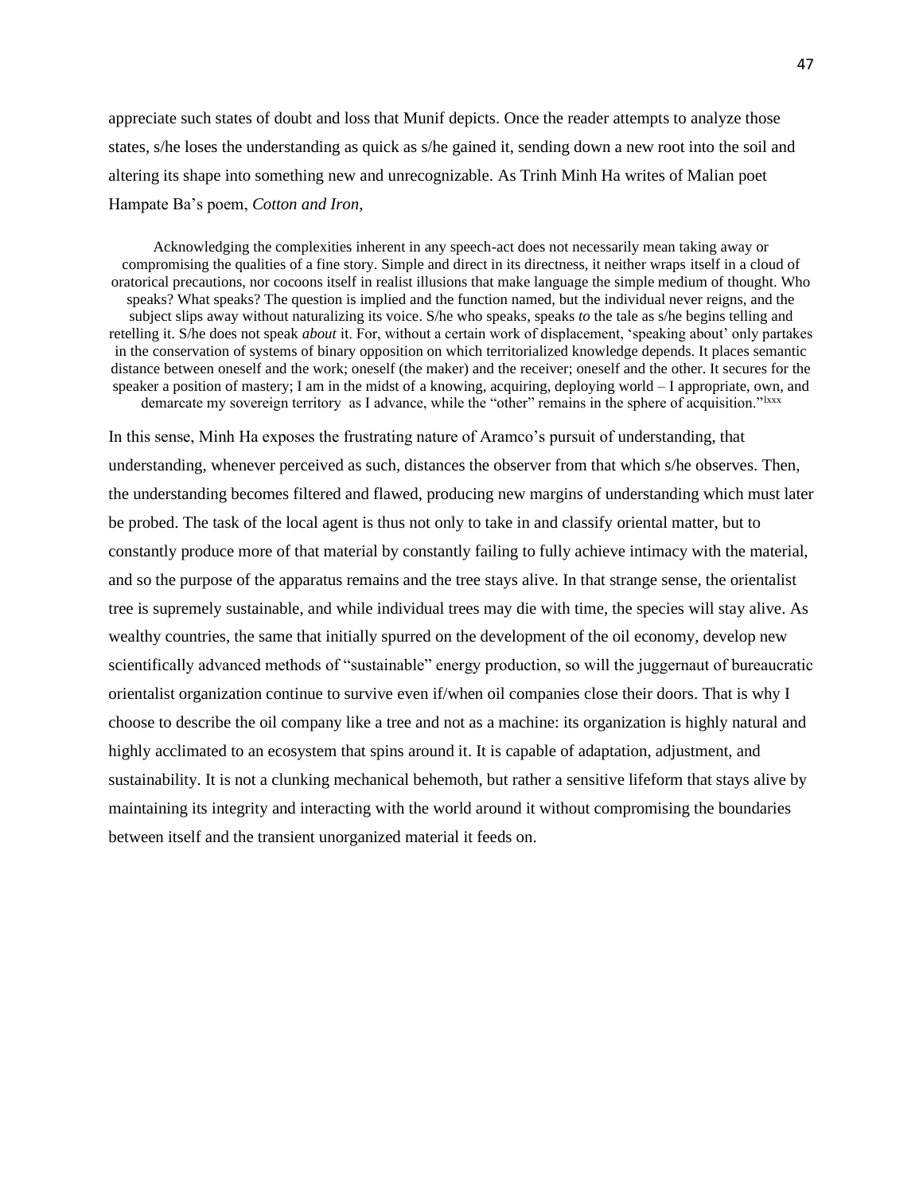appreciate such states of doubt and loss that Munif depicts. Once the reader attempts to analyze those states, s/he loses the understanding as quick as s/he gained it, sending down a new root into the soil and altering its shape into something new and unrecognizable. As Trinh Minh Ha writes of Malian poet Hampate Ba's poem, *Cotton and Iron*,

> Acknowledging the complexities inherent in any speech-act does not necessarily mean taking away or compromising the qualities of a fine story. Simple and direct in its directness, it neither wraps itself in a cloud of oratorical precautions, nor cocoons itself in realist illusions that make language the simple medium of thought. Who speaks? What speaks? The question is implied and the function named, but the individual never reigns, and the subject slips away without naturalizing its voice. S/he who speaks, speaks *to* the tale as s/he begins telling and retelling it. S/he does not speak *about* it. For, without a certain work of displacement, 'speaking about' only partakes in the conservation of systems of binary opposition on which territorialized knowledge depends. It places semantic distance between oneself and the work; oneself (the maker) and the receiver; oneself and the other. It secures for the speaker a position of mastery; I am in the midst of a knowing, acquiring, deploying world – I appropriate, own, and demarcate my sovereign territory as I advance, while the "other" remains in the sphere of acquisition."[lxxx]

In this sense, Minh Ha exposes the frustrating nature of Aramco's pursuit of understanding, that understanding, whenever perceived as such, distances the observer from that which s/he observes. Then, the understanding becomes filtered and flawed, producing new margins of understanding which must later be probed. The task of the local agent is thus not only to take in and classify oriental matter, but to constantly produce more of that material by constantly failing to fully achieve intimacy with the material, and so the purpose of the apparatus remains and the tree stays alive. In that strange sense, the orientalist tree is supremely sustainable, and while individual trees may die with time, the species will stay alive. As wealthy countries, the same that initially spurred on the development of the oil economy, develop new scientifically advanced methods of "sustainable" energy production, so will the juggernaut of bureaucratic orientalist organization continue to survive even if/when oil companies close their doors. That is why I choose to describe the oil company like a tree and not as a machine: its organization is highly natural and highly acclimated to an ecosystem that spins around it. It is capable of adaptation, adjustment, and sustainability. It is not a clunking mechanical behemoth, but rather a sensitive lifeform that stays alive by maintaining its integrity and interacting with the world around it without compromising the boundaries between itself and the transient unorganized material it feeds on.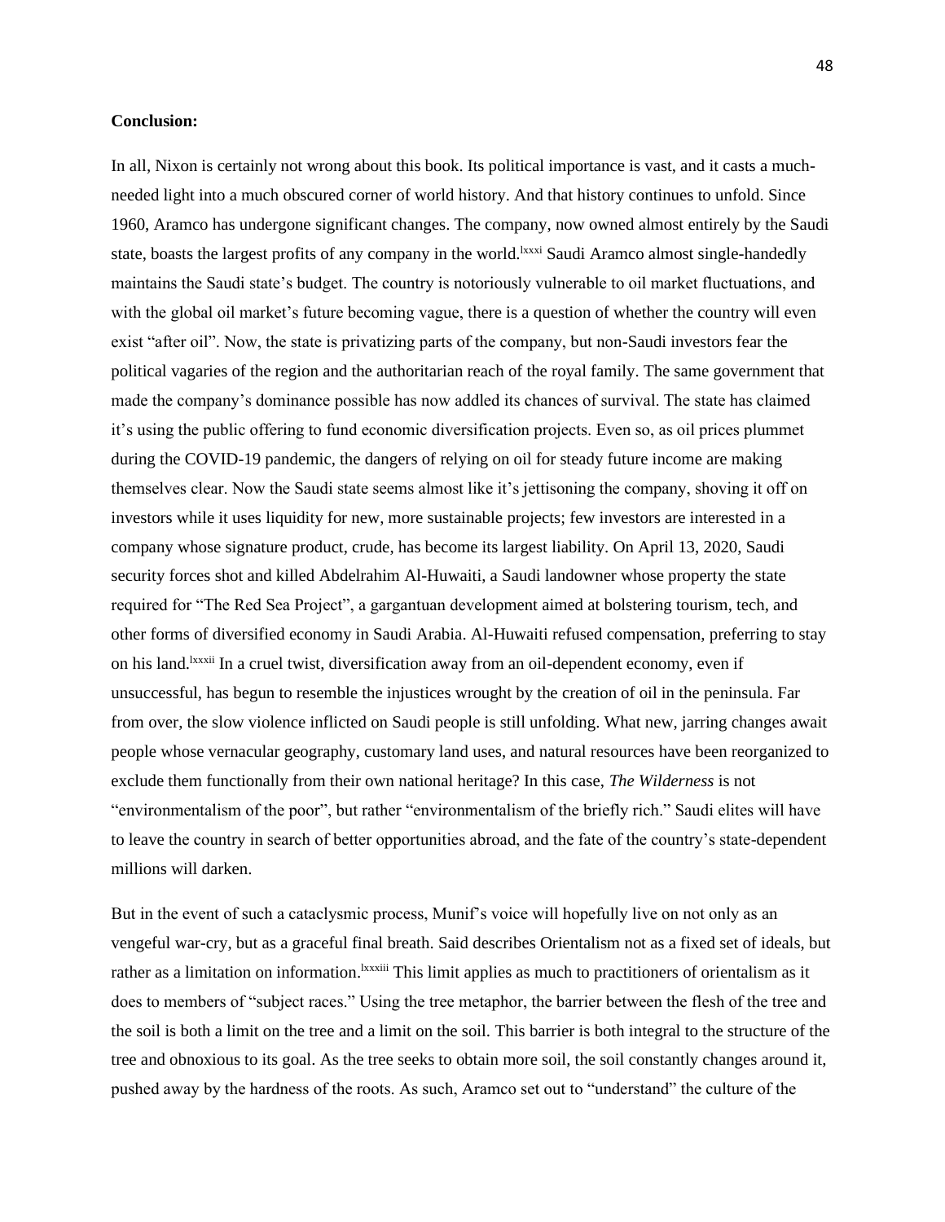**Conclusion:**

In all, Nixon is certainly not wrong about this book. Its political importance is vast, and it casts a much-needed light into a much obscured corner of world history. And that history continues to unfold. Since 1960, Aramco has undergone significant changes. The company, now owned almost entirely by the Saudi state, boasts the largest profits of any company in the world.[lxxxi] Saudi Aramco almost single-handedly maintains the Saudi state's budget. The country is notoriously vulnerable to oil market fluctuations, and with the global oil market's future becoming vague, there is a question of whether the country will even exist "after oil". Now, the state is privatizing parts of the company, but non-Saudi investors fear the political vagaries of the region and the authoritarian reach of the royal family. The same government that made the company's dominance possible has now addled its chances of survival. The state has claimed it's using the public offering to fund economic diversification projects. Even so, as oil prices plummet during the COVID-19 pandemic, the dangers of relying on oil for steady future income are making themselves clear. Now the Saudi state seems almost like it's jettisoning the company, shoving it off on investors while it uses liquidity for new, more sustainable projects; few investors are interested in a company whose signature product, crude, has become its largest liability. On April 13, 2020, Saudi security forces shot and killed Abdelrahim Al-Huwaiti, a Saudi landowner whose property the state required for "The Red Sea Project", a gargantuan development aimed at bolstering tourism, tech, and other forms of diversified economy in Saudi Arabia. Al-Huwaiti refused compensation, preferring to stay on his land.[lxxxii] In a cruel twist, diversification away from an oil-dependent economy, even if unsuccessful, has begun to resemble the injustices wrought by the creation of oil in the peninsula. Far from over, the slow violence inflicted on Saudi people is still unfolding. What new, jarring changes await people whose vernacular geography, customary land uses, and natural resources have been reorganized to exclude them functionally from their own national heritage? In this case, *The Wilderness* is not "environmentalism of the poor", but rather "environmentalism of the briefly rich." Saudi elites will have to leave the country in search of better opportunities abroad, and the fate of the country's state-dependent millions will darken.

But in the event of such a cataclysmic process, Munif's voice will hopefully live on not only as an vengeful war-cry, but as a graceful final breath. Said describes Orientalism not as a fixed set of ideals, but rather as a limitation on information.[lxxxiii] This limit applies as much to practitioners of orientalism as it does to members of "subject races." Using the tree metaphor, the barrier between the flesh of the tree and the soil is both a limit on the tree and a limit on the soil. This barrier is both integral to the structure of the tree and obnoxious to its goal. As the tree seeks to obtain more soil, the soil constantly changes around it, pushed away by the hardness of the roots. As such, Aramco set out to "understand" the culture of the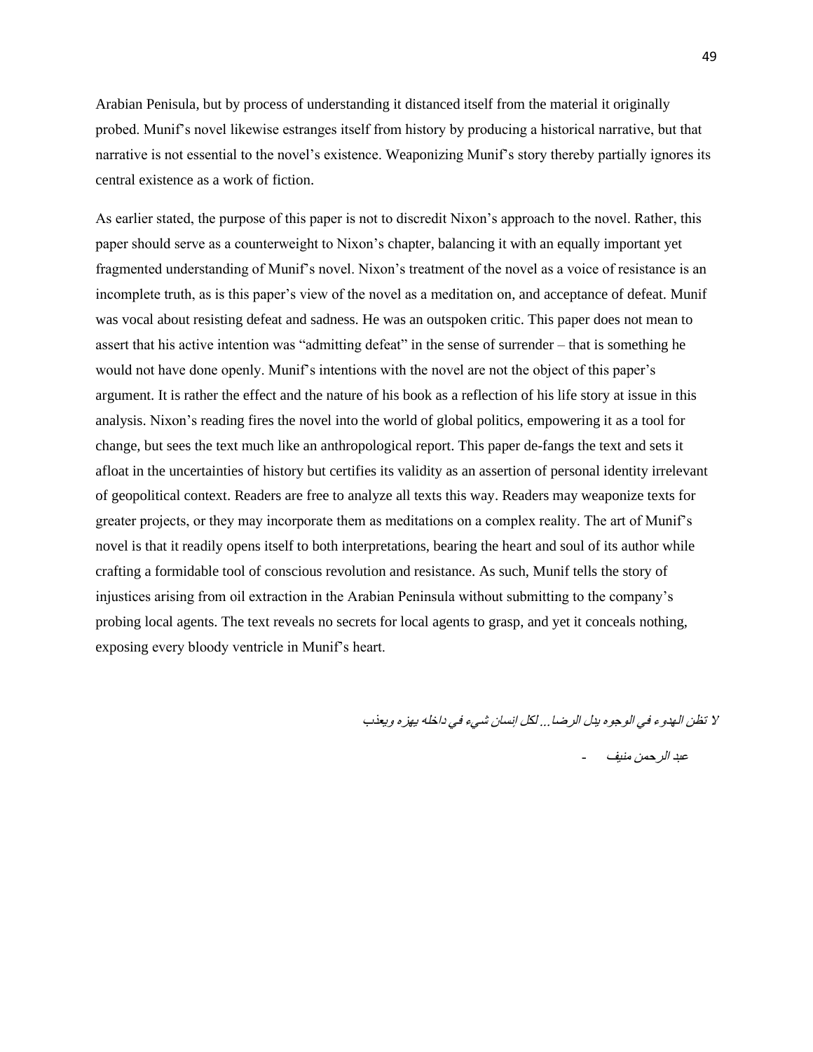Arabian Penisula, but by process of understanding it distanced itself from the material it originally probed. Munif's novel likewise estranges itself from history by producing a historical narrative, but that narrative is not essential to the novel's existence. Weaponizing Munif's story thereby partially ignores its central existence as a work of fiction.

As earlier stated, the purpose of this paper is not to discredit Nixon's approach to the novel. Rather, this paper should serve as a counterweight to Nixon's chapter, balancing it with an equally important yet fragmented understanding of Munif's novel. Nixon's treatment of the novel as a voice of resistance is an incomplete truth, as is this paper's view of the novel as a meditation on, and acceptance of defeat. Munif was vocal about resisting defeat and sadness. He was an outspoken critic. This paper does not mean to assert that his active intention was "admitting defeat" in the sense of surrender – that is something he would not have done openly. Munif's intentions with the novel are not the object of this paper's argument. It is rather the effect and the nature of his book as a reflection of his life story at issue in this analysis. Nixon's reading fires the novel into the world of global politics, empowering it as a tool for change, but sees the text much like an anthropological report. This paper de-fangs the text and sets it afloat in the uncertainties of history but certifies its validity as an assertion of personal identity irrelevant of geopolitical context. Readers are free to analyze all texts this way. Readers may weaponize texts for greater projects, or they may incorporate them as meditations on a complex reality. The art of Munif's novel is that it readily opens itself to both interpretations, bearing the heart and soul of its author while crafting a formidable tool of conscious revolution and resistance. As such, Munif tells the story of injustices arising from oil extraction in the Arabian Peninsula without submitting to the company's probing local agents. The text reveals no secrets for local agents to grasp, and yet it conceals nothing, exposing every bloody ventricle in Munif's heart.

*لا تظن الهدوء في الوجوه يدل الرضا... لكل إنسان شيء في داخله يهزه ويعذب*

- *عبد الرحمن منيف*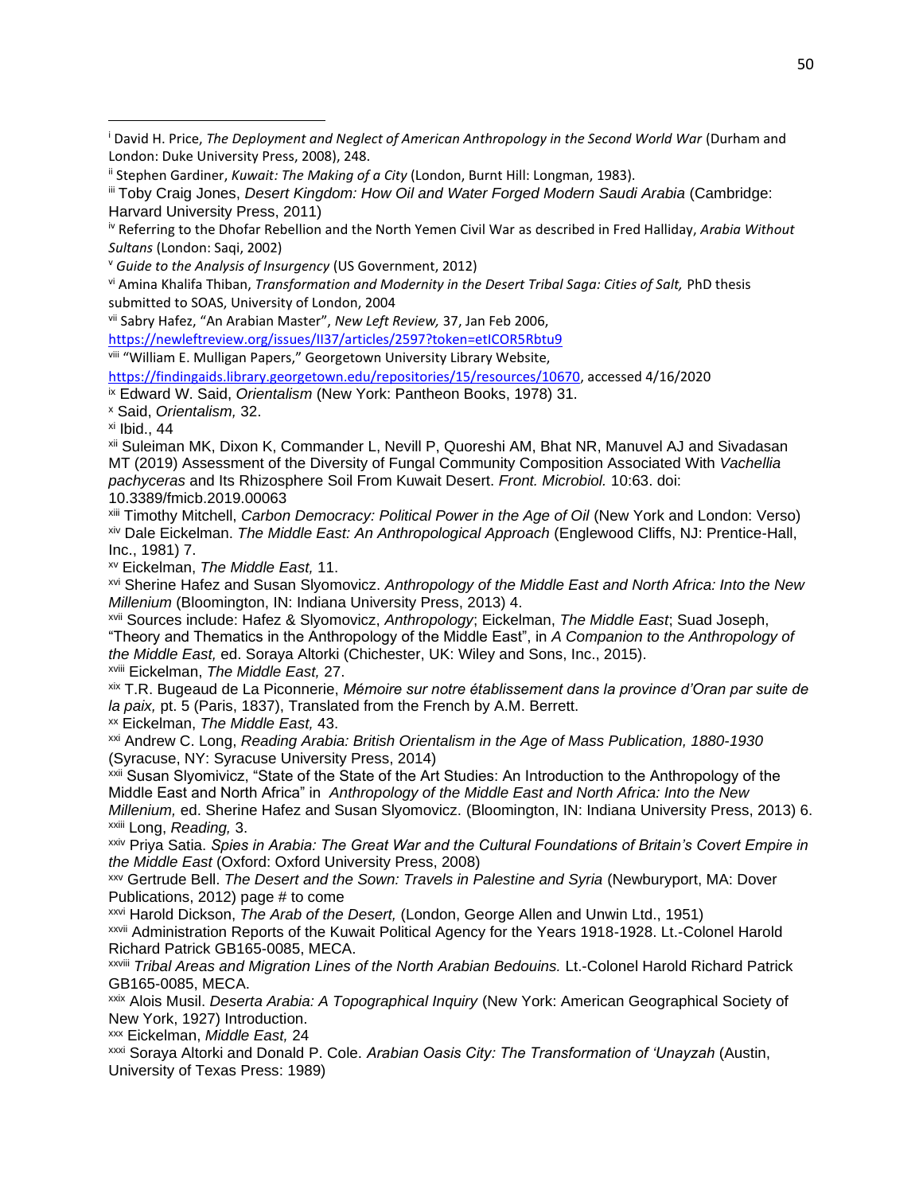[i] David H. Price, *The Deployment and Neglect of American Anthropology in the Second World War* (Durham and London: Duke University Press, 2008), 248.

[ii] Stephen Gardiner, *Kuwait: The Making of a City* (London, Burnt Hill: Longman, 1983).

[iii] Toby Craig Jones, *Desert Kingdom: How Oil and Water Forged Modern Saudi Arabia* (Cambridge: Harvard University Press, 2011)

[iv] Referring to the Dhofar Rebellion and the North Yemen Civil War as described in Fred Halliday, *Arabia Without Sultans* (London: Saqi, 2002)

[v] *Guide to the Analysis of Insurgency* (US Government, 2012)

[vi] Amina Khalifa Thiban, *Transformation and Modernity in the Desert Tribal Saga: Cities of Salt,* PhD thesis submitted to SOAS, University of London, 2004

[vii] Sabry Hafez, "An Arabian Master", *New Left Review,* 37, Jan Feb 2006, https://newleftreview.org/issues/II37/articles/2597?token=etICOR5Rbtu9

[viii] "William E. Mulligan Papers," Georgetown University Library Website, https://findingaids.library.georgetown.edu/repositories/15/resources/10670, accessed 4/16/2020

[ix] Edward W. Said, *Orientalism* (New York: Pantheon Books, 1978) 31.

[x] Said, *Orientalism,* 32.

[xi] Ibid., 44

[xii] Suleiman MK, Dixon K, Commander L, Nevill P, Quoreshi AM, Bhat NR, Manuvel AJ and Sivadasan MT (2019) Assessment of the Diversity of Fungal Community Composition Associated With *Vachellia pachyceras* and Its Rhizosphere Soil From Kuwait Desert. *Front. Microbiol.* 10:63. doi: 10.3389/fmicb.2019.00063

[xiii] Timothy Mitchell, *Carbon Democracy: Political Power in the Age of Oil* (New York and London: Verso)

[xiv] Dale Eickelman. *The Middle East: An Anthropological Approach* (Englewood Cliffs, NJ: Prentice-Hall, Inc., 1981) 7.

[xv] Eickelman, *The Middle East,* 11.

[xvi] Sherine Hafez and Susan Slyomovicz. *Anthropology of the Middle East and North Africa: Into the New Millenium* (Bloomington, IN: Indiana University Press, 2013) 4.

[xvii] Sources include: Hafez & Slyomovicz, *Anthropology*; Eickelman, *The Middle East*; Suad Joseph, "Theory and Thematics in the Anthropology of the Middle East", in *A Companion to the Anthropology of the Middle East,* ed. Soraya Altorki (Chichester, UK: Wiley and Sons, Inc., 2015).

[xviii] Eickelman, *The Middle East,* 27.

[xix] T.R. Bugeaud de La Piconnerie, *Mémoire sur notre établissement dans la province d'Oran par suite de la paix,* pt. 5 (Paris, 1837), Translated from the French by A.M. Berrett.

[xx] Eickelman, *The Middle East,* 43.

[xxi] Andrew C. Long, *Reading Arabia: British Orientalism in the Age of Mass Publication, 1880-1930* (Syracuse, NY: Syracuse University Press, 2014)

[xxii] Susan Slyomivicz, "State of the State of the Art Studies: An Introduction to the Anthropology of the Middle East and North Africa" in *Anthropology of the Middle East and North Africa: Into the New Millenium,* ed. Sherine Hafez and Susan Slyomovicz. (Bloomington, IN: Indiana University Press, 2013) 6.

[xxiii] Long, *Reading,* 3.

[xxiv] Priya Satia. *Spies in Arabia: The Great War and the Cultural Foundations of Britain's Covert Empire in the Middle East* (Oxford: Oxford University Press, 2008)

[xxv] Gertrude Bell. *The Desert and the Sown: Travels in Palestine and Syria* (Newburyport, MA: Dover Publications, 2012) page # to come

[xxvi] Harold Dickson, *The Arab of the Desert,* (London, George Allen and Unwin Ltd., 1951)

[xxvii] Administration Reports of the Kuwait Political Agency for the Years 1918-1928. Lt.-Colonel Harold Richard Patrick GB165-0085, MECA.

[xxviii] *Tribal Areas and Migration Lines of the North Arabian Bedouins.* Lt.-Colonel Harold Richard Patrick GB165-0085, MECA.

[xxix] Alois Musil. *Deserta Arabia: A Topographical Inquiry* (New York: American Geographical Society of New York, 1927) Introduction.

[xxx] Eickelman, *Middle East,* 24

[xxxi] Soraya Altorki and Donald P. Cole. *Arabian Oasis City: The Transformation of 'Unayzah* (Austin, University of Texas Press: 1989)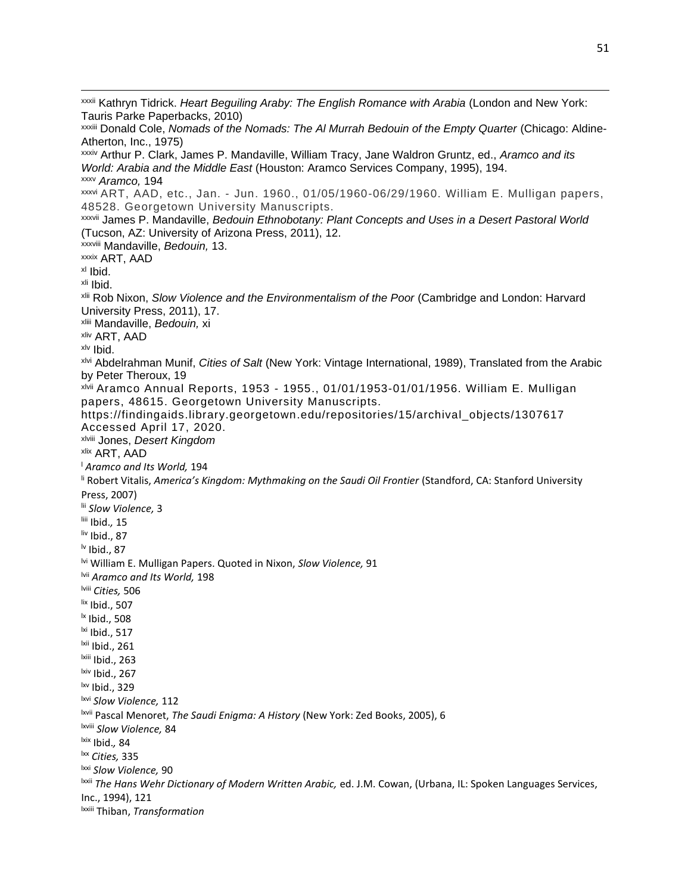[xxxii] Kathryn Tidrick. *Heart Beguiling Araby: The English Romance with Arabia* (London and New York: Tauris Parke Paperbacks, 2010)

[xxxiii] Donald Cole, *Nomads of the Nomads: The Al Murrah Bedouin of the Empty Quarter* (Chicago: Aldine-Atherton, Inc., 1975)

[xxxiv] Arthur P. Clark, James P. Mandaville, William Tracy, Jane Waldron Gruntz, ed., *Aramco and its World: Arabia and the Middle East* (Houston: Aramco Services Company, 1995), 194.

[xxxv] *Aramco,* 194

[xxxvi] ART, AAD, etc., Jan. - Jun. 1960., 01/05/1960-06/29/1960. William E. Mulligan papers, 48528. Georgetown University Manuscripts.

[xxxvii] James P. Mandaville, *Bedouin Ethnobotany: Plant Concepts and Uses in a Desert Pastoral World* (Tucson, AZ: University of Arizona Press, 2011), 12.

[xxxviii] Mandaville, *Bedouin,* 13.

[xxxix] ART, AAD

[xl] Ibid.

[xli] Ibid.

[xlii] Rob Nixon, *Slow Violence and the Environmentalism of the Poor* (Cambridge and London: Harvard University Press, 2011), 17.

[xliii] Mandaville, *Bedouin,* xi

[xliv] ART, AAD

[xlv] Ibid.

[xlvi] Abdelrahman Munif, *Cities of Salt* (New York: Vintage International, 1989), Translated from the Arabic by Peter Theroux, 19

[xlvii] Aramco Annual Reports, 1953 - 1955., 01/01/1953-01/01/1956. William E. Mulligan papers, 48615. Georgetown University Manuscripts. https://findingaids.library.georgetown.edu/repositories/15/archival_objects/1307617 Accessed April 17, 2020.

[xlviii] Jones, *Desert Kingdom*

[xlix] ART, AAD

[l] *Aramco and Its World,* 194

[li] Robert Vitalis, *America's Kingdom: Mythmaking on the Saudi Oil Frontier* (Standford, CA: Stanford University Press, 2007)

[lii] *Slow Violence,* 3

[liii] Ibid.*,* 15

[liv] Ibid., 87

[lv] Ibid., 87

[lvi] William E. Mulligan Papers. Quoted in Nixon, *Slow Violence,* 91

[lvii] *Aramco and Its World,* 198

[lviii] *Cities,* 506

[lix] Ibid., 507

[lx] Ibid., 508

[lxi] Ibid., 517

[lxii] Ibid., 261

[lxiii] Ibid., 263

[lxiv] Ibid., 267

[lxv] Ibid., 329

[lxvi] *Slow Violence,* 112

[lxvii] Pascal Menoret, *The Saudi Enigma: A History* (New York: Zed Books, 2005), 6

[lxviii] *Slow Violence,* 84

[lxix] Ibid.*,* 84

[lxx] *Cities,* 335

[lxxi] *Slow Violence,* 90

[lxxii] *The Hans Wehr Dictionary of Modern Written Arabic,* ed. J.M. Cowan, (Urbana, IL: Spoken Languages Services, Inc., 1994), 121

[lxxiii] Thiban, *Transformation*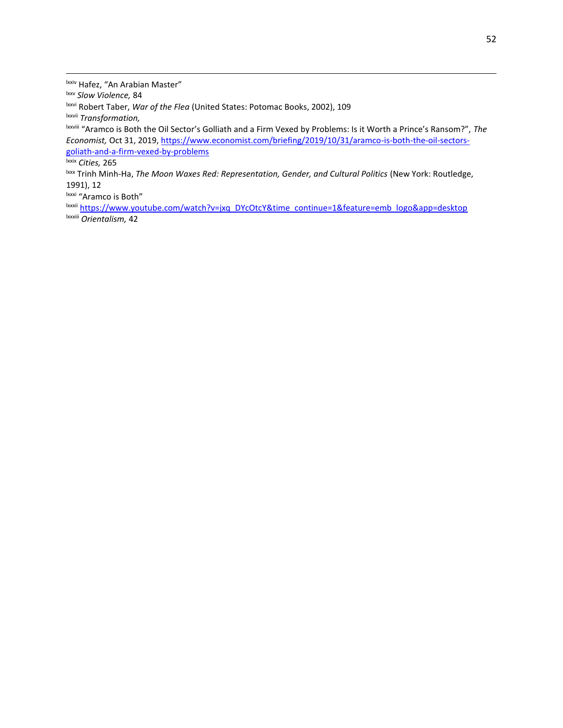[lxxiv] Hafez, "An Arabian Master"

[lxxv] *Slow Violence,* 84

[lxxvi] Robert Taber, *War of the Flea* (United States: Potomac Books, 2002), 109

[lxxvii] *Transformation,*

[lxxviii] "Aramco is Both the Oil Sector's Golliath and a Firm Vexed by Problems: Is it Worth a Prince's Ransom?", *The Economist,* Oct 31, 2019, https://www.economist.com/briefing/2019/10/31/aramco-is-both-the-oil-sectors-goliath-and-a-firm-vexed-by-problems

[lxxix] *Cities,* 265

[lxxx] Trinh Minh-Ha, *The Moon Waxes Red: Representation, Gender, and Cultural Politics* (New York: Routledge, 1991), 12

[lxxxi] "Aramco is Both"

[lxxxii] https://www.youtube.com/watch?v=jxq_DYcOtcY&time_continue=1&feature=emb_logo&app=desktop

[lxxxiii] *Orientalism,* 42